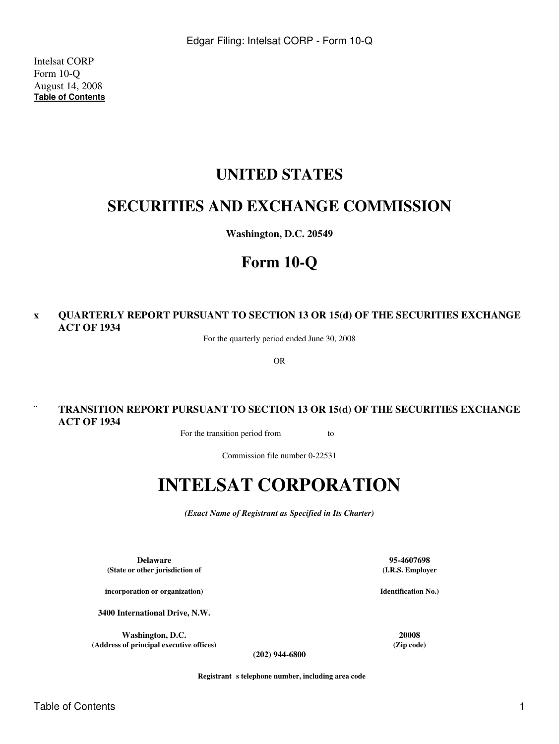Intelsat CORP
Form 10-Q
August 14, 2008
**Table of Contents**

# UNITED STATES

# SECURITIES AND EXCHANGE COMMISSION

**Washington, D.C. 20549**

# Form 10-Q

**x QUARTERLY REPORT PURSUANT TO SECTION 13 OR 15(d) OF THE SECURITIES EXCHANGE ACT OF 1934**

For the quarterly period ended June 30, 2008

OR

**¨ TRANSITION REPORT PURSUANT TO SECTION 13 OR 15(d) OF THE SECURITIES EXCHANGE ACT OF 1934**

For the transition period from to

Commission file number 0-22531

# INTELSAT CORPORATION

***(Exact Name of Registrant as Specified in Its Charter)***

| | |
|---|---|
| **Delaware** | **95-4607698** |
| **(State or other jurisdiction of incorporation or organization)** | **(I.R.S. Employer Identification No.)** |
| **3400 International Drive, N.W. Washington, D.C.** | **20008** |
| **(Address of principal executive offices)** | **(Zip code)** |

**(202) 944-6800**

**Registrant s telephone number, including area code**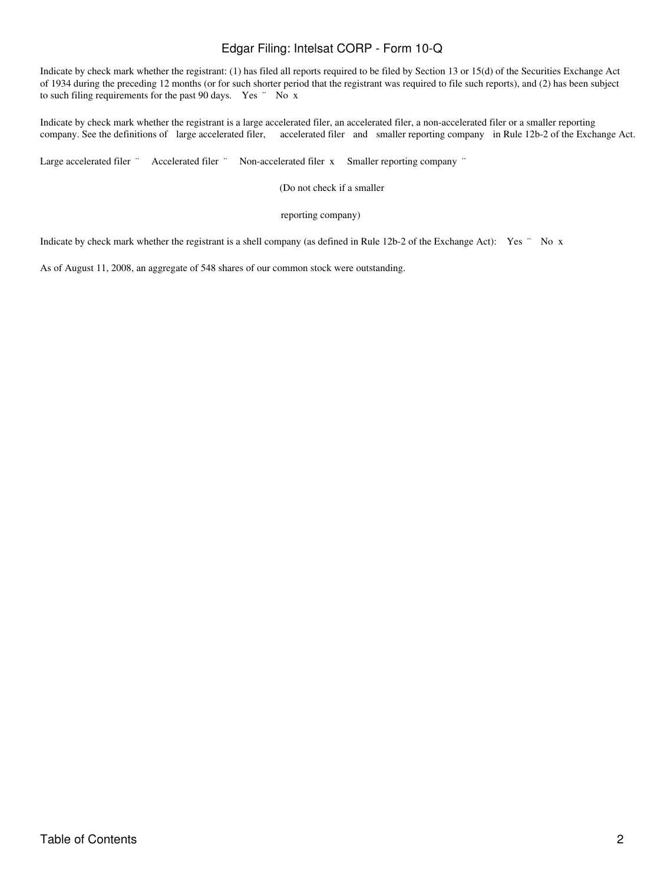Indicate by check mark whether the registrant: (1) has filed all reports required to be filed by Section 13 or 15(d) of the Securities Exchange Act of 1934 during the preceding 12 months (or for such shorter period that the registrant was required to file such reports), and (2) has been subject to such filing requirements for the past 90 days. Yes ¨ No x

Indicate by check mark whether the registrant is a large accelerated filer, an accelerated filer, a non-accelerated filer or a smaller reporting company. See the definitions of large accelerated filer, accelerated filer and smaller reporting company in Rule 12b-2 of the Exchange Act.

Large accelerated filer ¨ Accelerated filer ¨ Non-accelerated filer x Smaller reporting company ¨

(Do not check if a smaller

reporting company)

Indicate by check mark whether the registrant is a shell company (as defined in Rule 12b-2 of the Exchange Act): Yes ¨ No x

As of August 11, 2008, an aggregate of 548 shares of our common stock were outstanding.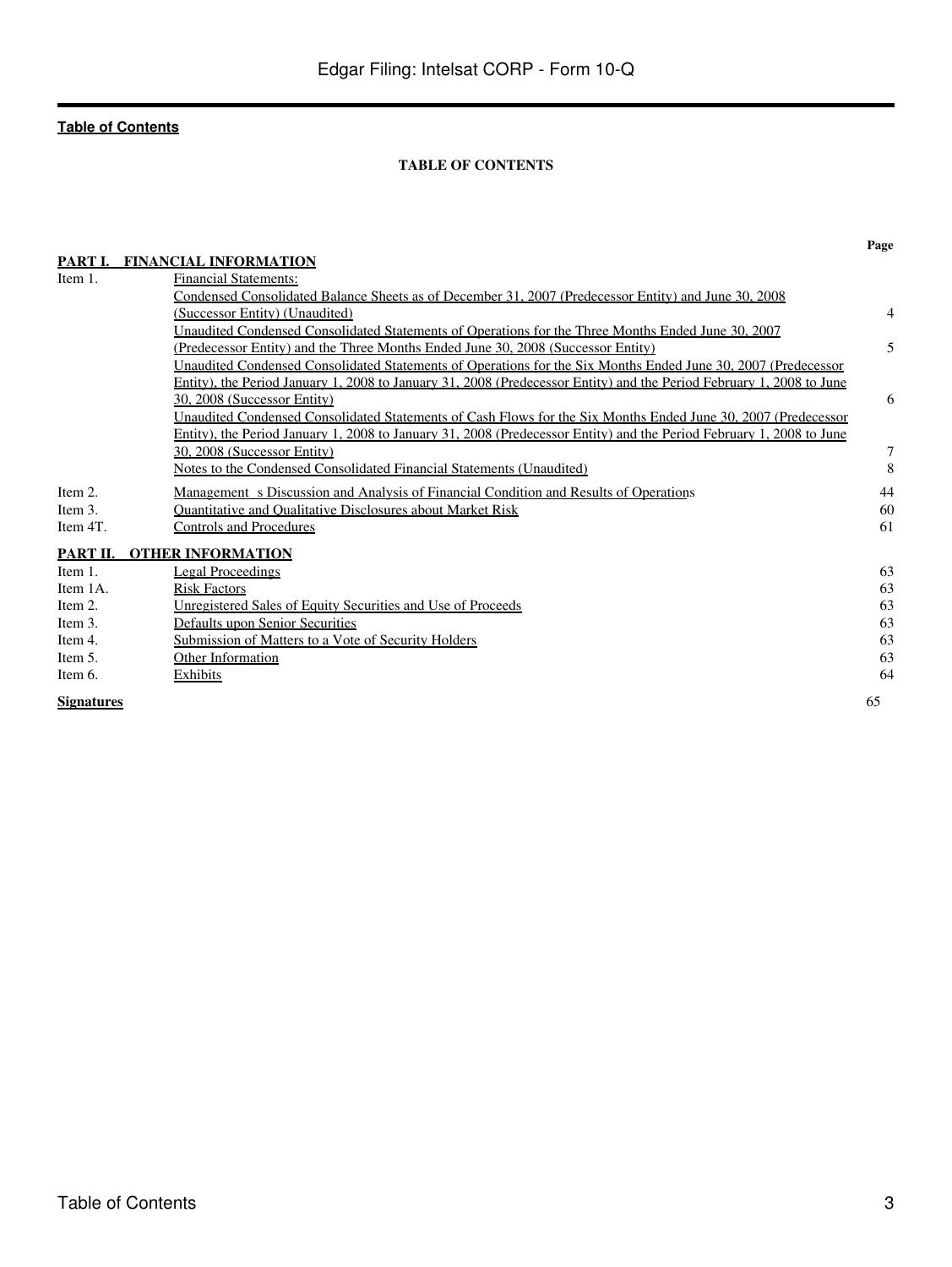**Table of Contents**

**TABLE OF CONTENTS**

| | | Page |
|---|---|---|
| **PART I.** | **FINANCIAL INFORMATION** | |
| Item 1. | Financial Statements: | |
| | Condensed Consolidated Balance Sheets as of December 31, 2007 (Predecessor Entity) and June 30, 2008 (Successor Entity) (Unaudited) | 4 |
| | Unaudited Condensed Consolidated Statements of Operations for the Three Months Ended June 30, 2007 (Predecessor Entity) and the Three Months Ended June 30, 2008 (Successor Entity) | 5 |
| | Unaudited Condensed Consolidated Statements of Operations for the Six Months Ended June 30, 2007 (Predecessor Entity), the Period January 1, 2008 to January 31, 2008 (Predecessor Entity) and the Period February 1, 2008 to June 30, 2008 (Successor Entity) | 6 |
| | Unaudited Condensed Consolidated Statements of Cash Flows for the Six Months Ended June 30, 2007 (Predecessor Entity), the Period January 1, 2008 to January 31, 2008 (Predecessor Entity) and the Period February 1, 2008 to June 30, 2008 (Successor Entity) | 7 |
| | Notes to the Condensed Consolidated Financial Statements (Unaudited) | 8 |
| Item 2. | Management s Discussion and Analysis of Financial Condition and Results of Operations | 44 |
| Item 3. | Quantitative and Qualitative Disclosures about Market Risk | 60 |
| Item 4T. | Controls and Procedures | 61 |
| **PART II.** | **OTHER INFORMATION** | |
| Item 1. | Legal Proceedings | 63 |
| Item 1A. | Risk Factors | 63 |
| Item 2. | Unregistered Sales of Equity Securities and Use of Proceeds | 63 |
| Item 3. | Defaults upon Senior Securities | 63 |
| Item 4. | Submission of Matters to a Vote of Security Holders | 63 |
| Item 5. | Other Information | 63 |
| Item 6. | Exhibits | 64 |
| **Signatures** | | 65 |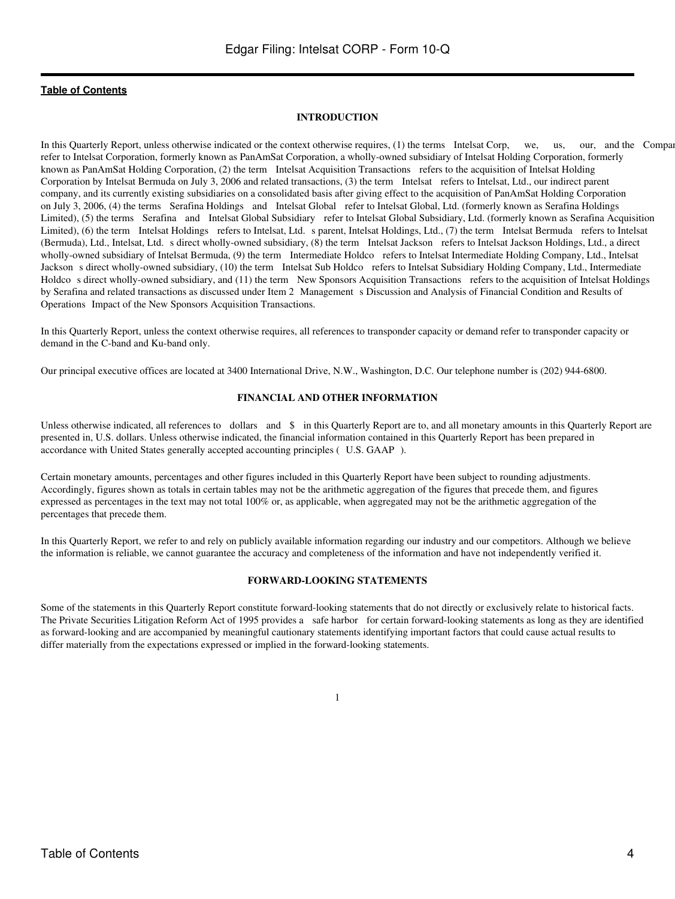[Table of Contents](#)

## INTRODUCTION

In this Quarterly Report, unless otherwise indicated or the context otherwise requires, (1) the terms Intelsat Corp, we, us, our, and the Company refer to Intelsat Corporation, formerly known as PanAmSat Corporation, a wholly-owned subsidiary of Intelsat Holding Corporation, formerly known as PanAmSat Holding Corporation, (2) the term Intelsat Acquisition Transactions refers to the acquisition of Intelsat Holding Corporation by Intelsat Bermuda on July 3, 2006 and related transactions, (3) the term Intelsat refers to Intelsat, Ltd., our indirect parent company, and its currently existing subsidiaries on a consolidated basis after giving effect to the acquisition of PanAmSat Holding Corporation on July 3, 2006, (4) the terms Serafina Holdings and Intelsat Global refer to Intelsat Global, Ltd. (formerly known as Serafina Holdings Limited), (5) the terms Serafina and Intelsat Global Subsidiary refer to Intelsat Global Subsidiary, Ltd. (formerly known as Serafina Acquisition Limited), (6) the term Intelsat Holdings refers to Intelsat, Ltd. s parent, Intelsat Holdings, Ltd., (7) the term Intelsat Bermuda refers to Intelsat (Bermuda), Ltd., Intelsat, Ltd. s direct wholly-owned subsidiary, (8) the term Intelsat Jackson refers to Intelsat Jackson Holdings, Ltd., a direct wholly-owned subsidiary of Intelsat Bermuda, (9) the term Intermediate Holdco refers to Intelsat Intermediate Holding Company, Ltd., Intelsat Jackson s direct wholly-owned subsidiary, (10) the term Intelsat Sub Holdco refers to Intelsat Subsidiary Holding Company, Ltd., Intermediate Holdco s direct wholly-owned subsidiary, and (11) the term New Sponsors Acquisition Transactions refers to the acquisition of Intelsat Holdings by Serafina and related transactions as discussed under Item 2 Management s Discussion and Analysis of Financial Condition and Results of Operations Impact of the New Sponsors Acquisition Transactions.

In this Quarterly Report, unless the context otherwise requires, all references to transponder capacity or demand refer to transponder capacity or demand in the C-band and Ku-band only.

Our principal executive offices are located at 3400 International Drive, N.W., Washington, D.C. Our telephone number is (202) 944-6800.

## FINANCIAL AND OTHER INFORMATION

Unless otherwise indicated, all references to dollars and $ in this Quarterly Report are to, and all monetary amounts in this Quarterly Report are presented in, U.S. dollars. Unless otherwise indicated, the financial information contained in this Quarterly Report has been prepared in accordance with United States generally accepted accounting principles ( U.S. GAAP ).

Certain monetary amounts, percentages and other figures included in this Quarterly Report have been subject to rounding adjustments. Accordingly, figures shown as totals in certain tables may not be the arithmetic aggregation of the figures that precede them, and figures expressed as percentages in the text may not total 100% or, as applicable, when aggregated may not be the arithmetic aggregation of the percentages that precede them.

In this Quarterly Report, we refer to and rely on publicly available information regarding our industry and our competitors. Although we believe the information is reliable, we cannot guarantee the accuracy and completeness of the information and have not independently verified it.

## FORWARD-LOOKING STATEMENTS

Some of the statements in this Quarterly Report constitute forward-looking statements that do not directly or exclusively relate to historical facts. The Private Securities Litigation Reform Act of 1995 provides a safe harbor for certain forward-looking statements as long as they are identified as forward-looking and are accompanied by meaningful cautionary statements identifying important factors that could cause actual results to differ materially from the expectations expressed or implied in the forward-looking statements.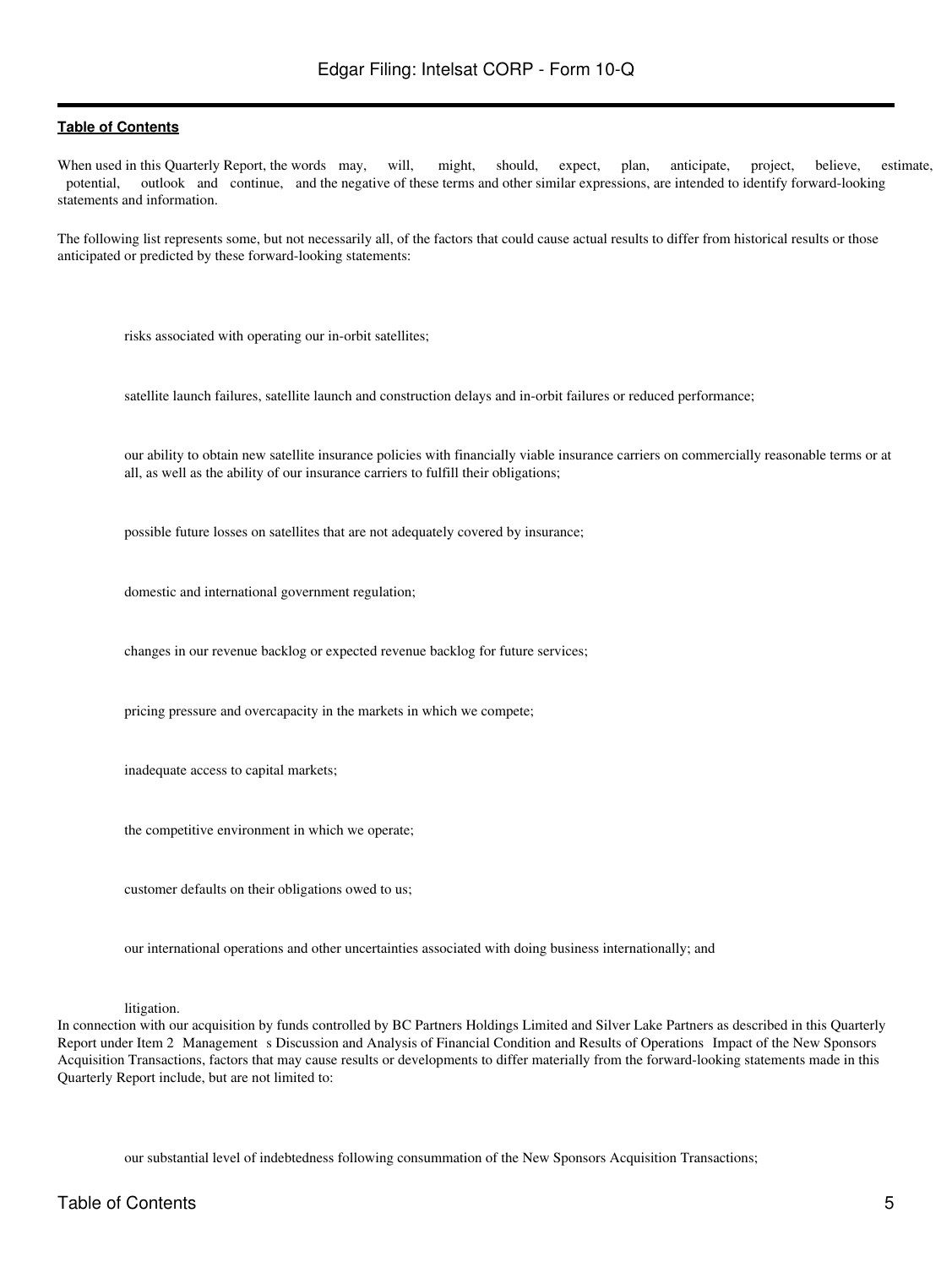When used in this Quarterly Report, the words may, will, might, should, expect, plan, anticipate, project, believe, estimate, potential, outlook and continue, and the negative of these terms and other similar expressions, are intended to identify forward-looking statements and information.

The following list represents some, but not necessarily all, of the factors that could cause actual results to differ from historical results or those anticipated or predicted by these forward-looking statements:

- risks associated with operating our in-orbit satellites;
- satellite launch failures, satellite launch and construction delays and in-orbit failures or reduced performance;
- our ability to obtain new satellite insurance policies with financially viable insurance carriers on commercially reasonable terms or at all, as well as the ability of our insurance carriers to fulfill their obligations;
- possible future losses on satellites that are not adequately covered by insurance;
- domestic and international government regulation;
- changes in our revenue backlog or expected revenue backlog for future services;
- pricing pressure and overcapacity in the markets in which we compete;
- inadequate access to capital markets;
- the competitive environment in which we operate;
- customer defaults on their obligations owed to us;
- our international operations and other uncertainties associated with doing business internationally; and
- litigation.

In connection with our acquisition by funds controlled by BC Partners Holdings Limited and Silver Lake Partners as described in this Quarterly Report under Item 2 Management s Discussion and Analysis of Financial Condition and Results of Operations Impact of the New Sponsors Acquisition Transactions, factors that may cause results or developments to differ materially from the forward-looking statements made in this Quarterly Report include, but are not limited to:

- our substantial level of indebtedness following consummation of the New Sponsors Acquisition Transactions;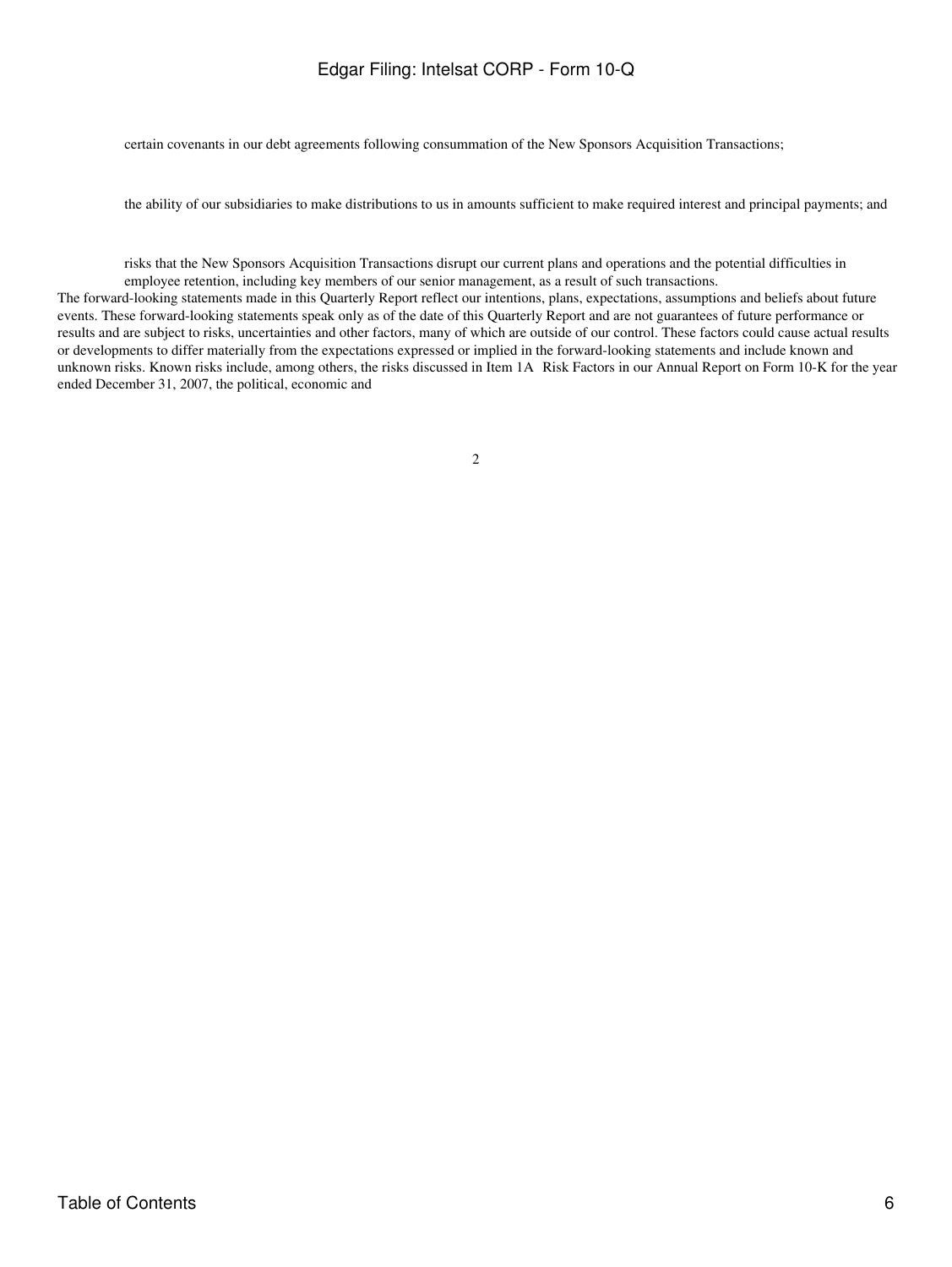- certain covenants in our debt agreements following consummation of the New Sponsors Acquisition Transactions;
- the ability of our subsidiaries to make distributions to us in amounts sufficient to make required interest and principal payments; and
- risks that the New Sponsors Acquisition Transactions disrupt our current plans and operations and the potential difficulties in employee retention, including key members of our senior management, as a result of such transactions.

The forward-looking statements made in this Quarterly Report reflect our intentions, plans, expectations, assumptions and beliefs about future events. These forward-looking statements speak only as of the date of this Quarterly Report and are not guarantees of future performance or results and are subject to risks, uncertainties and other factors, many of which are outside of our control. These factors could cause actual results or developments to differ materially from the expectations expressed or implied in the forward-looking statements and include known and unknown risks. Known risks include, among others, the risks discussed in Item 1A Risk Factors in our Annual Report on Form 10-K for the year ended December 31, 2007, the political, economic and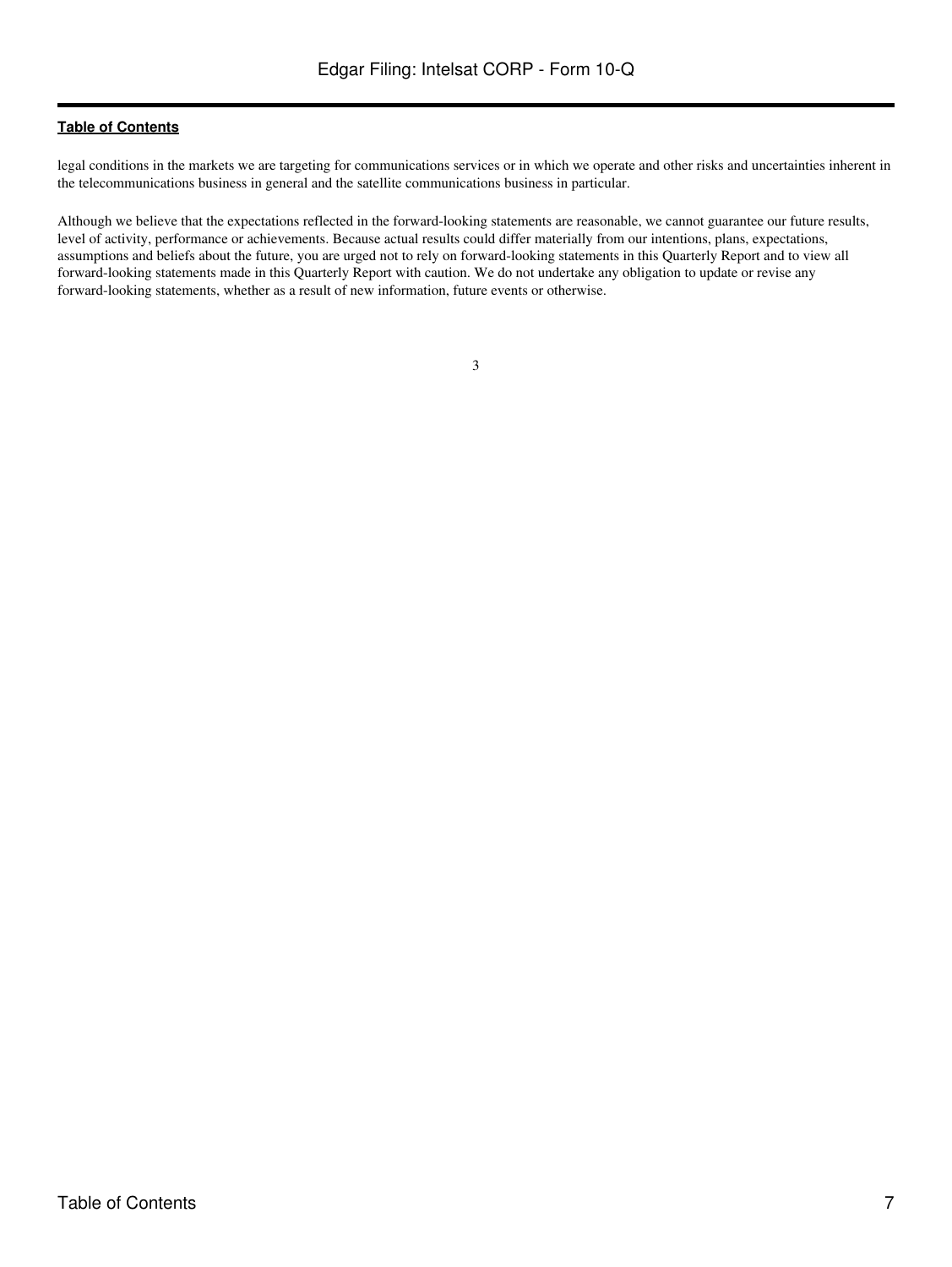legal conditions in the markets we are targeting for communications services or in which we operate and other risks and uncertainties inherent in the telecommunications business in general and the satellite communications business in particular.

Although we believe that the expectations reflected in the forward-looking statements are reasonable, we cannot guarantee our future results, level of activity, performance or achievements. Because actual results could differ materially from our intentions, plans, expectations, assumptions and beliefs about the future, you are urged not to rely on forward-looking statements in this Quarterly Report and to view all forward-looking statements made in this Quarterly Report with caution. We do not undertake any obligation to update or revise any forward-looking statements, whether as a result of new information, future events or otherwise.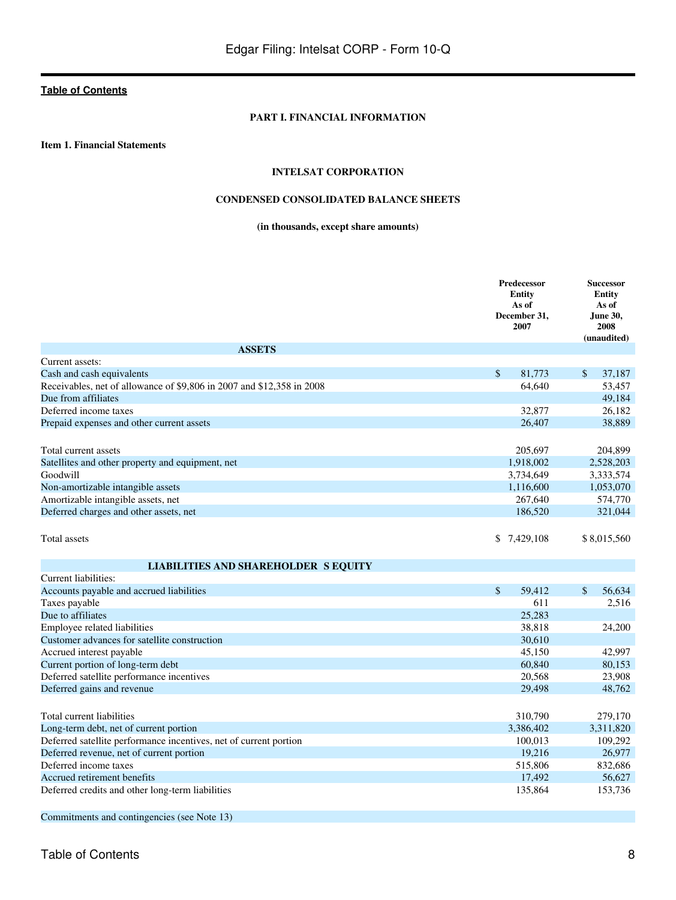[Table of Contents](#)

**PART I. FINANCIAL INFORMATION**

**Item 1. Financial Statements**

**INTELSAT CORPORATION**

**CONDENSED CONSOLIDATED BALANCE SHEETS**

**(in thousands, except share amounts)**

| | Predecessor Entity As of December 31, 2007 | Successor Entity As of June 30, 2008 (unaudited) |
|---|---|---|
| **ASSETS** | | |
| Current assets: | | |
| Cash and cash equivalents | $ 81,773 | $ 37,187 |
| Receivables, net of allowance of $9,806 in 2007 and $12,358 in 2008 | 64,640 | 53,457 |
| Due from affiliates | | 49,184 |
| Deferred income taxes | 32,877 | 26,182 |
| Prepaid expenses and other current assets | 26,407 | 38,889 |
| Total current assets | 205,697 | 204,899 |
| Satellites and other property and equipment, net | 1,918,002 | 2,528,203 |
| Goodwill | 3,734,649 | 3,333,574 |
| Non-amortizable intangible assets | 1,116,600 | 1,053,070 |
| Amortizable intangible assets, net | 267,640 | 574,770 |
| Deferred charges and other assets, net | 186,520 | 321,044 |
| Total assets | $ 7,429,108 | $ 8,015,560 |
| **LIABILITIES AND SHAREHOLDER S EQUITY** | | |
| Current liabilities: | | |
| Accounts payable and accrued liabilities | $ 59,412 | $ 56,634 |
| Taxes payable | 611 | 2,516 |
| Due to affiliates | 25,283 | |
| Employee related liabilities | 38,818 | 24,200 |
| Customer advances for satellite construction | 30,610 | |
| Accrued interest payable | 45,150 | 42,997 |
| Current portion of long-term debt | 60,840 | 80,153 |
| Deferred satellite performance incentives | 20,568 | 23,908 |
| Deferred gains and revenue | 29,498 | 48,762 |
| Total current liabilities | 310,790 | 279,170 |
| Long-term debt, net of current portion | 3,386,402 | 3,311,820 |
| Deferred satellite performance incentives, net of current portion | 100,013 | 109,292 |
| Deferred revenue, net of current portion | 19,216 | 26,977 |
| Deferred income taxes | 515,806 | 832,686 |
| Accrued retirement benefits | 17,492 | 56,627 |
| Deferred credits and other long-term liabilities | 135,864 | 153,736 |
| Commitments and contingencies (see Note 13) | | |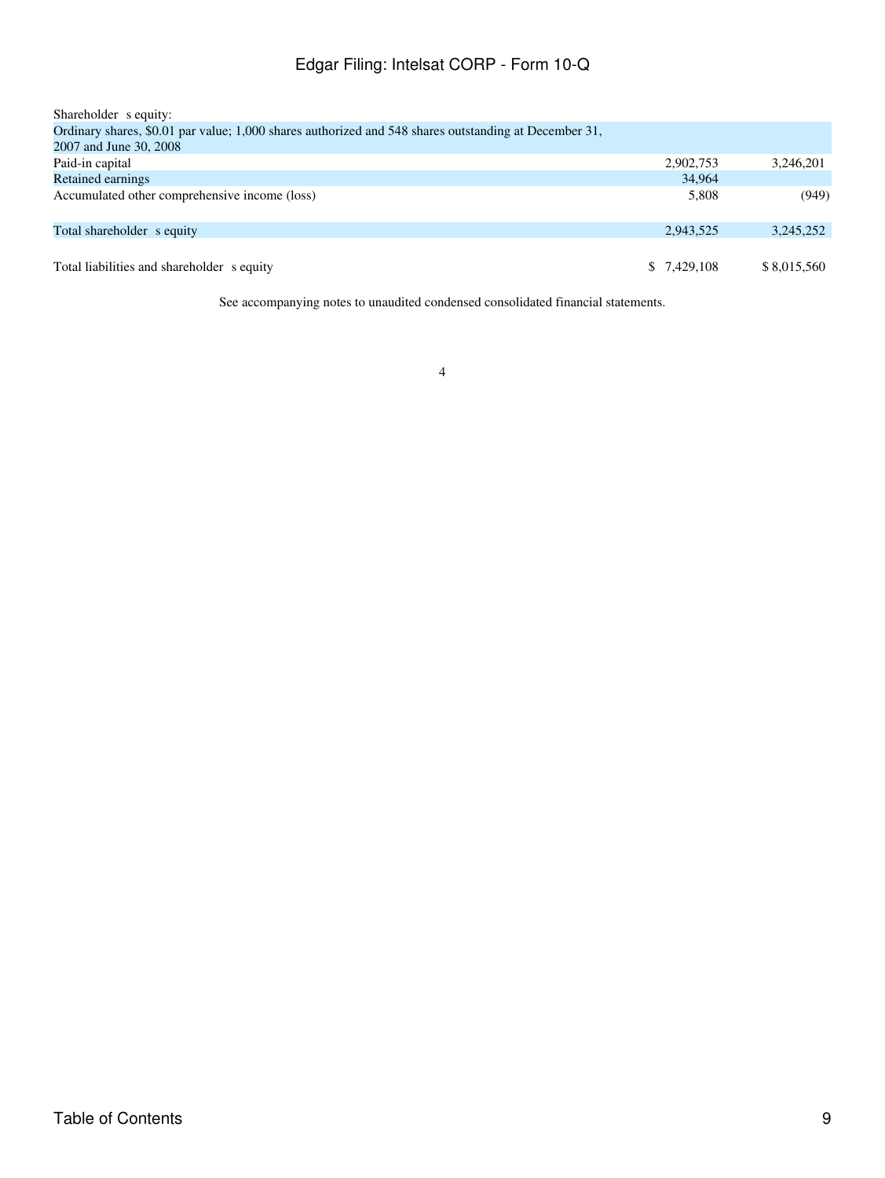| | | |
|---|---|---|
| Shareholder s equity: | | |
| Ordinary shares, $0.01 par value; 1,000 shares authorized and 548 shares outstanding at December 31, 2007 and June 30, 2008 | | |
| Paid-in capital | 2,902,753 | 3,246,201 |
| Retained earnings | 34,964 | |
| Accumulated other comprehensive income (loss) | 5,808 | (949) |
| Total shareholder s equity | 2,943,525 | 3,245,252 |
| Total liabilities and shareholder s equity | $ 7,429,108 | $ 8,015,560 |

See accompanying notes to unaudited condensed consolidated financial statements.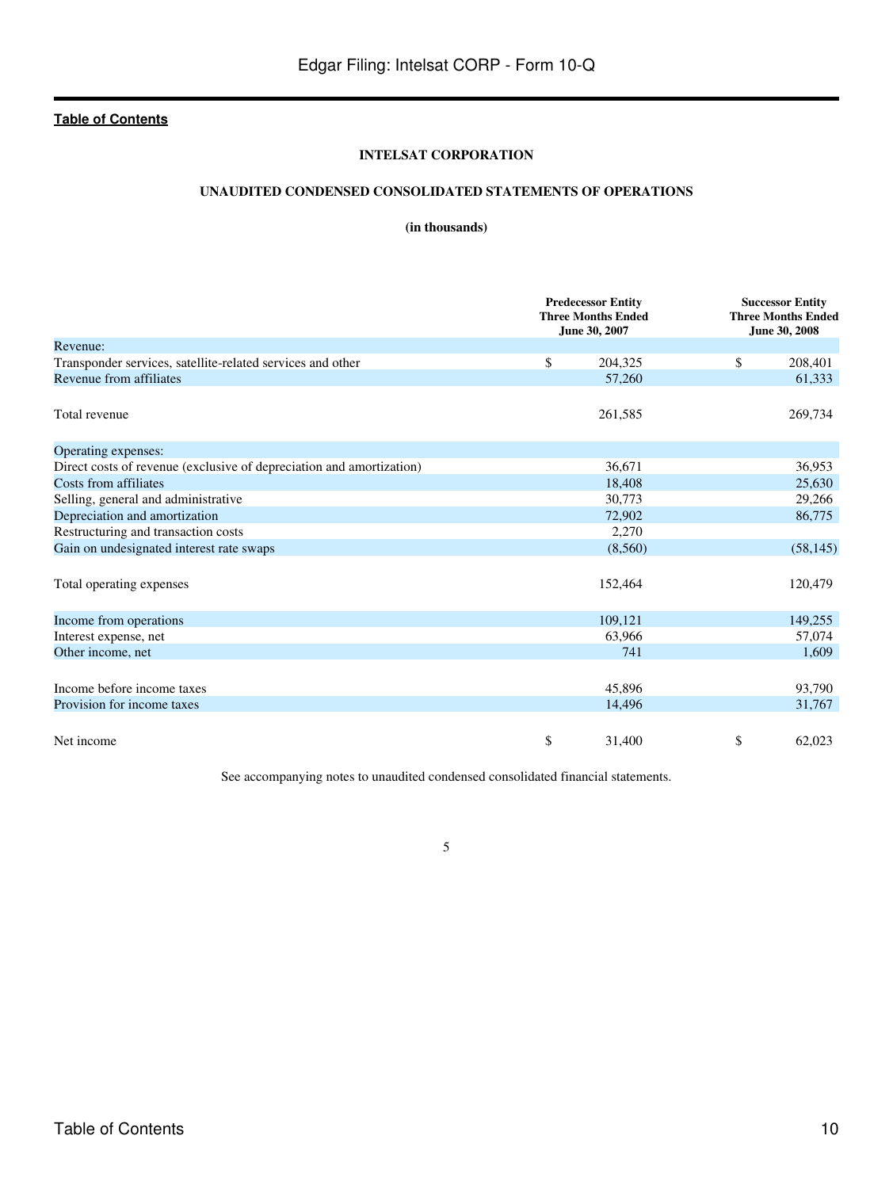[Table of Contents](#)

**INTELSAT CORPORATION**

**UNAUDITED CONDENSED CONSOLIDATED STATEMENTS OF OPERATIONS**

**(in thousands)**

| | Predecessor Entity Three Months Ended June 30, 2007 | Successor Entity Three Months Ended June 30, 2008 |
|---|---|---|
| Revenue: | | |
| Transponder services, satellite-related services and other | $ 204,325 | $ 208,401 |
| Revenue from affiliates | 57,260 | 61,333 |
| Total revenue | 261,585 | 269,734 |
| Operating expenses: | | |
| Direct costs of revenue (exclusive of depreciation and amortization) | 36,671 | 36,953 |
| Costs from affiliates | 18,408 | 25,630 |
| Selling, general and administrative | 30,773 | 29,266 |
| Depreciation and amortization | 72,902 | 86,775 |
| Restructuring and transaction costs | 2,270 | |
| Gain on undesignated interest rate swaps | (8,560) | (58,145) |
| Total operating expenses | 152,464 | 120,479 |
| Income from operations | 109,121 | 149,255 |
| Interest expense, net | 63,966 | 57,074 |
| Other income, net | 741 | 1,609 |
| Income before income taxes | 45,896 | 93,790 |
| Provision for income taxes | 14,496 | 31,767 |
| Net income | $ 31,400 | $ 62,023 |

See accompanying notes to unaudited condensed consolidated financial statements.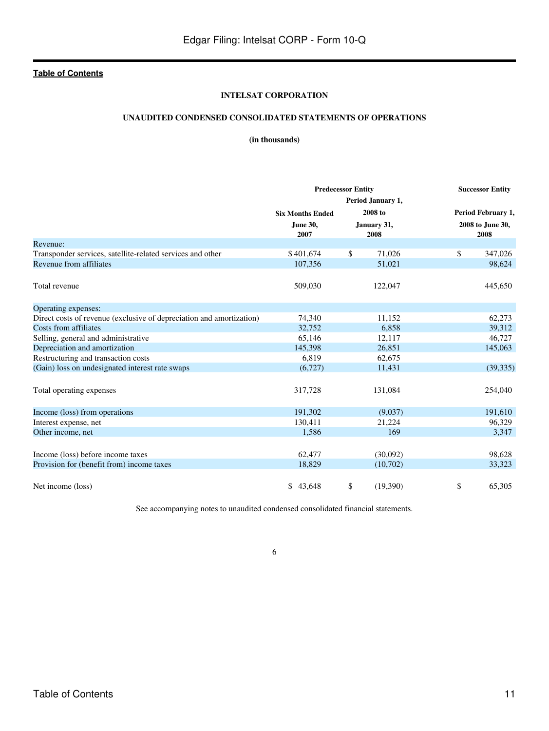**INTELSAT CORPORATION**

**UNAUDITED CONDENSED CONSOLIDATED STATEMENTS OF OPERATIONS**

**(in thousands)**

| | Predecessor Entity | | Successor Entity |
|---|---|---|---|
| | Six Months Ended June 30, 2007 | Period January 1, 2008 to January 31, 2008 | Period February 1, 2008 to June 30, 2008 |
| Revenue: | | | |
| Transponder services, satellite-related services and other | $ 401,674 | $ 71,026 | $ 347,026 |
| Revenue from affiliates | 107,356 | 51,021 | 98,624 |
| Total revenue | 509,030 | 122,047 | 445,650 |
| Operating expenses: | | | |
| Direct costs of revenue (exclusive of depreciation and amortization) | 74,340 | 11,152 | 62,273 |
| Costs from affiliates | 32,752 | 6,858 | 39,312 |
| Selling, general and administrative | 65,146 | 12,117 | 46,727 |
| Depreciation and amortization | 145,398 | 26,851 | 145,063 |
| Restructuring and transaction costs | 6,819 | 62,675 | |
| (Gain) loss on undesignated interest rate swaps | (6,727) | 11,431 | (39,335) |
| Total operating expenses | 317,728 | 131,084 | 254,040 |
| Income (loss) from operations | 191,302 | (9,037) | 191,610 |
| Interest expense, net | 130,411 | 21,224 | 96,329 |
| Other income, net | 1,586 | 169 | 3,347 |
| Income (loss) before income taxes | 62,477 | (30,092) | 98,628 |
| Provision for (benefit from) income taxes | 18,829 | (10,702) | 33,323 |
| Net income (loss) | $ 43,648 | $ (19,390) | $ 65,305 |

See accompanying notes to unaudited condensed consolidated financial statements.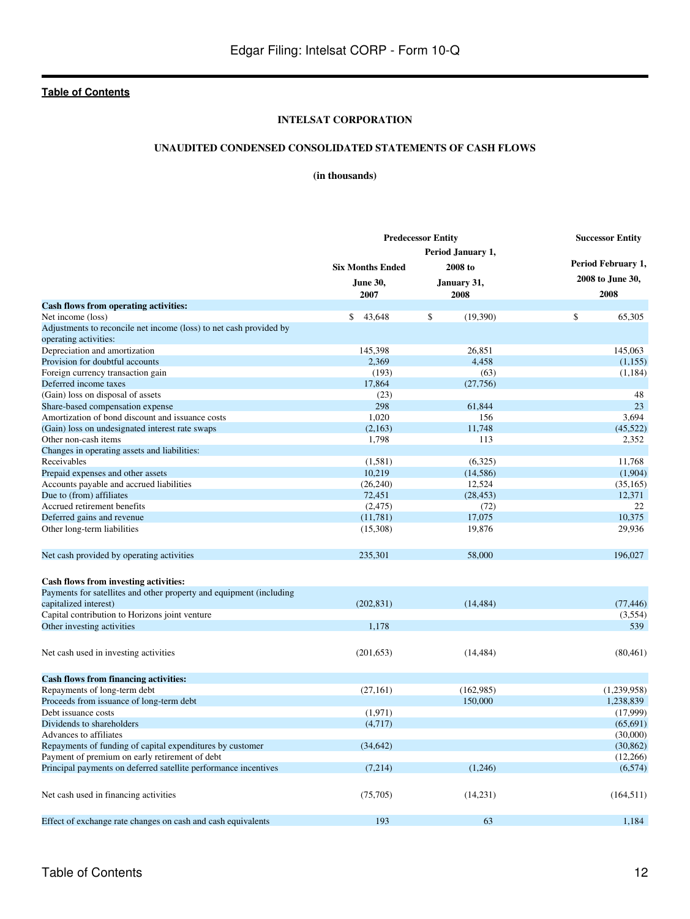[Table of Contents](#)

**INTELSAT CORPORATION**

**UNAUDITED CONDENSED CONSOLIDATED STATEMENTS OF CASH FLOWS**

**(in thousands)**

| | Predecessor Entity | | Successor Entity |
|---|---|---|---|
| | Six Months Ended June 30, 2007 | Period January 1, 2008 to January 31, 2008 | Period February 1, 2008 to June 30, 2008 |
| **Cash flows from operating activities:** | | | |
| Net income (loss) | $ 43,648 | $ (19,390) | $ 65,305 |
| Adjustments to reconcile net income (loss) to net cash provided by operating activities: | | | |
| Depreciation and amortization | 145,398 | 26,851 | 145,063 |
| Provision for doubtful accounts | 2,369 | 4,458 | (1,155) |
| Foreign currency transaction gain | (193) | (63) | (1,184) |
| Deferred income taxes | 17,864 | (27,756) | |
| (Gain) loss on disposal of assets | (23) | | 48 |
| Share-based compensation expense | 298 | 61,844 | 23 |
| Amortization of bond discount and issuance costs | 1,020 | 156 | 3,694 |
| (Gain) loss on undesignated interest rate swaps | (2,163) | 11,748 | (45,522) |
| Other non-cash items | 1,798 | 113 | 2,352 |
| Changes in operating assets and liabilities: | | | |
| Receivables | (1,581) | (6,325) | 11,768 |
| Prepaid expenses and other assets | 10,219 | (14,586) | (1,904) |
| Accounts payable and accrued liabilities | (26,240) | 12,524 | (35,165) |
| Due to (from) affiliates | 72,451 | (28,453) | 12,371 |
| Accrued retirement benefits | (2,475) | (72) | 22 |
| Deferred gains and revenue | (11,781) | 17,075 | 10,375 |
| Other long-term liabilities | (15,308) | 19,876 | 29,936 |
| Net cash provided by operating activities | 235,301 | 58,000 | 196,027 |
| **Cash flows from investing activities:** | | | |
| Payments for satellites and other property and equipment (including capitalized interest) | (202,831) | (14,484) | (77,446) |
| Capital contribution to Horizons joint venture | | | (3,554) |
| Other investing activities | 1,178 | | 539 |
| Net cash used in investing activities | (201,653) | (14,484) | (80,461) |
| **Cash flows from financing activities:** | | | |
| Repayments of long-term debt | (27,161) | (162,985) | (1,239,958) |
| Proceeds from issuance of long-term debt | | 150,000 | 1,238,839 |
| Debt issuance costs | (1,971) | | (17,999) |
| Dividends to shareholders | (4,717) | | (65,691) |
| Advances to affiliates | | | (30,000) |
| Repayments of funding of capital expenditures by customer | (34,642) | | (30,862) |
| Payment of premium on early retirement of debt | | | (12,266) |
| Principal payments on deferred satellite performance incentives | (7,214) | (1,246) | (6,574) |
| Net cash used in financing activities | (75,705) | (14,231) | (164,511) |
| Effect of exchange rate changes on cash and cash equivalents | 193 | 63 | 1,184 |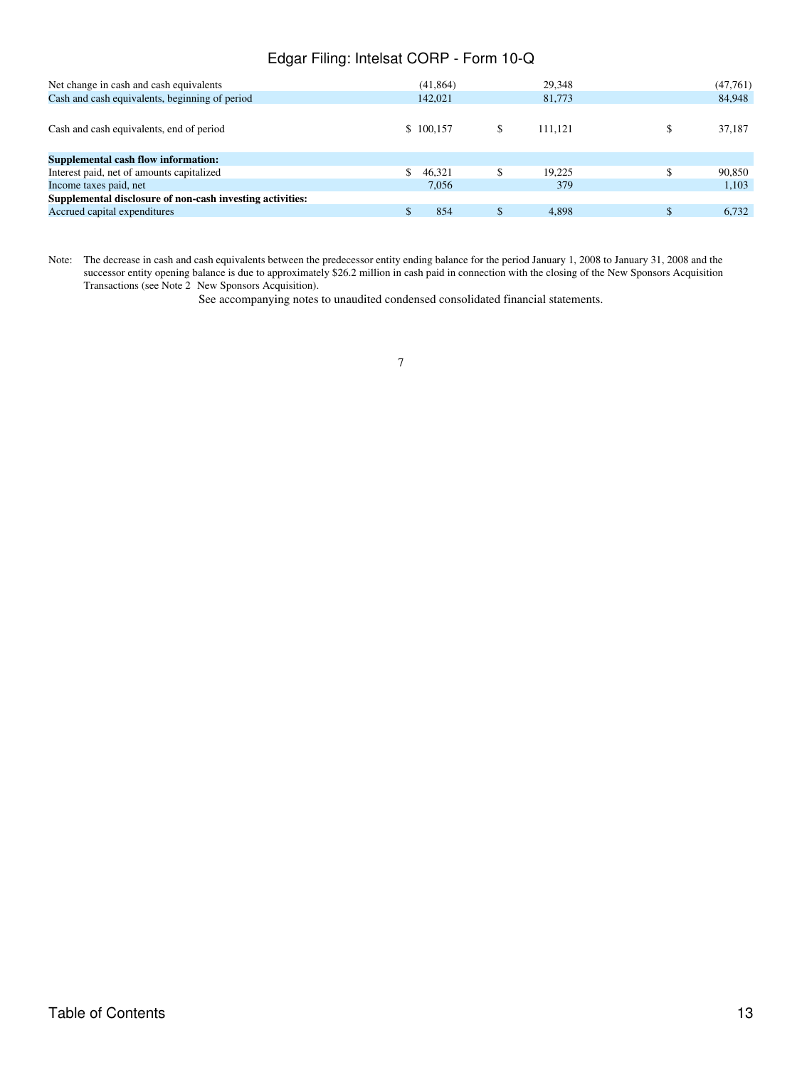| | | | |
|---|---|---|---|
| Net change in cash and cash equivalents | (41,864) | 29,348 | (47,761) |
| Cash and cash equivalents, beginning of period | 142,021 | 81,773 | 84,948 |
| Cash and cash equivalents, end of period | $ 100,157 | $ 111,121 | $ 37,187 |
| **Supplemental cash flow information:** | | | |
| Interest paid, net of amounts capitalized | $ 46,321 | $ 19,225 | $ 90,850 |
| Income taxes paid, net | 7,056 | 379 | 1,103 |
| **Supplemental disclosure of non-cash investing activities:** | | | |
| Accrued capital expenditures | $ 854 | $ 4,898 | $ 6,732 |

Note: The decrease in cash and cash equivalents between the predecessor entity ending balance for the period January 1, 2008 to January 31, 2008 and the successor entity opening balance is due to approximately $26.2 million in cash paid in connection with the closing of the New Sponsors Acquisition Transactions (see Note 2 New Sponsors Acquisition).

See accompanying notes to unaudited condensed consolidated financial statements.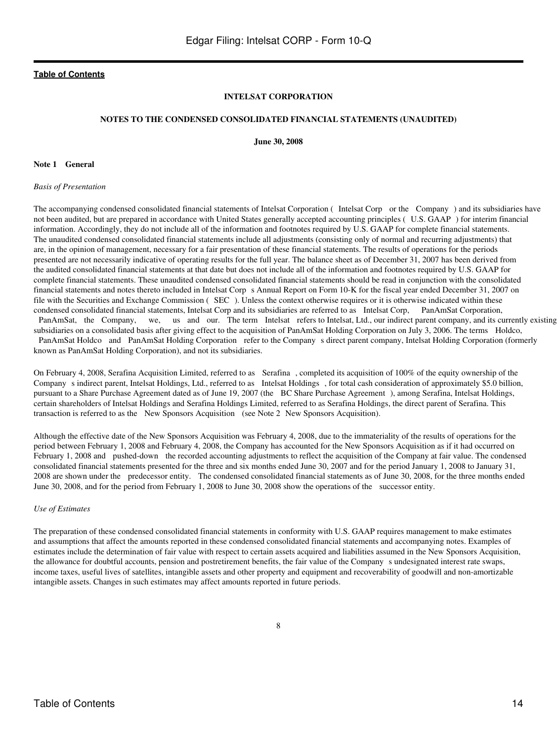**INTELSAT CORPORATION**

**NOTES TO THE CONDENSED CONSOLIDATED FINANCIAL STATEMENTS (UNAUDITED)**

**June 30, 2008**

**Note 1 General**

*Basis of Presentation*

The accompanying condensed consolidated financial statements of Intelsat Corporation ( Intelsat Corp or the Company ) and its subsidiaries have not been audited, but are prepared in accordance with United States generally accepted accounting principles ( U.S. GAAP ) for interim financial information. Accordingly, they do not include all of the information and footnotes required by U.S. GAAP for complete financial statements. The unaudited condensed consolidated financial statements include all adjustments (consisting only of normal and recurring adjustments) that are, in the opinion of management, necessary for a fair presentation of these financial statements. The results of operations for the periods presented are not necessarily indicative of operating results for the full year. The balance sheet as of December 31, 2007 has been derived from the audited consolidated financial statements at that date but does not include all of the information and footnotes required by U.S. GAAP for complete financial statements. These unaudited condensed consolidated financial statements should be read in conjunction with the consolidated financial statements and notes thereto included in Intelsat Corp s Annual Report on Form 10-K for the fiscal year ended December 31, 2007 on file with the Securities and Exchange Commission ( SEC ). Unless the context otherwise requires or it is otherwise indicated within these condensed consolidated financial statements, Intelsat Corp and its subsidiaries are referred to as Intelsat Corp, PanAmSat Corporation, PanAmSat, the Company, we, us and our. The term Intelsat refers to Intelsat, Ltd., our indirect parent company, and its currently existing subsidiaries on a consolidated basis after giving effect to the acquisition of PanAmSat Holding Corporation on July 3, 2006. The terms Holdco, PanAmSat Holdco and PanAmSat Holding Corporation refer to the Company s direct parent company, Intelsat Holding Corporation (formerly known as PanAmSat Holding Corporation), and not its subsidiaries.

On February 4, 2008, Serafina Acquisition Limited, referred to as Serafina , completed its acquisition of 100% of the equity ownership of the Company s indirect parent, Intelsat Holdings, Ltd., referred to as Intelsat Holdings , for total cash consideration of approximately $5.0 billion, pursuant to a Share Purchase Agreement dated as of June 19, 2007 (the BC Share Purchase Agreement ), among Serafina, Intelsat Holdings, certain shareholders of Intelsat Holdings and Serafina Holdings Limited, referred to as Serafina Holdings, the direct parent of Serafina. This transaction is referred to as the New Sponsors Acquisition (see Note 2 New Sponsors Acquisition).

Although the effective date of the New Sponsors Acquisition was February 4, 2008, due to the immateriality of the results of operations for the period between February 1, 2008 and February 4, 2008, the Company has accounted for the New Sponsors Acquisition as if it had occurred on February 1, 2008 and pushed-down the recorded accounting adjustments to reflect the acquisition of the Company at fair value. The condensed consolidated financial statements presented for the three and six months ended June 30, 2007 and for the period January 1, 2008 to January 31, 2008 are shown under the predecessor entity. The condensed consolidated financial statements as of June 30, 2008, for the three months ended June 30, 2008, and for the period from February 1, 2008 to June 30, 2008 show the operations of the successor entity.

*Use of Estimates*

The preparation of these condensed consolidated financial statements in conformity with U.S. GAAP requires management to make estimates and assumptions that affect the amounts reported in these condensed consolidated financial statements and accompanying notes. Examples of estimates include the determination of fair value with respect to certain assets acquired and liabilities assumed in the New Sponsors Acquisition, the allowance for doubtful accounts, pension and postretirement benefits, the fair value of the Company s undesignated interest rate swaps, income taxes, useful lives of satellites, intangible assets and other property and equipment and recoverability of goodwill and non-amortizable intangible assets. Changes in such estimates may affect amounts reported in future periods.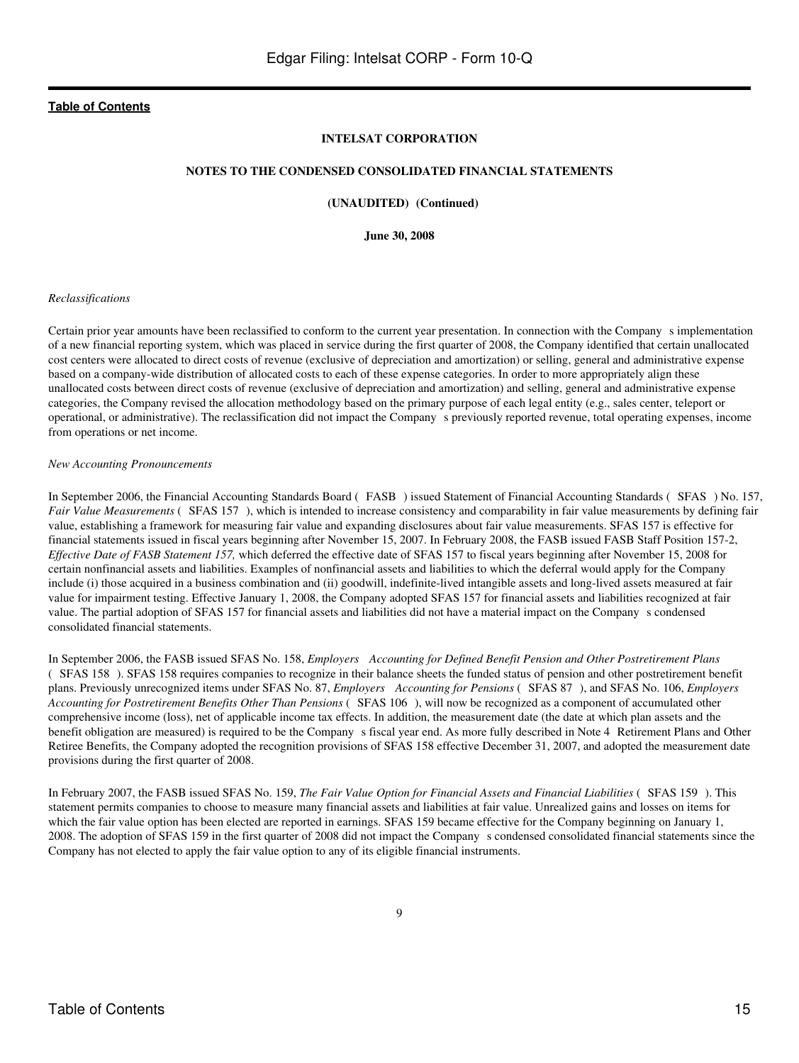**INTELSAT CORPORATION**

**NOTES TO THE CONDENSED CONSOLIDATED FINANCIAL STATEMENTS**

**(UNAUDITED) (Continued)**

**June 30, 2008**

*Reclassifications*

Certain prior year amounts have been reclassified to conform to the current year presentation. In connection with the Company s implementation of a new financial reporting system, which was placed in service during the first quarter of 2008, the Company identified that certain unallocated cost centers were allocated to direct costs of revenue (exclusive of depreciation and amortization) or selling, general and administrative expense based on a company-wide distribution of allocated costs to each of these expense categories. In order to more appropriately align these unallocated costs between direct costs of revenue (exclusive of depreciation and amortization) and selling, general and administrative expense categories, the Company revised the allocation methodology based on the primary purpose of each legal entity (e.g., sales center, teleport or operational, or administrative). The reclassification did not impact the Company s previously reported revenue, total operating expenses, income from operations or net income.

*New Accounting Pronouncements*

In September 2006, the Financial Accounting Standards Board ( FASB ) issued Statement of Financial Accounting Standards ( SFAS ) No. 157, *Fair Value Measurements* ( SFAS 157 ), which is intended to increase consistency and comparability in fair value measurements by defining fair value, establishing a framework for measuring fair value and expanding disclosures about fair value measurements. SFAS 157 is effective for financial statements issued in fiscal years beginning after November 15, 2007. In February 2008, the FASB issued FASB Staff Position 157-2, *Effective Date of FASB Statement 157,* which deferred the effective date of SFAS 157 to fiscal years beginning after November 15, 2008 for certain nonfinancial assets and liabilities. Examples of nonfinancial assets and liabilities to which the deferral would apply for the Company include (i) those acquired in a business combination and (ii) goodwill, indefinite-lived intangible assets and long-lived assets measured at fair value for impairment testing. Effective January 1, 2008, the Company adopted SFAS 157 for financial assets and liabilities recognized at fair value. The partial adoption of SFAS 157 for financial assets and liabilities did not have a material impact on the Company s condensed consolidated financial statements.

In September 2006, the FASB issued SFAS No. 158, *Employers Accounting for Defined Benefit Pension and Other Postretirement Plans* ( SFAS 158 ). SFAS 158 requires companies to recognize in their balance sheets the funded status of pension and other postretirement benefit plans. Previously unrecognized items under SFAS No. 87, *Employers Accounting for Pensions* ( SFAS 87 ), and SFAS No. 106, *Employers Accounting for Postretirement Benefits Other Than Pensions* ( SFAS 106 ), will now be recognized as a component of accumulated other comprehensive income (loss), net of applicable income tax effects. In addition, the measurement date (the date at which plan assets and the benefit obligation are measured) is required to be the Company s fiscal year end. As more fully described in Note 4 Retirement Plans and Other Retiree Benefits, the Company adopted the recognition provisions of SFAS 158 effective December 31, 2007, and adopted the measurement date provisions during the first quarter of 2008.

In February 2007, the FASB issued SFAS No. 159, *The Fair Value Option for Financial Assets and Financial Liabilities* ( SFAS 159 ). This statement permits companies to choose to measure many financial assets and liabilities at fair value. Unrealized gains and losses on items for which the fair value option has been elected are reported in earnings. SFAS 159 became effective for the Company beginning on January 1, 2008. The adoption of SFAS 159 in the first quarter of 2008 did not impact the Company s condensed consolidated financial statements since the Company has not elected to apply the fair value option to any of its eligible financial instruments.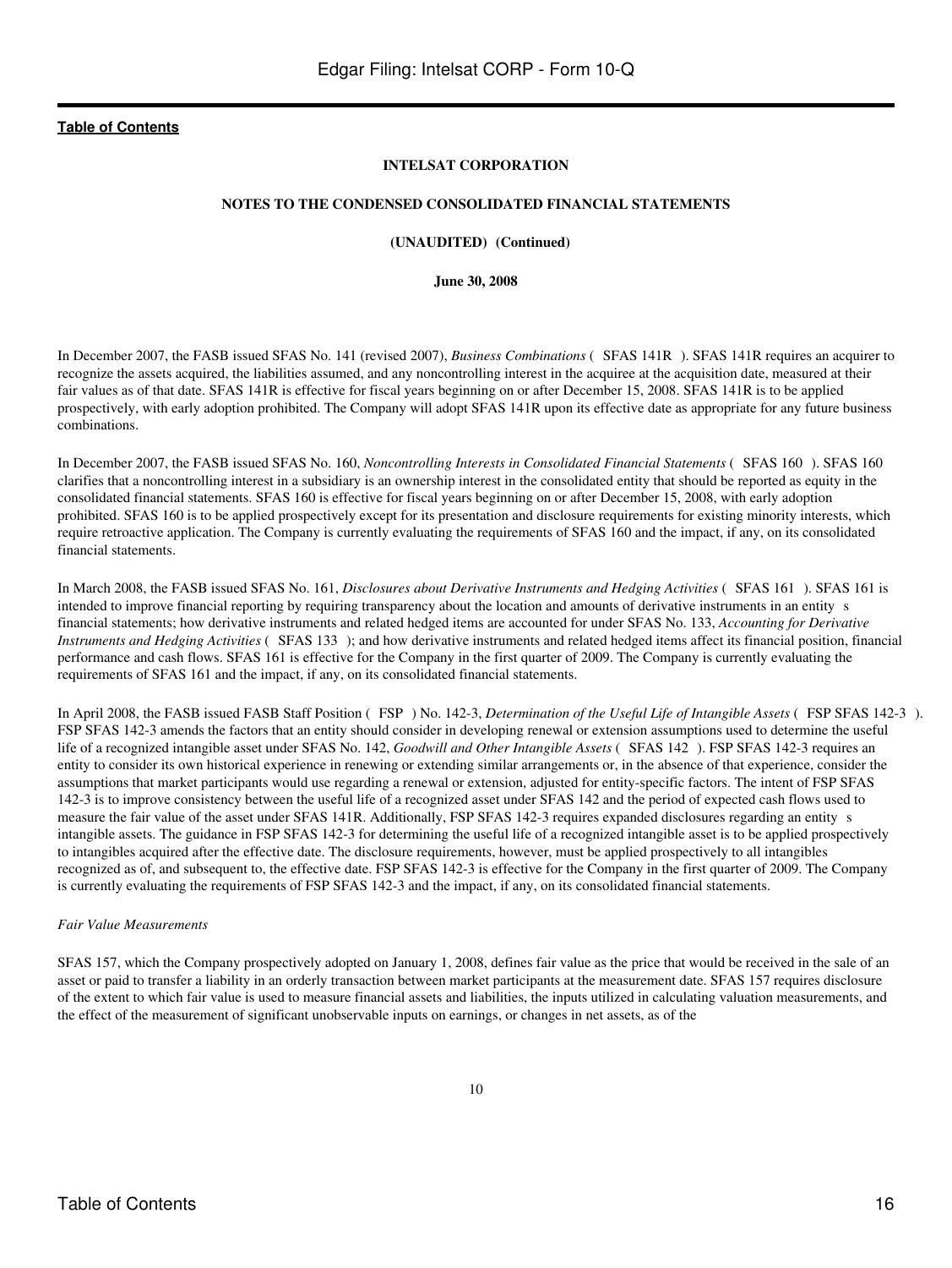**INTELSAT CORPORATION**

**NOTES TO THE CONDENSED CONSOLIDATED FINANCIAL STATEMENTS**

**(UNAUDITED) (Continued)**

**June 30, 2008**

In December 2007, the FASB issued SFAS No. 141 (revised 2007), *Business Combinations* ( SFAS 141R ). SFAS 141R requires an acquirer to recognize the assets acquired, the liabilities assumed, and any noncontrolling interest in the acquiree at the acquisition date, measured at their fair values as of that date. SFAS 141R is effective for fiscal years beginning on or after December 15, 2008. SFAS 141R is to be applied prospectively, with early adoption prohibited. The Company will adopt SFAS 141R upon its effective date as appropriate for any future business combinations.

In December 2007, the FASB issued SFAS No. 160, *Noncontrolling Interests in Consolidated Financial Statements* ( SFAS 160 ). SFAS 160 clarifies that a noncontrolling interest in a subsidiary is an ownership interest in the consolidated entity that should be reported as equity in the consolidated financial statements. SFAS 160 is effective for fiscal years beginning on or after December 15, 2008, with early adoption prohibited. SFAS 160 is to be applied prospectively except for its presentation and disclosure requirements for existing minority interests, which require retroactive application. The Company is currently evaluating the requirements of SFAS 160 and the impact, if any, on its consolidated financial statements.

In March 2008, the FASB issued SFAS No. 161, *Disclosures about Derivative Instruments and Hedging Activities* ( SFAS 161 ). SFAS 161 is intended to improve financial reporting by requiring transparency about the location and amounts of derivative instruments in an entity s financial statements; how derivative instruments and related hedged items are accounted for under SFAS No. 133, *Accounting for Derivative Instruments and Hedging Activities* ( SFAS 133 ); and how derivative instruments and related hedged items affect its financial position, financial performance and cash flows. SFAS 161 is effective for the Company in the first quarter of 2009. The Company is currently evaluating the requirements of SFAS 161 and the impact, if any, on its consolidated financial statements.

In April 2008, the FASB issued FASB Staff Position ( FSP ) No. 142-3, *Determination of the Useful Life of Intangible Assets* ( FSP SFAS 142-3 ). FSP SFAS 142-3 amends the factors that an entity should consider in developing renewal or extension assumptions used to determine the useful life of a recognized intangible asset under SFAS No. 142, *Goodwill and Other Intangible Assets* ( SFAS 142 ). FSP SFAS 142-3 requires an entity to consider its own historical experience in renewing or extending similar arrangements or, in the absence of that experience, consider the assumptions that market participants would use regarding a renewal or extension, adjusted for entity-specific factors. The intent of FSP SFAS 142-3 is to improve consistency between the useful life of a recognized asset under SFAS 142 and the period of expected cash flows used to measure the fair value of the asset under SFAS 141R. Additionally, FSP SFAS 142-3 requires expanded disclosures regarding an entity s intangible assets. The guidance in FSP SFAS 142-3 for determining the useful life of a recognized intangible asset is to be applied prospectively to intangibles acquired after the effective date. The disclosure requirements, however, must be applied prospectively to all intangibles recognized as of, and subsequent to, the effective date. FSP SFAS 142-3 is effective for the Company in the first quarter of 2009. The Company is currently evaluating the requirements of FSP SFAS 142-3 and the impact, if any, on its consolidated financial statements.

*Fair Value Measurements*

SFAS 157, which the Company prospectively adopted on January 1, 2008, defines fair value as the price that would be received in the sale of an asset or paid to transfer a liability in an orderly transaction between market participants at the measurement date. SFAS 157 requires disclosure of the extent to which fair value is used to measure financial assets and liabilities, the inputs utilized in calculating valuation measurements, and the effect of the measurement of significant unobservable inputs on earnings, or changes in net assets, as of the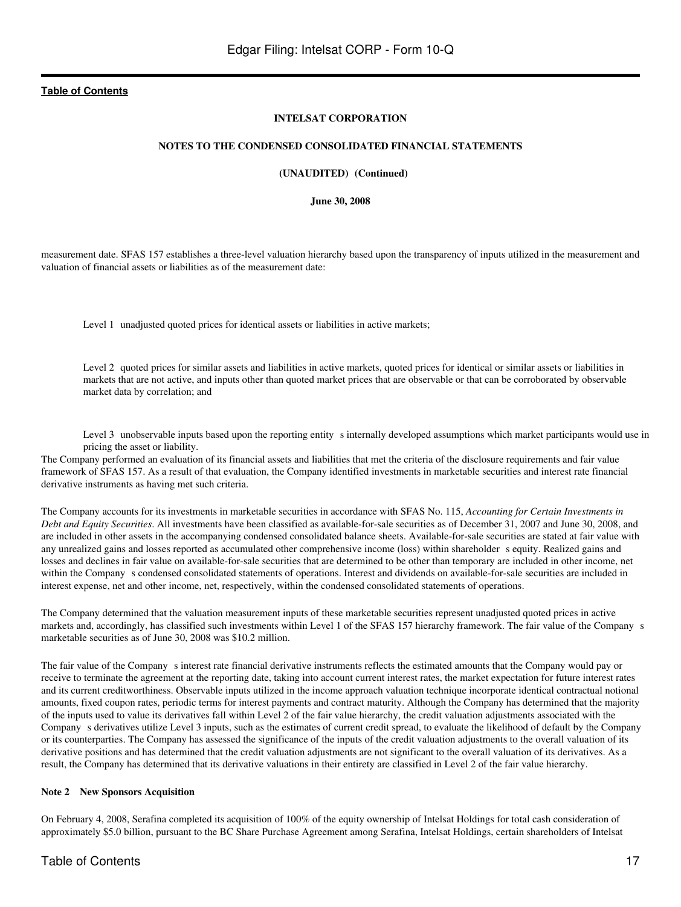measurement date. SFAS 157 establishes a three-level valuation hierarchy based upon the transparency of inputs utilized in the measurement and valuation of financial assets or liabilities as of the measurement date:

Level 1 unadjusted quoted prices for identical assets or liabilities in active markets;

Level 2 quoted prices for similar assets and liabilities in active markets, quoted prices for identical or similar assets or liabilities in markets that are not active, and inputs other than quoted market prices that are observable or that can be corroborated by observable market data by correlation; and

Level 3 unobservable inputs based upon the reporting entity s internally developed assumptions which market participants would use in pricing the asset or liability.

The Company performed an evaluation of its financial assets and liabilities that met the criteria of the disclosure requirements and fair value framework of SFAS 157. As a result of that evaluation, the Company identified investments in marketable securities and interest rate financial derivative instruments as having met such criteria.

The Company accounts for its investments in marketable securities in accordance with SFAS No. 115, *Accounting for Certain Investments in Debt and Equity Securities*. All investments have been classified as available-for-sale securities as of December 31, 2007 and June 30, 2008, and are included in other assets in the accompanying condensed consolidated balance sheets. Available-for-sale securities are stated at fair value with any unrealized gains and losses reported as accumulated other comprehensive income (loss) within shareholder s equity. Realized gains and losses and declines in fair value on available-for-sale securities that are determined to be other than temporary are included in other income, net within the Company s condensed consolidated statements of operations. Interest and dividends on available-for-sale securities are included in interest expense, net and other income, net, respectively, within the condensed consolidated statements of operations.

The Company determined that the valuation measurement inputs of these marketable securities represent unadjusted quoted prices in active markets and, accordingly, has classified such investments within Level 1 of the SFAS 157 hierarchy framework. The fair value of the Company s marketable securities as of June 30, 2008 was $10.2 million.

The fair value of the Company s interest rate financial derivative instruments reflects the estimated amounts that the Company would pay or receive to terminate the agreement at the reporting date, taking into account current interest rates, the market expectation for future interest rates and its current creditworthiness. Observable inputs utilized in the income approach valuation technique incorporate identical contractual notional amounts, fixed coupon rates, periodic terms for interest payments and contract maturity. Although the Company has determined that the majority of the inputs used to value its derivatives fall within Level 2 of the fair value hierarchy, the credit valuation adjustments associated with the Company s derivatives utilize Level 3 inputs, such as the estimates of current credit spread, to evaluate the likelihood of default by the Company or its counterparties. The Company has assessed the significance of the inputs of the credit valuation adjustments to the overall valuation of its derivative positions and has determined that the credit valuation adjustments are not significant to the overall valuation of its derivatives. As a result, the Company has determined that its derivative valuations in their entirety are classified in Level 2 of the fair value hierarchy.

**Note 2 New Sponsors Acquisition**

On February 4, 2008, Serafina completed its acquisition of 100% of the equity ownership of Intelsat Holdings for total cash consideration of approximately $5.0 billion, pursuant to the BC Share Purchase Agreement among Serafina, Intelsat Holdings, certain shareholders of Intelsat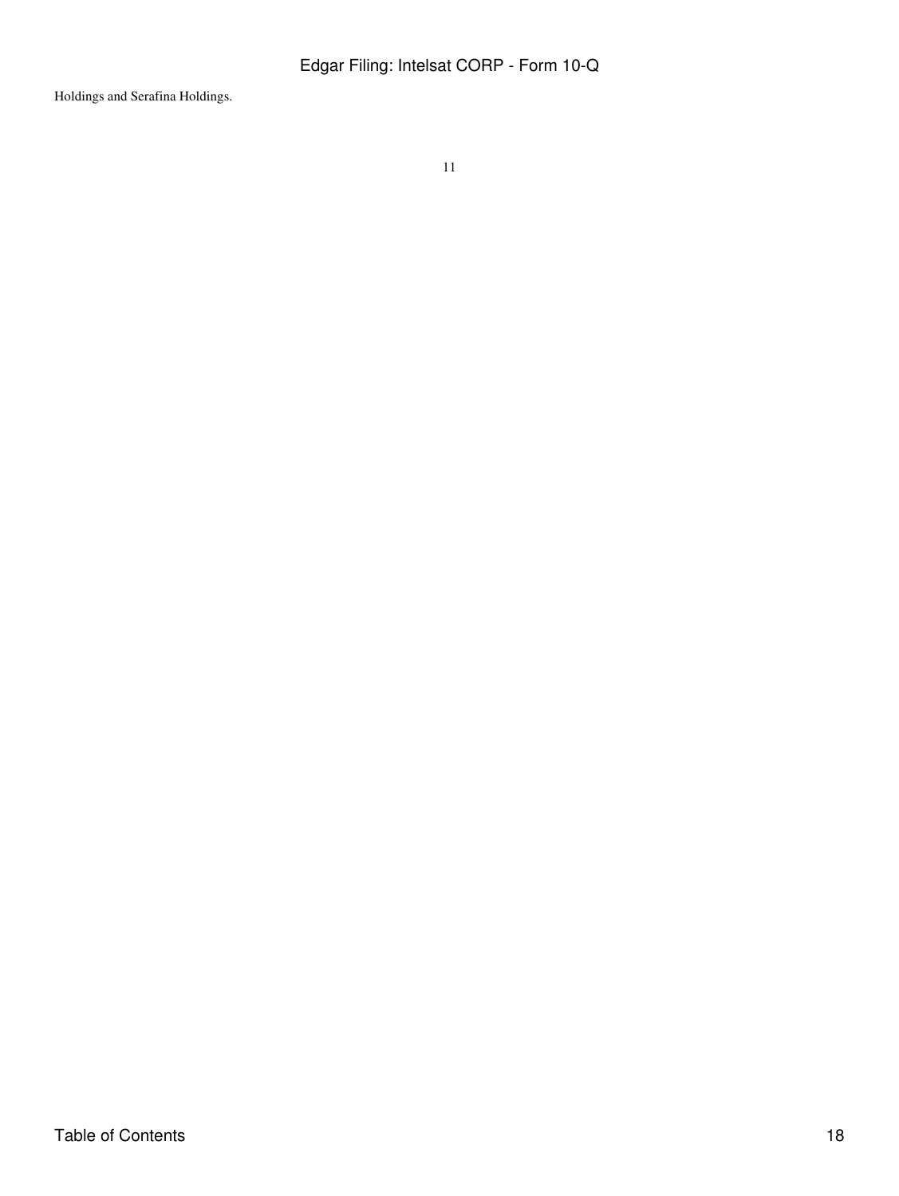Holdings and Serafina Holdings.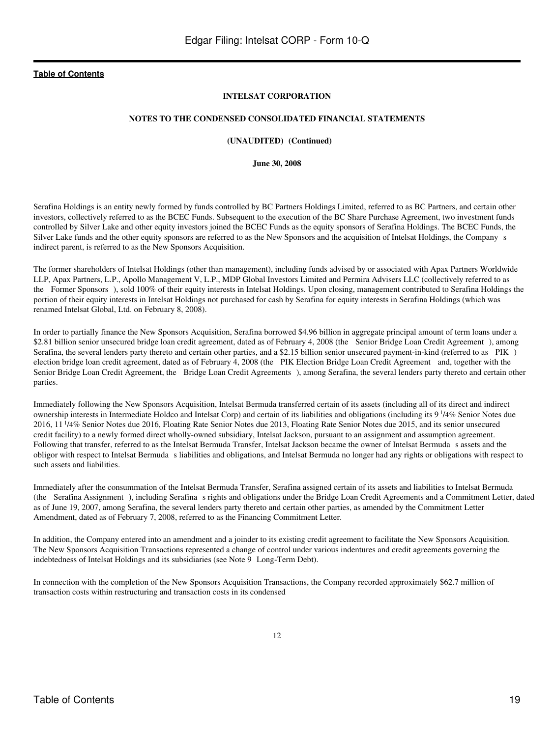**INTELSAT CORPORATION**

**NOTES TO THE CONDENSED CONSOLIDATED FINANCIAL STATEMENTS**

**(UNAUDITED) (Continued)**

**June 30, 2008**

Serafina Holdings is an entity newly formed by funds controlled by BC Partners Holdings Limited, referred to as BC Partners, and certain other investors, collectively referred to as the BCEC Funds. Subsequent to the execution of the BC Share Purchase Agreement, two investment funds controlled by Silver Lake and other equity investors joined the BCEC Funds as the equity sponsors of Serafina Holdings. The BCEC Funds, the Silver Lake funds and the other equity sponsors are referred to as the New Sponsors and the acquisition of Intelsat Holdings, the Company s indirect parent, is referred to as the New Sponsors Acquisition.

The former shareholders of Intelsat Holdings (other than management), including funds advised by or associated with Apax Partners Worldwide LLP, Apax Partners, L.P., Apollo Management V, L.P., MDP Global Investors Limited and Permira Advisers LLC (collectively referred to as the Former Sponsors ), sold 100% of their equity interests in Intelsat Holdings. Upon closing, management contributed to Serafina Holdings the portion of their equity interests in Intelsat Holdings not purchased for cash by Serafina for equity interests in Serafina Holdings (which was renamed Intelsat Global, Ltd. on February 8, 2008).

In order to partially finance the New Sponsors Acquisition, Serafina borrowed $4.96 billion in aggregate principal amount of term loans under a $2.81 billion senior unsecured bridge loan credit agreement, dated as of February 4, 2008 (the Senior Bridge Loan Credit Agreement ), among Serafina, the several lenders party thereto and certain other parties, and a $2.15 billion senior unsecured payment-in-kind (referred to as PIK ) election bridge loan credit agreement, dated as of February 4, 2008 (the PIK Election Bridge Loan Credit Agreement and, together with the Senior Bridge Loan Credit Agreement, the Bridge Loan Credit Agreements ), among Serafina, the several lenders party thereto and certain other parties.

Immediately following the New Sponsors Acquisition, Intelsat Bermuda transferred certain of its assets (including all of its direct and indirect ownership interests in Intermediate Holdco and Intelsat Corp) and certain of its liabilities and obligations (including its 9 1/4% Senior Notes due 2016, 11 1/4% Senior Notes due 2016, Floating Rate Senior Notes due 2013, Floating Rate Senior Notes due 2015, and its senior unsecured credit facility) to a newly formed direct wholly-owned subsidiary, Intelsat Jackson, pursuant to an assignment and assumption agreement. Following that transfer, referred to as the Intelsat Bermuda Transfer, Intelsat Jackson became the owner of Intelsat Bermuda s assets and the obligor with respect to Intelsat Bermuda s liabilities and obligations, and Intelsat Bermuda no longer had any rights or obligations with respect to such assets and liabilities.

Immediately after the consummation of the Intelsat Bermuda Transfer, Serafina assigned certain of its assets and liabilities to Intelsat Bermuda (the Serafina Assignment ), including Serafina s rights and obligations under the Bridge Loan Credit Agreements and a Commitment Letter, dated as of June 19, 2007, among Serafina, the several lenders party thereto and certain other parties, as amended by the Commitment Letter Amendment, dated as of February 7, 2008, referred to as the Financing Commitment Letter.

In addition, the Company entered into an amendment and a joinder to its existing credit agreement to facilitate the New Sponsors Acquisition. The New Sponsors Acquisition Transactions represented a change of control under various indentures and credit agreements governing the indebtedness of Intelsat Holdings and its subsidiaries (see Note 9 Long-Term Debt).

In connection with the completion of the New Sponsors Acquisition Transactions, the Company recorded approximately $62.7 million of transaction costs within restructuring and transaction costs in its condensed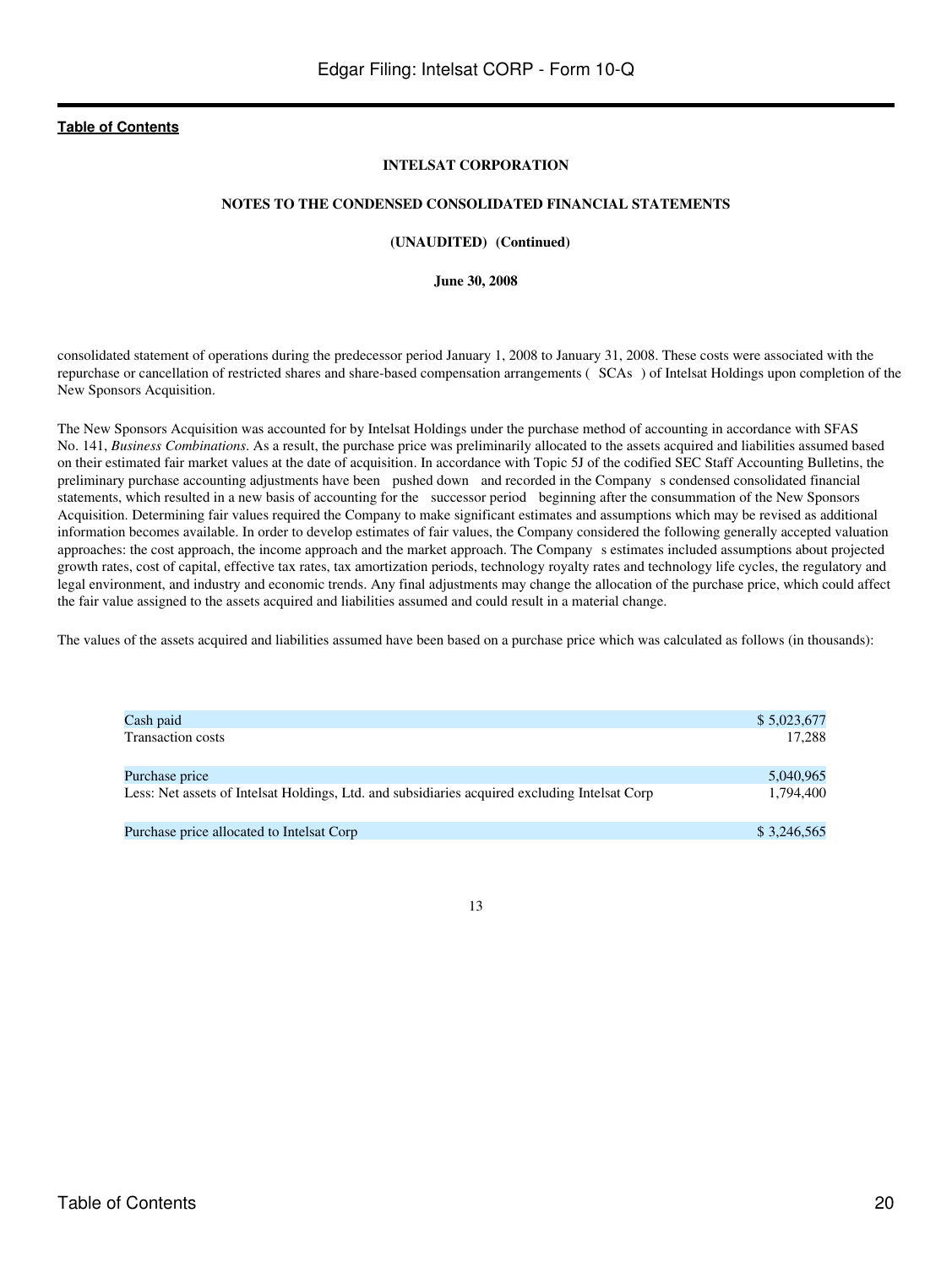# INTELSAT CORPORATION

## NOTES TO THE CONDENSED CONSOLIDATED FINANCIAL STATEMENTS

### (UNAUDITED) (Continued)

### June 30, 2008

consolidated statement of operations during the predecessor period January 1, 2008 to January 31, 2008. These costs were associated with the repurchase or cancellation of restricted shares and share-based compensation arrangements ( SCAs ) of Intelsat Holdings upon completion of the New Sponsors Acquisition.

The New Sponsors Acquisition was accounted for by Intelsat Holdings under the purchase method of accounting in accordance with SFAS No. 141, *Business Combinations*. As a result, the purchase price was preliminarily allocated to the assets acquired and liabilities assumed based on their estimated fair market values at the date of acquisition. In accordance with Topic 5J of the codified SEC Staff Accounting Bulletins, the preliminary purchase accounting adjustments have been pushed down and recorded in the Company s condensed consolidated financial statements, which resulted in a new basis of accounting for the successor period beginning after the consummation of the New Sponsors Acquisition. Determining fair values required the Company to make significant estimates and assumptions which may be revised as additional information becomes available. In order to develop estimates of fair values, the Company considered the following generally accepted valuation approaches: the cost approach, the income approach and the market approach. The Company s estimates included assumptions about projected growth rates, cost of capital, effective tax rates, tax amortization periods, technology royalty rates and technology life cycles, the regulatory and legal environment, and industry and economic trends. Any final adjustments may change the allocation of the purchase price, which could affect the fair value assigned to the assets acquired and liabilities assumed and could result in a material change.

The values of the assets acquired and liabilities assumed have been based on a purchase price which was calculated as follows (in thousands):

| | |
|---|---|
| Cash paid | $ 5,023,677 |
| Transaction costs | 17,288 |
| Purchase price | 5,040,965 |
| Less: Net assets of Intelsat Holdings, Ltd. and subsidiaries acquired excluding Intelsat Corp | 1,794,400 |
| Purchase price allocated to Intelsat Corp | $ 3,246,565 |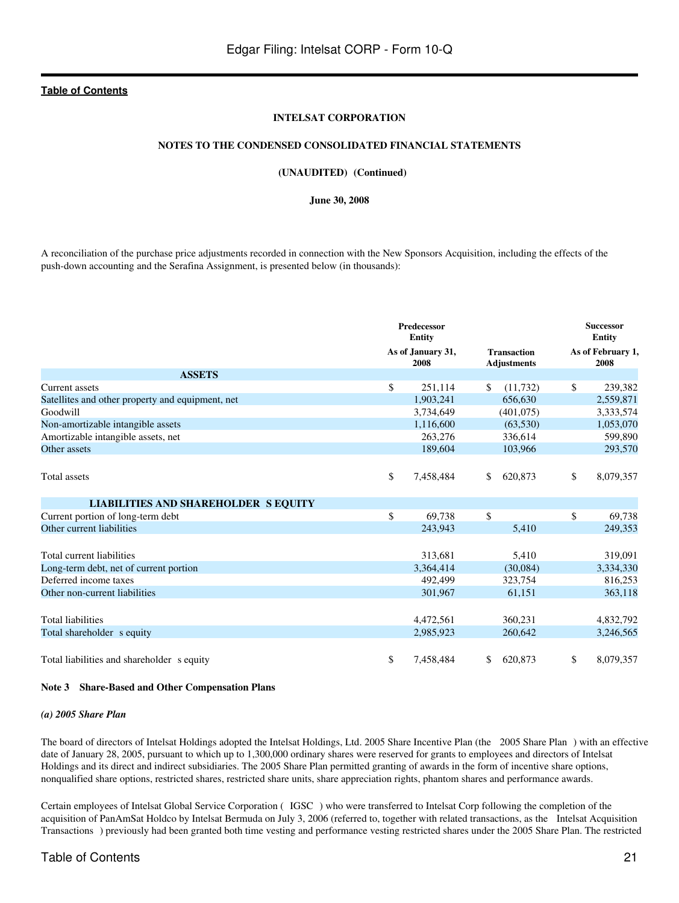**INTELSAT CORPORATION**

**NOTES TO THE CONDENSED CONSOLIDATED FINANCIAL STATEMENTS**

**(UNAUDITED) (Continued)**

**June 30, 2008**

A reconciliation of the purchase price adjustments recorded in connection with the New Sponsors Acquisition, including the effects of the push-down accounting and the Serafina Assignment, is presented below (in thousands):

| | Predecessor Entity | | Successor Entity |
|---|---|---|---|
| | As of January 31, 2008 | Transaction Adjustments | As of February 1, 2008 |
| **ASSETS** | | | |
| Current assets | $ 251,114 | $ (11,732) | $ 239,382 |
| Satellites and other property and equipment, net | 1,903,241 | 656,630 | 2,559,871 |
| Goodwill | 3,734,649 | (401,075) | 3,333,574 |
| Non-amortizable intangible assets | 1,116,600 | (63,530) | 1,053,070 |
| Amortizable intangible assets, net | 263,276 | 336,614 | 599,890 |
| Other assets | 189,604 | 103,966 | 293,570 |
| Total assets | $ 7,458,484 | $ 620,873 | $ 8,079,357 |
| **LIABILITIES AND SHAREHOLDER S EQUITY** | | | |
| Current portion of long-term debt | $ 69,738 | $ | $ 69,738 |
| Other current liabilities | 243,943 | 5,410 | 249,353 |
| Total current liabilities | 313,681 | 5,410 | 319,091 |
| Long-term debt, net of current portion | 3,364,414 | (30,084) | 3,334,330 |
| Deferred income taxes | 492,499 | 323,754 | 816,253 |
| Other non-current liabilities | 301,967 | 61,151 | 363,118 |
| Total liabilities | 4,472,561 | 360,231 | 4,832,792 |
| Total shareholder s equity | 2,985,923 | 260,642 | 3,246,565 |
| Total liabilities and shareholder s equity | $ 7,458,484 | $ 620,873 | $ 8,079,357 |

**Note 3 Share-Based and Other Compensation Plans**

***(a) 2005 Share Plan***

The board of directors of Intelsat Holdings adopted the Intelsat Holdings, Ltd. 2005 Share Incentive Plan (the 2005 Share Plan ) with an effective date of January 28, 2005, pursuant to which up to 1,300,000 ordinary shares were reserved for grants to employees and directors of Intelsat Holdings and its direct and indirect subsidiaries. The 2005 Share Plan permitted granting of awards in the form of incentive share options, nonqualified share options, restricted shares, restricted share units, share appreciation rights, phantom shares and performance awards.

Certain employees of Intelsat Global Service Corporation ( IGSC ) who were transferred to Intelsat Corp following the completion of the acquisition of PanAmSat Holdco by Intelsat Bermuda on July 3, 2006 (referred to, together with related transactions, as the Intelsat Acquisition Transactions ) previously had been granted both time vesting and performance vesting restricted shares under the 2005 Share Plan. The restricted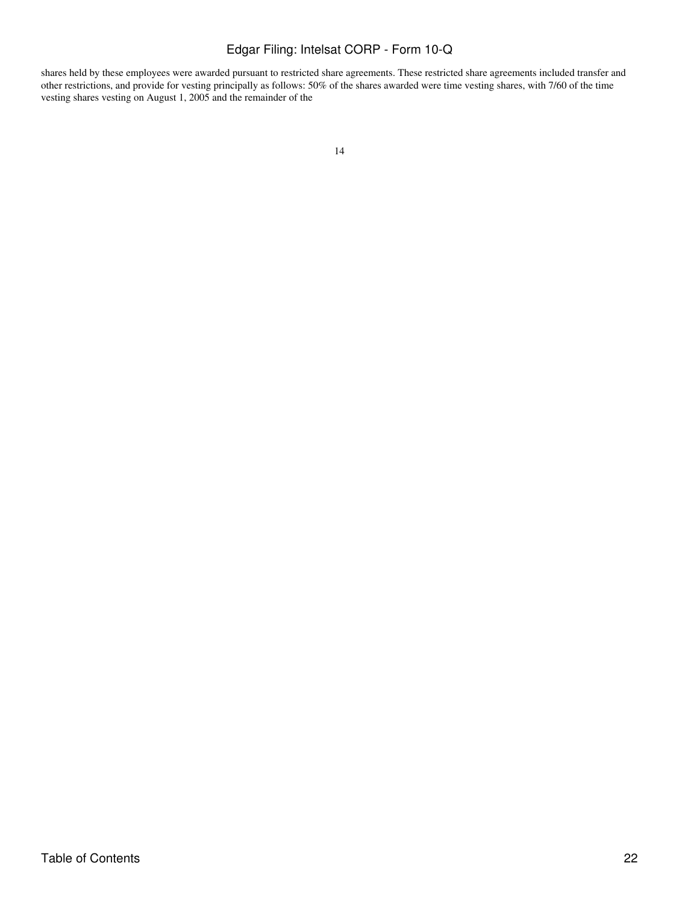shares held by these employees were awarded pursuant to restricted share agreements. These restricted share agreements included transfer and other restrictions, and provide for vesting principally as follows: 50% of the shares awarded were time vesting shares, with 7/60 of the time vesting shares vesting on August 1, 2005 and the remainder of the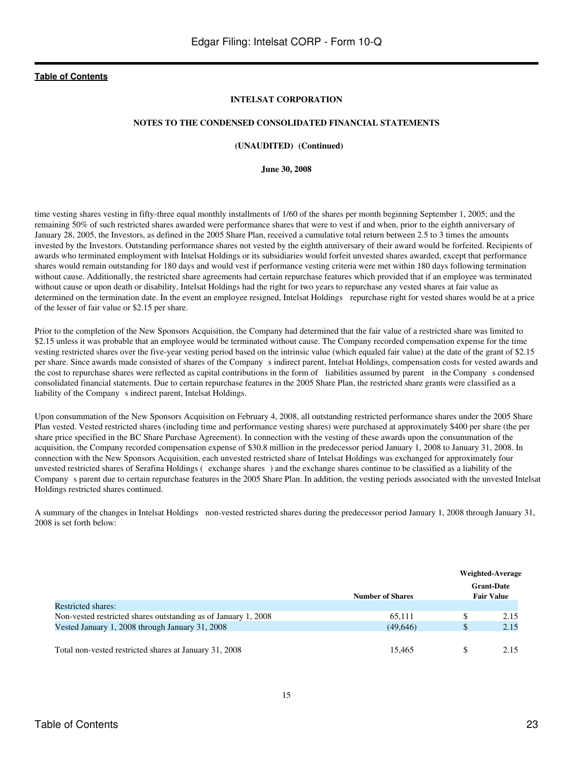**INTELSAT CORPORATION**

**NOTES TO THE CONDENSED CONSOLIDATED FINANCIAL STATEMENTS**

**(UNAUDITED) (Continued)**

**June 30, 2008**

time vesting shares vesting in fifty-three equal monthly installments of 1/60 of the shares per month beginning September 1, 2005; and the remaining 50% of such restricted shares awarded were performance shares that were to vest if and when, prior to the eighth anniversary of January 28, 2005, the Investors, as defined in the 2005 Share Plan, received a cumulative total return between 2.5 to 3 times the amounts invested by the Investors. Outstanding performance shares not vested by the eighth anniversary of their award would be forfeited. Recipients of awards who terminated employment with Intelsat Holdings or its subsidiaries would forfeit unvested shares awarded, except that performance shares would remain outstanding for 180 days and would vest if performance vesting criteria were met within 180 days following termination without cause. Additionally, the restricted share agreements had certain repurchase features which provided that if an employee was terminated without cause or upon death or disability, Intelsat Holdings had the right for two years to repurchase any vested shares at fair value as determined on the termination date. In the event an employee resigned, Intelsat Holdings repurchase right for vested shares would be at a price of the lesser of fair value or $2.15 per share.

Prior to the completion of the New Sponsors Acquisition, the Company had determined that the fair value of a restricted share was limited to $2.15 unless it was probable that an employee would be terminated without cause. The Company recorded compensation expense for the time vesting restricted shares over the five-year vesting period based on the intrinsic value (which equaled fair value) at the date of the grant of $2.15 per share. Since awards made consisted of shares of the Company s indirect parent, Intelsat Holdings, compensation costs for vested awards and the cost to repurchase shares were reflected as capital contributions in the form of liabilities assumed by parent in the Company s condensed consolidated financial statements. Due to certain repurchase features in the 2005 Share Plan, the restricted share grants were classified as a liability of the Company s indirect parent, Intelsat Holdings.

Upon consummation of the New Sponsors Acquisition on February 4, 2008, all outstanding restricted performance shares under the 2005 Share Plan vested. Vested restricted shares (including time and performance vesting shares) were purchased at approximately $400 per share (the per share price specified in the BC Share Purchase Agreement). In connection with the vesting of these awards upon the consummation of the acquisition, the Company recorded compensation expense of $30.8 million in the predecessor period January 1, 2008 to January 31, 2008. In connection with the New Sponsors Acquisition, each unvested restricted share of Intelsat Holdings was exchanged for approximately four unvested restricted shares of Serafina Holdings ( exchange shares ) and the exchange shares continue to be classified as a liability of the Company s parent due to certain repurchase features in the 2005 Share Plan. In addition, the vesting periods associated with the unvested Intelsat Holdings restricted shares continued.

A summary of the changes in Intelsat Holdings non-vested restricted shares during the predecessor period January 1, 2008 through January 31, 2008 is set forth below:

| | Number of Shares | Weighted-Average Grant-Date Fair Value |
|---|---|---|
| Restricted shares: | | |
| Non-vested restricted shares outstanding as of January 1, 2008 | 65,111 | $ 2.15 |
| Vested January 1, 2008 through January 31, 2008 | (49,646) | $ 2.15 |
| Total non-vested restricted shares at January 31, 2008 | 15,465 | $ 2.15 |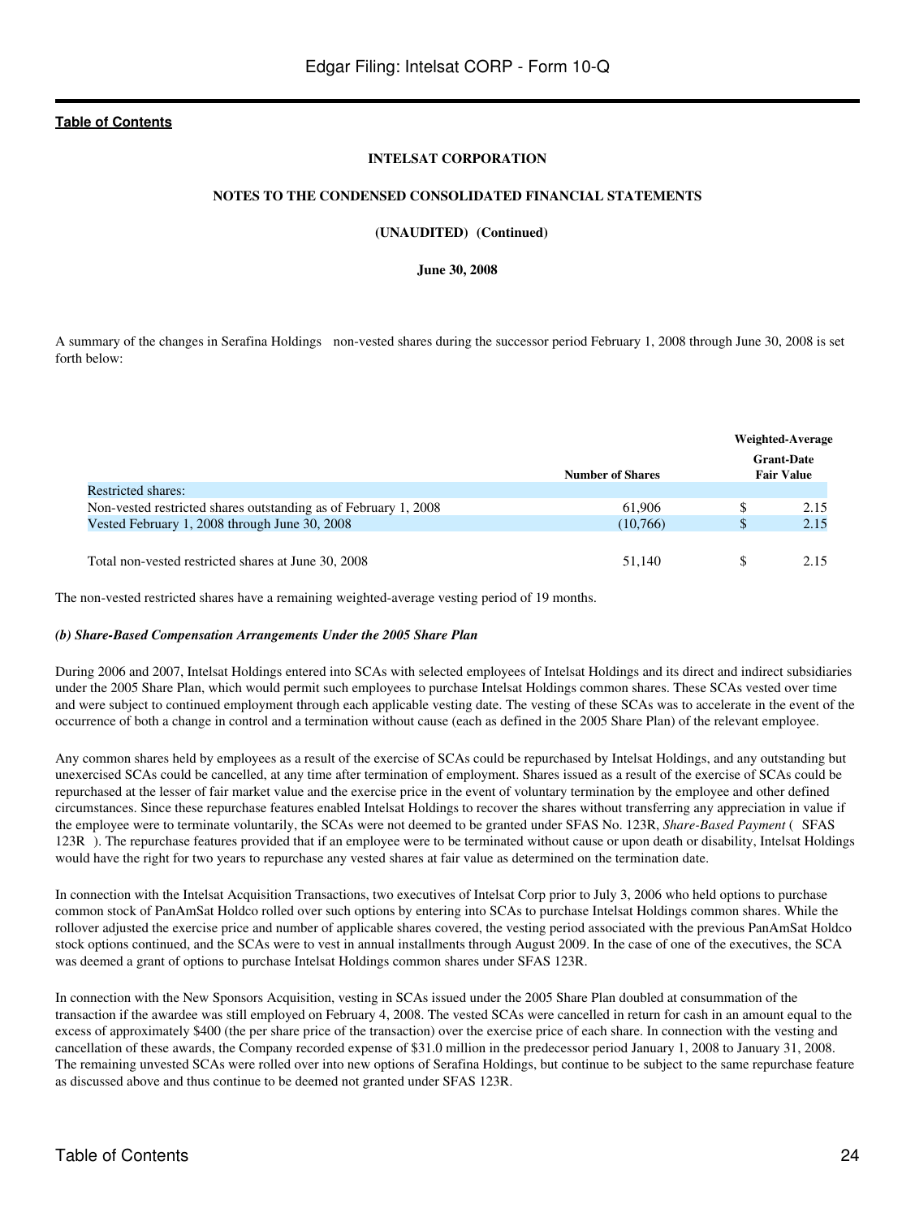**Table of Contents**

**INTELSAT CORPORATION**

**NOTES TO THE CONDENSED CONSOLIDATED FINANCIAL STATEMENTS**

**(UNAUDITED) (Continued)**

**June 30, 2008**

A summary of the changes in Serafina Holdings non-vested shares during the successor period February 1, 2008 through June 30, 2008 is set forth below:

| | Number of Shares | Weighted-Average Grant-Date Fair Value |
|---|---|---|
| Restricted shares: | | |
| Non-vested restricted shares outstanding as of February 1, 2008 | 61,906 | $ 2.15 |
| Vested February 1, 2008 through June 30, 2008 | (10,766) | $ 2.15 |
| Total non-vested restricted shares at June 30, 2008 | 51,140 | $ 2.15 |

The non-vested restricted shares have a remaining weighted-average vesting period of 19 months.

***(b) Share-Based Compensation Arrangements Under the 2005 Share Plan***

During 2006 and 2007, Intelsat Holdings entered into SCAs with selected employees of Intelsat Holdings and its direct and indirect subsidiaries under the 2005 Share Plan, which would permit such employees to purchase Intelsat Holdings common shares. These SCAs vested over time and were subject to continued employment through each applicable vesting date. The vesting of these SCAs was to accelerate in the event of the occurrence of both a change in control and a termination without cause (each as defined in the 2005 Share Plan) of the relevant employee.

Any common shares held by employees as a result of the exercise of SCAs could be repurchased by Intelsat Holdings, and any outstanding but unexercised SCAs could be cancelled, at any time after termination of employment. Shares issued as a result of the exercise of SCAs could be repurchased at the lesser of fair market value and the exercise price in the event of voluntary termination by the employee and other defined circumstances. Since these repurchase features enabled Intelsat Holdings to recover the shares without transferring any appreciation in value if the employee were to terminate voluntarily, the SCAs were not deemed to be granted under SFAS No. 123R, *Share-Based Payment* ( SFAS 123R ). The repurchase features provided that if an employee were to be terminated without cause or upon death or disability, Intelsat Holdings would have the right for two years to repurchase any vested shares at fair value as determined on the termination date.

In connection with the Intelsat Acquisition Transactions, two executives of Intelsat Corp prior to July 3, 2006 who held options to purchase common stock of PanAmSat Holdco rolled over such options by entering into SCAs to purchase Intelsat Holdings common shares. While the rollover adjusted the exercise price and number of applicable shares covered, the vesting period associated with the previous PanAmSat Holdco stock options continued, and the SCAs were to vest in annual installments through August 2009. In the case of one of the executives, the SCA was deemed a grant of options to purchase Intelsat Holdings common shares under SFAS 123R.

In connection with the New Sponsors Acquisition, vesting in SCAs issued under the 2005 Share Plan doubled at consummation of the transaction if the awardee was still employed on February 4, 2008. The vested SCAs were cancelled in return for cash in an amount equal to the excess of approximately $400 (the per share price of the transaction) over the exercise price of each share. In connection with the vesting and cancellation of these awards, the Company recorded expense of $31.0 million in the predecessor period January 1, 2008 to January 31, 2008. The remaining unvested SCAs were rolled over into new options of Serafina Holdings, but continue to be subject to the same repurchase feature as discussed above and thus continue to be deemed not granted under SFAS 123R.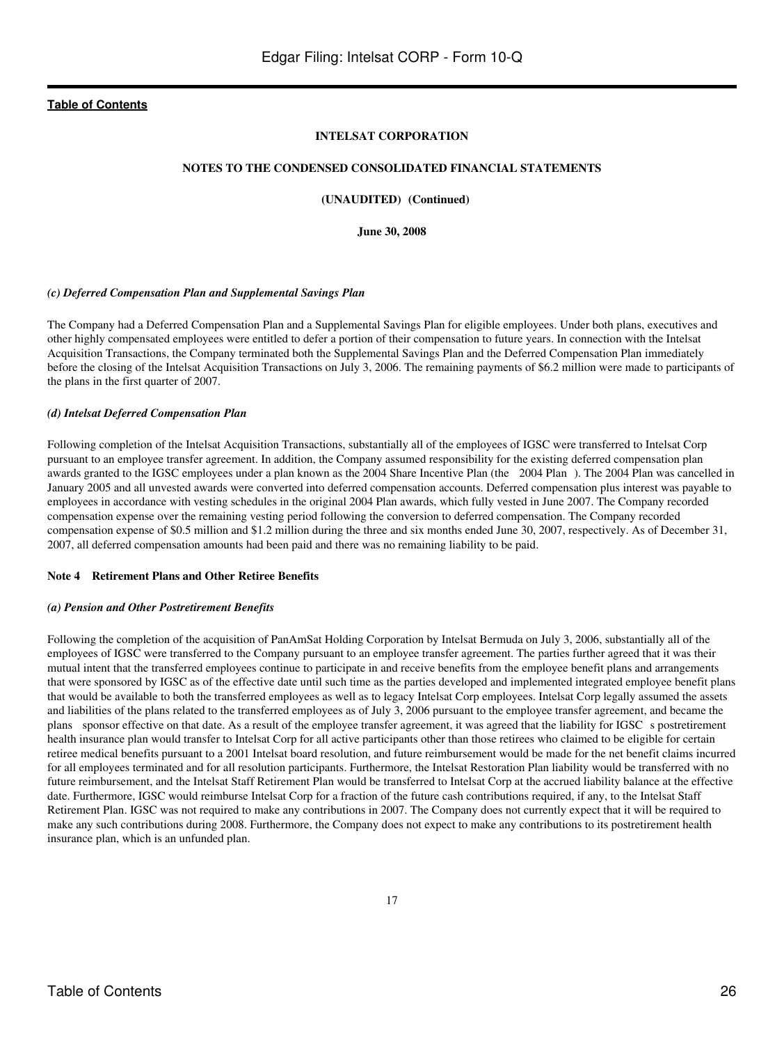**INTELSAT CORPORATION**

**NOTES TO THE CONDENSED CONSOLIDATED FINANCIAL STATEMENTS**

**(UNAUDITED) (Continued)**

**June 30, 2008**

***(c) Deferred Compensation Plan and Supplemental Savings Plan***

The Company had a Deferred Compensation Plan and a Supplemental Savings Plan for eligible employees. Under both plans, executives and other highly compensated employees were entitled to defer a portion of their compensation to future years. In connection with the Intelsat Acquisition Transactions, the Company terminated both the Supplemental Savings Plan and the Deferred Compensation Plan immediately before the closing of the Intelsat Acquisition Transactions on July 3, 2006. The remaining payments of $6.2 million were made to participants of the plans in the first quarter of 2007.

***(d) Intelsat Deferred Compensation Plan***

Following completion of the Intelsat Acquisition Transactions, substantially all of the employees of IGSC were transferred to Intelsat Corp pursuant to an employee transfer agreement. In addition, the Company assumed responsibility for the existing deferred compensation plan awards granted to the IGSC employees under a plan known as the 2004 Share Incentive Plan (the 2004 Plan ). The 2004 Plan was cancelled in January 2005 and all unvested awards were converted into deferred compensation accounts. Deferred compensation plus interest was payable to employees in accordance with vesting schedules in the original 2004 Plan awards, which fully vested in June 2007. The Company recorded compensation expense over the remaining vesting period following the conversion to deferred compensation. The Company recorded compensation expense of $0.5 million and $1.2 million during the three and six months ended June 30, 2007, respectively. As of December 31, 2007, all deferred compensation amounts had been paid and there was no remaining liability to be paid.

**Note 4 Retirement Plans and Other Retiree Benefits**

***(a) Pension and Other Postretirement Benefits***

Following the completion of the acquisition of PanAmSat Holding Corporation by Intelsat Bermuda on July 3, 2006, substantially all of the employees of IGSC were transferred to the Company pursuant to an employee transfer agreement. The parties further agreed that it was their mutual intent that the transferred employees continue to participate in and receive benefits from the employee benefit plans and arrangements that were sponsored by IGSC as of the effective date until such time as the parties developed and implemented integrated employee benefit plans that would be available to both the transferred employees as well as to legacy Intelsat Corp employees. Intelsat Corp legally assumed the assets and liabilities of the plans related to the transferred employees as of July 3, 2006 pursuant to the employee transfer agreement, and became the plans sponsor effective on that date. As a result of the employee transfer agreement, it was agreed that the liability for IGSC s postretirement health insurance plan would transfer to Intelsat Corp for all active participants other than those retirees who claimed to be eligible for certain retiree medical benefits pursuant to a 2001 Intelsat board resolution, and future reimbursement would be made for the net benefit claims incurred for all employees terminated and for all resolution participants. Furthermore, the Intelsat Restoration Plan liability would be transferred with no future reimbursement, and the Intelsat Staff Retirement Plan would be transferred to Intelsat Corp at the accrued liability balance at the effective date. Furthermore, IGSC would reimburse Intelsat Corp for a fraction of the future cash contributions required, if any, to the Intelsat Staff Retirement Plan. IGSC was not required to make any contributions in 2007. The Company does not currently expect that it will be required to make any such contributions during 2008. Furthermore, the Company does not expect to make any contributions to its postretirement health insurance plan, which is an unfunded plan.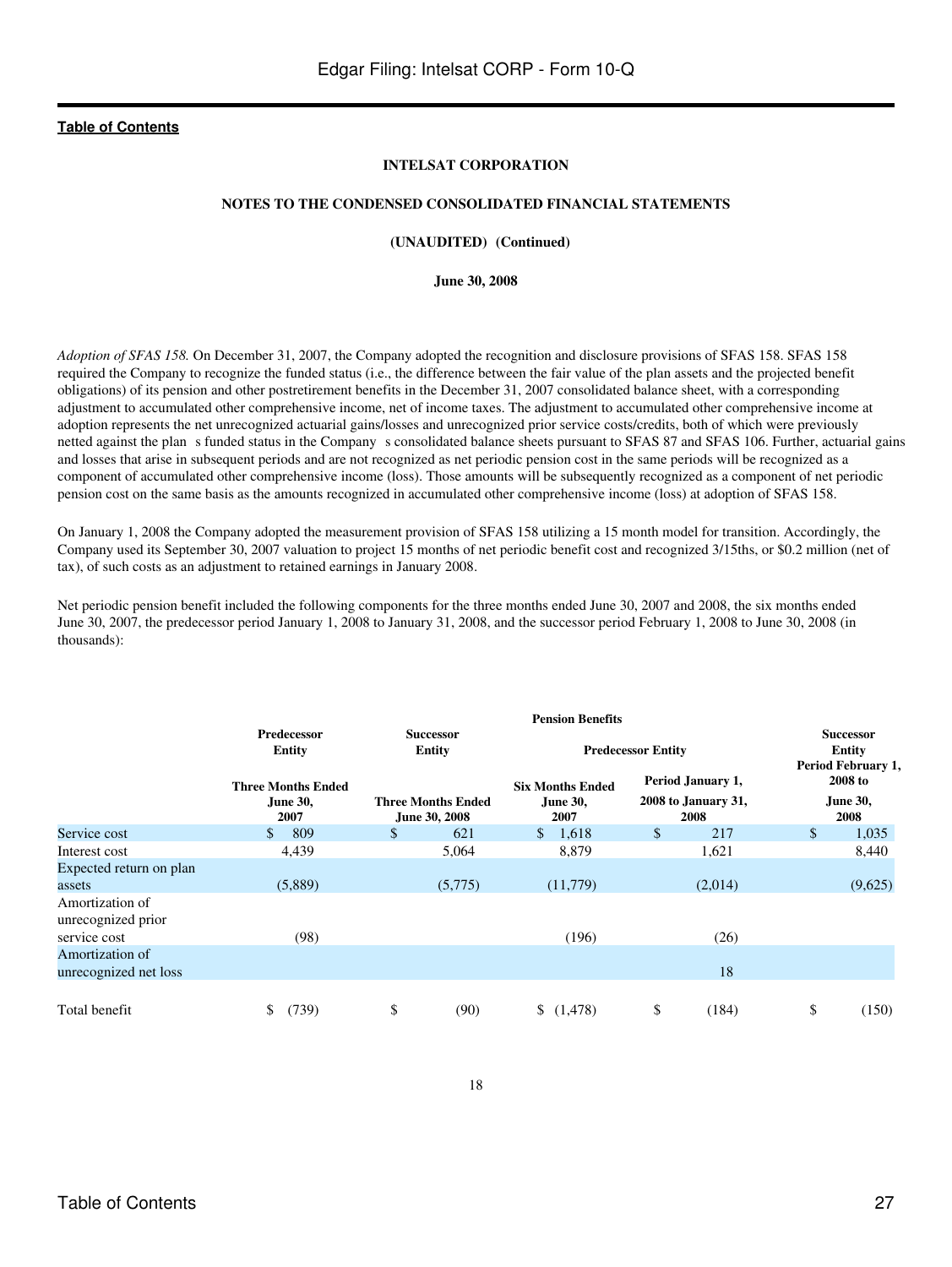**INTELSAT CORPORATION**

**NOTES TO THE CONDENSED CONSOLIDATED FINANCIAL STATEMENTS**

**(UNAUDITED) (Continued)**

**June 30, 2008**

*Adoption of SFAS 158.* On December 31, 2007, the Company adopted the recognition and disclosure provisions of SFAS 158. SFAS 158 required the Company to recognize the funded status (i.e., the difference between the fair value of the plan assets and the projected benefit obligations) of its pension and other postretirement benefits in the December 31, 2007 consolidated balance sheet, with a corresponding adjustment to accumulated other comprehensive income, net of income taxes. The adjustment to accumulated other comprehensive income at adoption represents the net unrecognized actuarial gains/losses and unrecognized prior service costs/credits, both of which were previously netted against the plan s funded status in the Company s consolidated balance sheets pursuant to SFAS 87 and SFAS 106. Further, actuarial gains and losses that arise in subsequent periods and are not recognized as net periodic pension cost in the same periods will be recognized as a component of accumulated other comprehensive income (loss). Those amounts will be subsequently recognized as a component of net periodic pension cost on the same basis as the amounts recognized in accumulated other comprehensive income (loss) at adoption of SFAS 158.

On January 1, 2008 the Company adopted the measurement provision of SFAS 158 utilizing a 15 month model for transition. Accordingly, the Company used its September 30, 2007 valuation to project 15 months of net periodic benefit cost and recognized 3/15ths, or $0.2 million (net of tax), of such costs as an adjustment to retained earnings in January 2008.

Net periodic pension benefit included the following components for the three months ended June 30, 2007 and 2008, the six months ended June 30, 2007, the predecessor period January 1, 2008 to January 31, 2008, and the successor period February 1, 2008 to June 30, 2008 (in thousands):

| | Pension Benefits | | | | |
|---|---|---|---|---|---|
| | Predecessor Entity | Successor Entity | Predecessor Entity | | Successor Entity |
| | Three Months Ended June 30, 2007 | Three Months Ended June 30, 2008 | Six Months Ended June 30, 2007 | Period January 1, 2008 to January 31, 2008 | Period February 1, 2008 to June 30, 2008 |
| Service cost | $ 809 | $ 621 | $ 1,618 | $ 217 | $ 1,035 |
| Interest cost | 4,439 | 5,064 | 8,879 | 1,621 | 8,440 |
| Expected return on plan assets | (5,889) | (5,775) | (11,779) | (2,014) | (9,625) |
| Amortization of unrecognized prior service cost | (98) | | (196) | (26) | |
| Amortization of unrecognized net loss | | | | 18 | |
| Total benefit | $ (739) | $ (90) | $ (1,478) | $ (184) | $ (150) |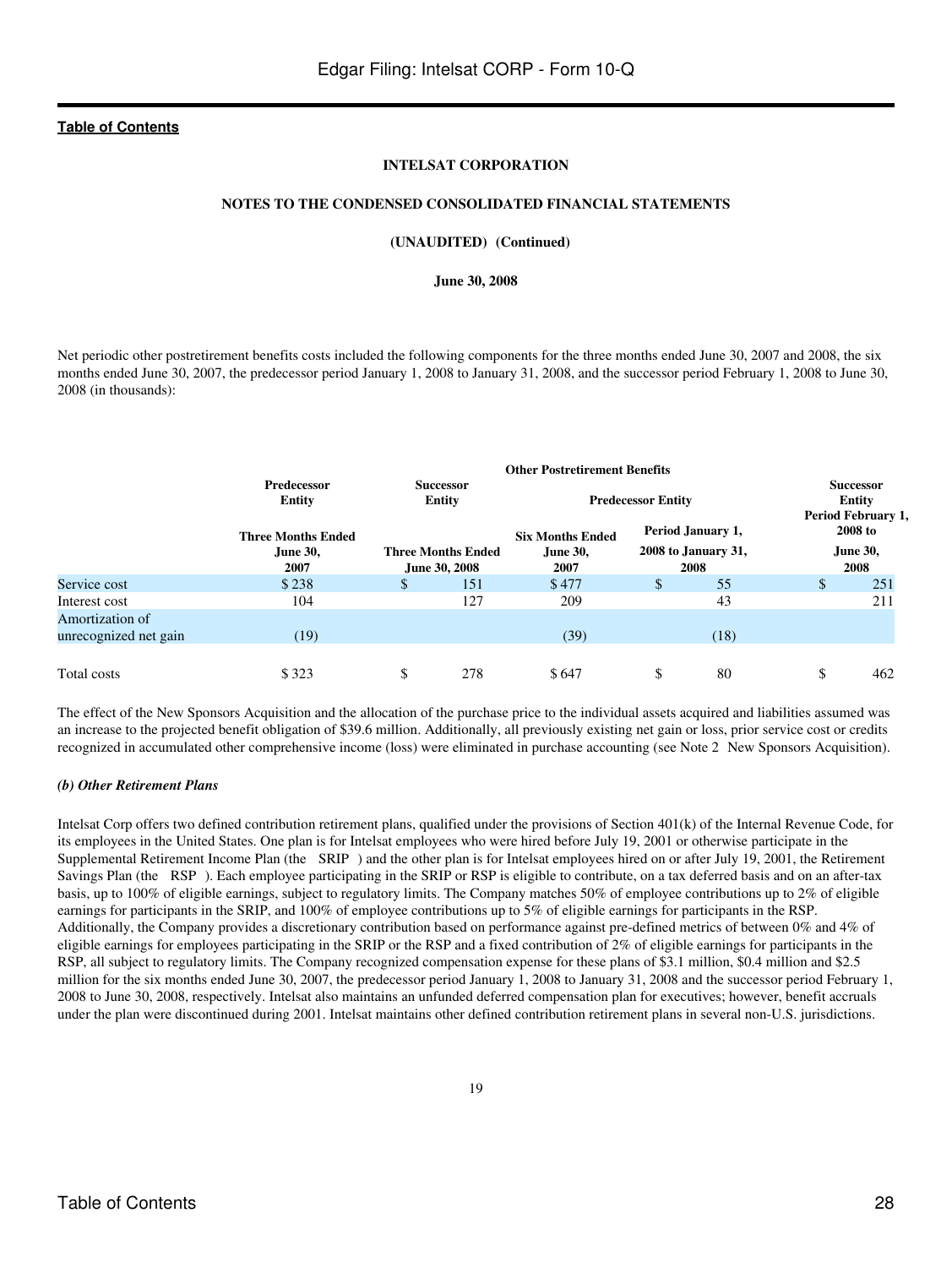**INTELSAT CORPORATION**

**NOTES TO THE CONDENSED CONSOLIDATED FINANCIAL STATEMENTS**

**(UNAUDITED) (Continued)**

**June 30, 2008**

Net periodic other postretirement benefits costs included the following components for the three months ended June 30, 2007 and 2008, the six months ended June 30, 2007, the predecessor period January 1, 2008 to January 31, 2008, and the successor period February 1, 2008 to June 30, 2008 (in thousands):

| | Other Postretirement Benefits | | | | |
|---|---|---|---|---|---|
| | Predecessor Entity | Successor Entity | Predecessor Entity | | Successor Entity |
| | Three Months Ended June 30, 2007 | Three Months Ended June 30, 2008 | Six Months Ended June 30, 2007 | Period January 1, 2008 to January 31, 2008 | Period February 1, 2008 to June 30, 2008 |
| Service cost | $ 238 | $ 151 | $ 477 | $ 55 | $ 251 |
| Interest cost | 104 | 127 | 209 | 43 | 211 |
| Amortization of unrecognized net gain | (19) | | (39) | (18) | |
| Total costs | $ 323 | $ 278 | $ 647 | $ 80 | $ 462 |

The effect of the New Sponsors Acquisition and the allocation of the purchase price to the individual assets acquired and liabilities assumed was an increase to the projected benefit obligation of $39.6 million. Additionally, all previously existing net gain or loss, prior service cost or credits recognized in accumulated other comprehensive income (loss) were eliminated in purchase accounting (see Note 2 New Sponsors Acquisition).

***(b) Other Retirement Plans***

Intelsat Corp offers two defined contribution retirement plans, qualified under the provisions of Section 401(k) of the Internal Revenue Code, for its employees in the United States. One plan is for Intelsat employees who were hired before July 19, 2001 or otherwise participate in the Supplemental Retirement Income Plan (the SRIP ) and the other plan is for Intelsat employees hired on or after July 19, 2001, the Retirement Savings Plan (the RSP ). Each employee participating in the SRIP or RSP is eligible to contribute, on a tax deferred basis and on an after-tax basis, up to 100% of eligible earnings, subject to regulatory limits. The Company matches 50% of employee contributions up to 2% of eligible earnings for participants in the SRIP, and 100% of employee contributions up to 5% of eligible earnings for participants in the RSP. Additionally, the Company provides a discretionary contribution based on performance against pre-defined metrics of between 0% and 4% of eligible earnings for employees participating in the SRIP or the RSP and a fixed contribution of 2% of eligible earnings for participants in the RSP, all subject to regulatory limits. The Company recognized compensation expense for these plans of $3.1 million, $0.4 million and $2.5 million for the six months ended June 30, 2007, the predecessor period January 1, 2008 to January 31, 2008 and the successor period February 1, 2008 to June 30, 2008, respectively. Intelsat also maintains an unfunded deferred compensation plan for executives; however, benefit accruals under the plan were discontinued during 2001. Intelsat maintains other defined contribution retirement plans in several non-U.S. jurisdictions.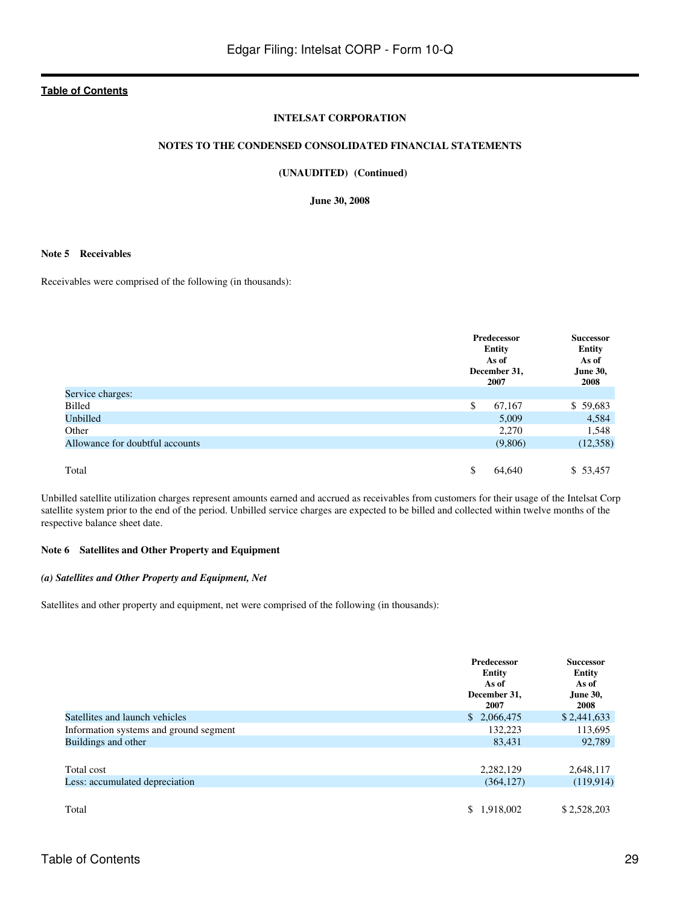**INTELSAT CORPORATION**

**NOTES TO THE CONDENSED CONSOLIDATED FINANCIAL STATEMENTS**

**(UNAUDITED) (Continued)**

**June 30, 2008**

**Note 5 Receivables**

Receivables were comprised of the following (in thousands):

| | Predecessor Entity As of December 31, 2007 | Successor Entity As of June 30, 2008 |
|---|---|---|
| Service charges: | | |
| Billed | $ 67,167 | $ 59,683 |
| Unbilled | 5,009 | 4,584 |
| Other | 2,270 | 1,548 |
| Allowance for doubtful accounts | (9,806) | (12,358) |
| Total | $ 64,640 | $ 53,457 |

Unbilled satellite utilization charges represent amounts earned and accrued as receivables from customers for their usage of the Intelsat Corp satellite system prior to the end of the period. Unbilled service charges are expected to be billed and collected within twelve months of the respective balance sheet date.

**Note 6 Satellites and Other Property and Equipment**

***(a) Satellites and Other Property and Equipment, Net***

Satellites and other property and equipment, net were comprised of the following (in thousands):

| | Predecessor Entity As of December 31, 2007 | Successor Entity As of June 30, 2008 |
|---|---|---|
| Satellites and launch vehicles | $ 2,066,475 | $ 2,441,633 |
| Information systems and ground segment | 132,223 | 113,695 |
| Buildings and other | 83,431 | 92,789 |
| Total cost | 2,282,129 | 2,648,117 |
| Less: accumulated depreciation | (364,127) | (119,914) |
| Total | $ 1,918,002 | $ 2,528,203 |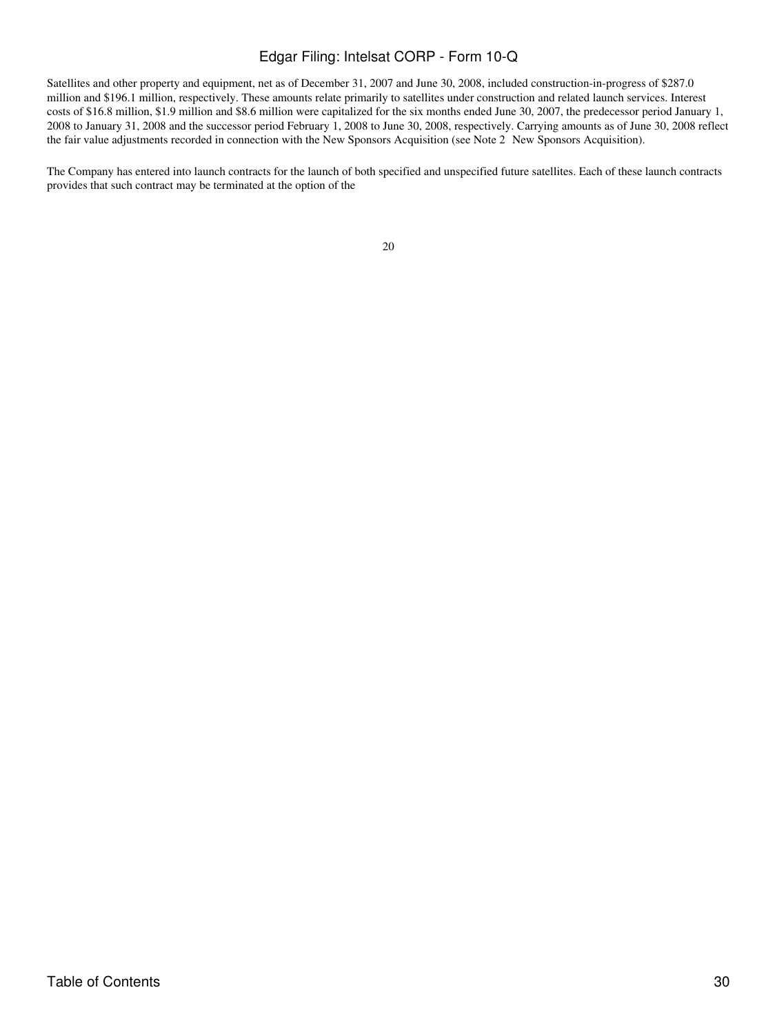Satellites and other property and equipment, net as of December 31, 2007 and June 30, 2008, included construction-in-progress of $287.0 million and $196.1 million, respectively. These amounts relate primarily to satellites under construction and related launch services. Interest costs of $16.8 million, $1.9 million and $8.6 million were capitalized for the six months ended June 30, 2007, the predecessor period January 1, 2008 to January 31, 2008 and the successor period February 1, 2008 to June 30, 2008, respectively. Carrying amounts as of June 30, 2008 reflect the fair value adjustments recorded in connection with the New Sponsors Acquisition (see Note 2 New Sponsors Acquisition).

The Company has entered into launch contracts for the launch of both specified and unspecified future satellites. Each of these launch contracts provides that such contract may be terminated at the option of the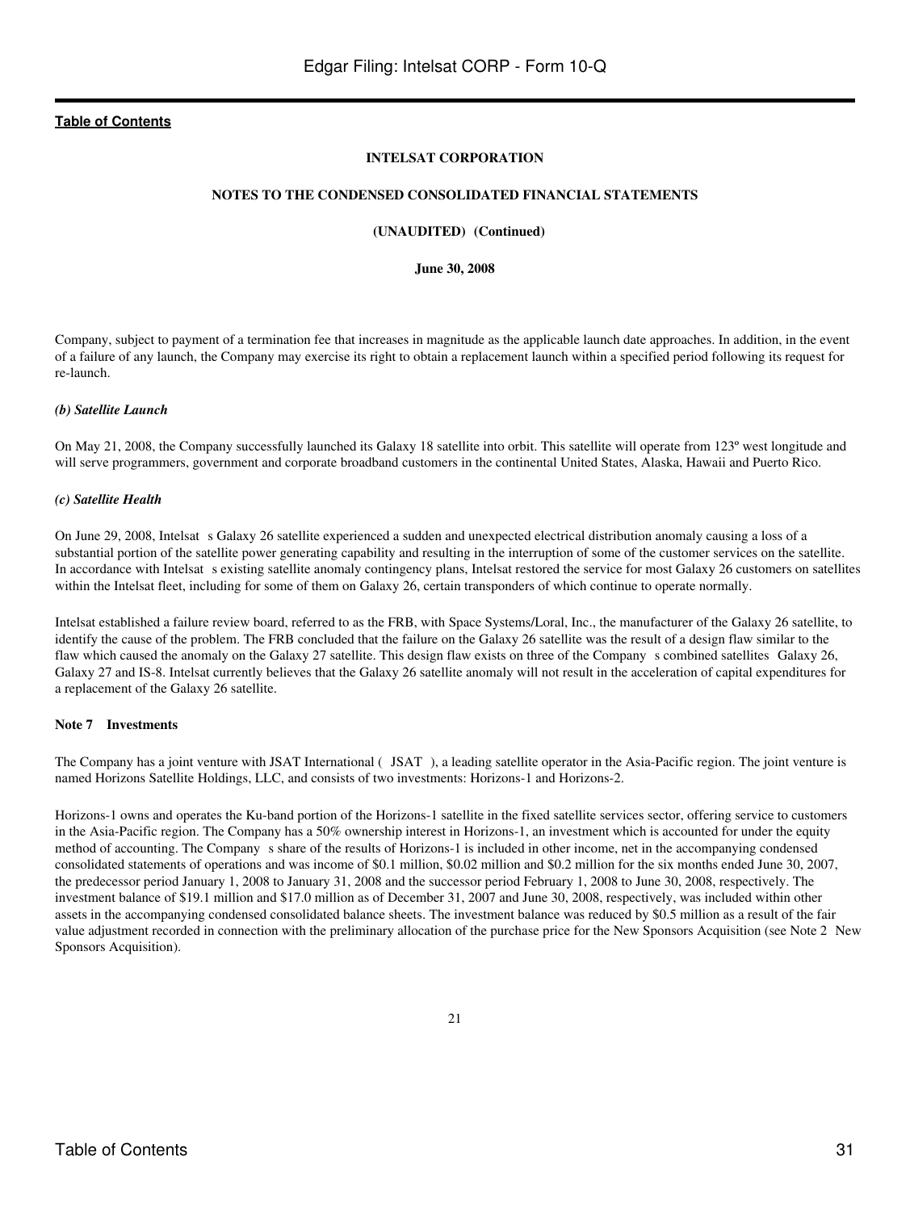Company, subject to payment of a termination fee that increases in magnitude as the applicable launch date approaches. In addition, in the event of a failure of any launch, the Company may exercise its right to obtain a replacement launch within a specified period following its request for re-launch.

*(b) Satellite Launch*

On May 21, 2008, the Company successfully launched its Galaxy 18 satellite into orbit. This satellite will operate from 123º west longitude and will serve programmers, government and corporate broadband customers in the continental United States, Alaska, Hawaii and Puerto Rico.

*(c) Satellite Health*

On June 29, 2008, Intelsat s Galaxy 26 satellite experienced a sudden and unexpected electrical distribution anomaly causing a loss of a substantial portion of the satellite power generating capability and resulting in the interruption of some of the customer services on the satellite. In accordance with Intelsat s existing satellite anomaly contingency plans, Intelsat restored the service for most Galaxy 26 customers on satellites within the Intelsat fleet, including for some of them on Galaxy 26, certain transponders of which continue to operate normally.

Intelsat established a failure review board, referred to as the FRB, with Space Systems/Loral, Inc., the manufacturer of the Galaxy 26 satellite, to identify the cause of the problem. The FRB concluded that the failure on the Galaxy 26 satellite was the result of a design flaw similar to the flaw which caused the anomaly on the Galaxy 27 satellite. This design flaw exists on three of the Company s combined satellites Galaxy 26, Galaxy 27 and IS-8. Intelsat currently believes that the Galaxy 26 satellite anomaly will not result in the acceleration of capital expenditures for a replacement of the Galaxy 26 satellite.

**Note 7 Investments**

The Company has a joint venture with JSAT International ( JSAT ), a leading satellite operator in the Asia-Pacific region. The joint venture is named Horizons Satellite Holdings, LLC, and consists of two investments: Horizons-1 and Horizons-2.

Horizons-1 owns and operates the Ku-band portion of the Horizons-1 satellite in the fixed satellite services sector, offering service to customers in the Asia-Pacific region. The Company has a 50% ownership interest in Horizons-1, an investment which is accounted for under the equity method of accounting. The Company s share of the results of Horizons-1 is included in other income, net in the accompanying condensed consolidated statements of operations and was income of \$0.1 million, \$0.02 million and \$0.2 million for the six months ended June 30, 2007, the predecessor period January 1, 2008 to January 31, 2008 and the successor period February 1, 2008 to June 30, 2008, respectively. The investment balance of \$19.1 million and \$17.0 million as of December 31, 2007 and June 30, 2008, respectively, was included within other assets in the accompanying condensed consolidated balance sheets. The investment balance was reduced by \$0.5 million as a result of the fair value adjustment recorded in connection with the preliminary allocation of the purchase price for the New Sponsors Acquisition (see Note 2 New Sponsors Acquisition).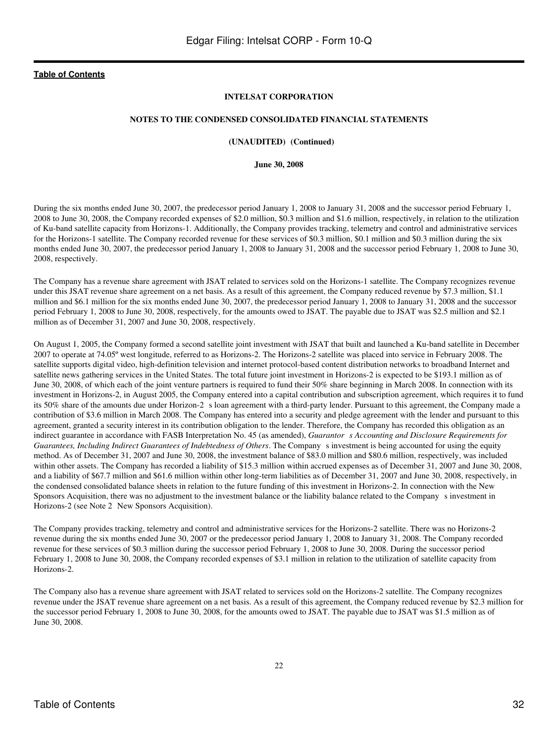**INTELSAT CORPORATION**

**NOTES TO THE CONDENSED CONSOLIDATED FINANCIAL STATEMENTS**

**(UNAUDITED) (Continued)**

**June 30, 2008**

During the six months ended June 30, 2007, the predecessor period January 1, 2008 to January 31, 2008 and the successor period February 1, 2008 to June 30, 2008, the Company recorded expenses of $2.0 million, $0.3 million and $1.6 million, respectively, in relation to the utilization of Ku-band satellite capacity from Horizons-1. Additionally, the Company provides tracking, telemetry and control and administrative services for the Horizons-1 satellite. The Company recorded revenue for these services of $0.3 million, $0.1 million and $0.3 million during the six months ended June 30, 2007, the predecessor period January 1, 2008 to January 31, 2008 and the successor period February 1, 2008 to June 30, 2008, respectively.

The Company has a revenue share agreement with JSAT related to services sold on the Horizons-1 satellite. The Company recognizes revenue under this JSAT revenue share agreement on a net basis. As a result of this agreement, the Company reduced revenue by $7.3 million, $1.1 million and $6.1 million for the six months ended June 30, 2007, the predecessor period January 1, 2008 to January 31, 2008 and the successor period February 1, 2008 to June 30, 2008, respectively, for the amounts owed to JSAT. The payable due to JSAT was $2.5 million and $2.1 million as of December 31, 2007 and June 30, 2008, respectively.

On August 1, 2005, the Company formed a second satellite joint investment with JSAT that built and launched a Ku-band satellite in December 2007 to operate at 74.05º west longitude, referred to as Horizons-2. The Horizons-2 satellite was placed into service in February 2008. The satellite supports digital video, high-definition television and internet protocol-based content distribution networks to broadband Internet and satellite news gathering services in the United States. The total future joint investment in Horizons-2 is expected to be $193.1 million as of June 30, 2008, of which each of the joint venture partners is required to fund their 50% share beginning in March 2008. In connection with its investment in Horizons-2, in August 2005, the Company entered into a capital contribution and subscription agreement, which requires it to fund its 50% share of the amounts due under Horizon-2 s loan agreement with a third-party lender. Pursuant to this agreement, the Company made a contribution of $3.6 million in March 2008. The Company has entered into a security and pledge agreement with the lender and pursuant to this agreement, granted a security interest in its contribution obligation to the lender. Therefore, the Company has recorded this obligation as an indirect guarantee in accordance with FASB Interpretation No. 45 (as amended), *Guarantor s Accounting and Disclosure Requirements for Guarantees, Including Indirect Guarantees of Indebtedness of Others*. The Company s investment is being accounted for using the equity method. As of December 31, 2007 and June 30, 2008, the investment balance of $83.0 million and $80.6 million, respectively, was included within other assets. The Company has recorded a liability of $15.3 million within accrued expenses as of December 31, 2007 and June 30, 2008, and a liability of $67.7 million and $61.6 million within other long-term liabilities as of December 31, 2007 and June 30, 2008, respectively, in the condensed consolidated balance sheets in relation to the future funding of this investment in Horizons-2. In connection with the New Sponsors Acquisition, there was no adjustment to the investment balance or the liability balance related to the Company s investment in Horizons-2 (see Note 2 New Sponsors Acquisition).

The Company provides tracking, telemetry and control and administrative services for the Horizons-2 satellite. There was no Horizons-2 revenue during the six months ended June 30, 2007 or the predecessor period January 1, 2008 to January 31, 2008. The Company recorded revenue for these services of $0.3 million during the successor period February 1, 2008 to June 30, 2008. During the successor period February 1, 2008 to June 30, 2008, the Company recorded expenses of $3.1 million in relation to the utilization of satellite capacity from Horizons-2.

The Company also has a revenue share agreement with JSAT related to services sold on the Horizons-2 satellite. The Company recognizes revenue under the JSAT revenue share agreement on a net basis. As a result of this agreement, the Company reduced revenue by $2.3 million for the successor period February 1, 2008 to June 30, 2008, for the amounts owed to JSAT. The payable due to JSAT was $1.5 million as of June 30, 2008.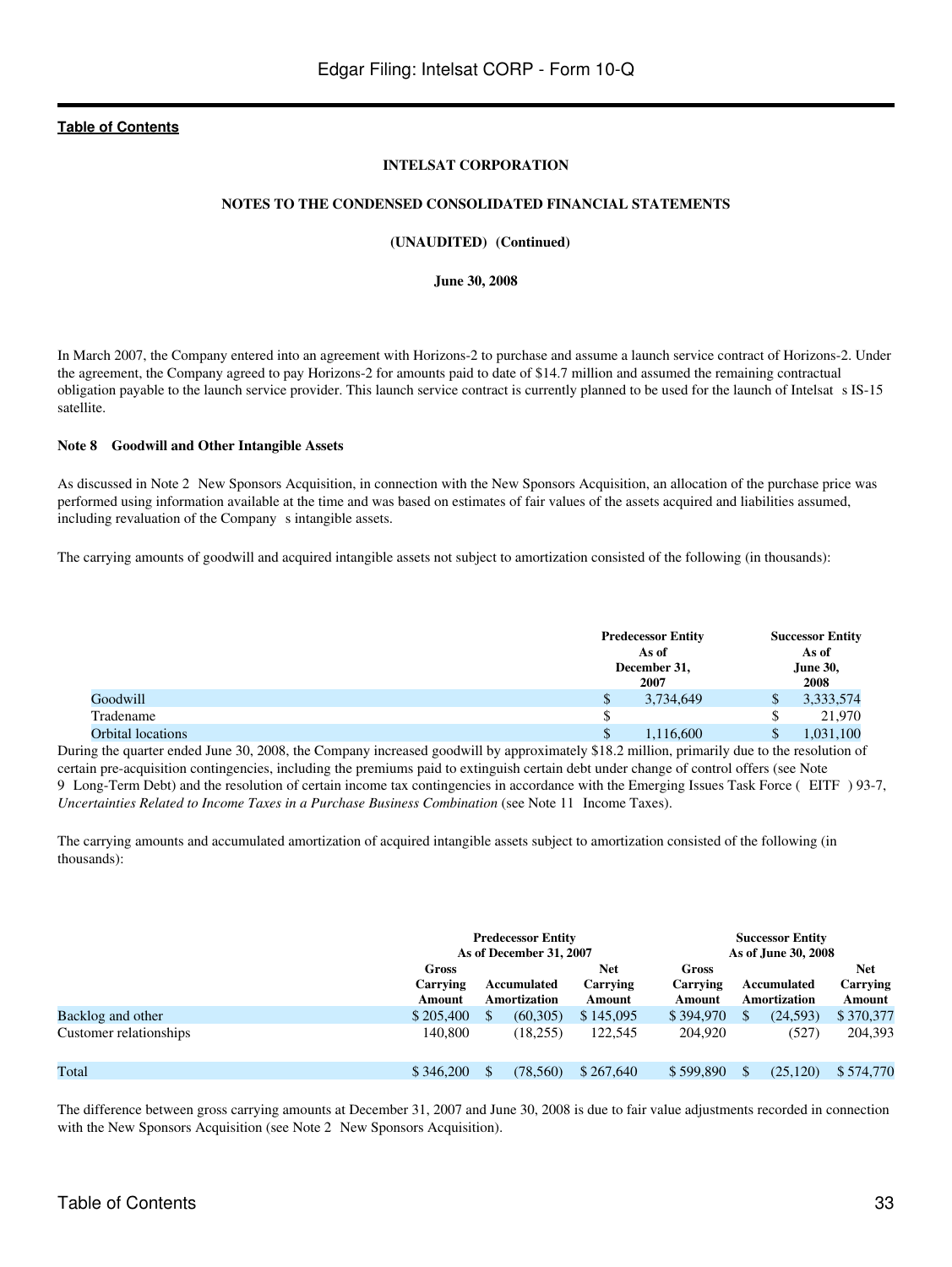**INTELSAT CORPORATION**

**NOTES TO THE CONDENSED CONSOLIDATED FINANCIAL STATEMENTS**

**(UNAUDITED) (Continued)**

**June 30, 2008**

In March 2007, the Company entered into an agreement with Horizons-2 to purchase and assume a launch service contract of Horizons-2. Under the agreement, the Company agreed to pay Horizons-2 for amounts paid to date of $14.7 million and assumed the remaining contractual obligation payable to the launch service provider. This launch service contract is currently planned to be used for the launch of Intelsat s IS-15 satellite.

### Note 8 Goodwill and Other Intangible Assets

As discussed in Note 2 New Sponsors Acquisition, in connection with the New Sponsors Acquisition, an allocation of the purchase price was performed using information available at the time and was based on estimates of fair values of the assets acquired and liabilities assumed, including revaluation of the Company s intangible assets.

The carrying amounts of goodwill and acquired intangible assets not subject to amortization consisted of the following (in thousands):

| | Predecessor Entity As of December 31, 2007 | Successor Entity As of June 30, 2008 |
|---|---|---|
| Goodwill | $ 3,734,649 | $ 3,333,574 |
| Tradename | $ | $ 21,970 |
| Orbital locations | $ 1,116,600 | $ 1,031,100 |

During the quarter ended June 30, 2008, the Company increased goodwill by approximately $18.2 million, primarily due to the resolution of certain pre-acquisition contingencies, including the premiums paid to extinguish certain debt under change of control offers (see Note 9 Long-Term Debt) and the resolution of certain income tax contingencies in accordance with the Emerging Issues Task Force ( EITF ) 93-7, *Uncertainties Related to Income Taxes in a Purchase Business Combination* (see Note 11 Income Taxes).

The carrying amounts and accumulated amortization of acquired intangible assets subject to amortization consisted of the following (in thousands):

| | Predecessor Entity As of December 31, 2007 | | | Successor Entity As of June 30, 2008 | | |
|---|---|---|---|---|---|---|
| | Gross Carrying Amount | Accumulated Amortization | Net Carrying Amount | Gross Carrying Amount | Accumulated Amortization | Net Carrying Amount |
| Backlog and other | $ 205,400 | $ (60,305) | $ 145,095 | $ 394,970 | $ (24,593) | $ 370,377 |
| Customer relationships | 140,800 | (18,255) | 122,545 | 204,920 | (527) | 204,393 |
| Total | $ 346,200 | $ (78,560) | $ 267,640 | $ 599,890 | $ (25,120) | $ 574,770 |

The difference between gross carrying amounts at December 31, 2007 and June 30, 2008 is due to fair value adjustments recorded in connection with the New Sponsors Acquisition (see Note 2 New Sponsors Acquisition).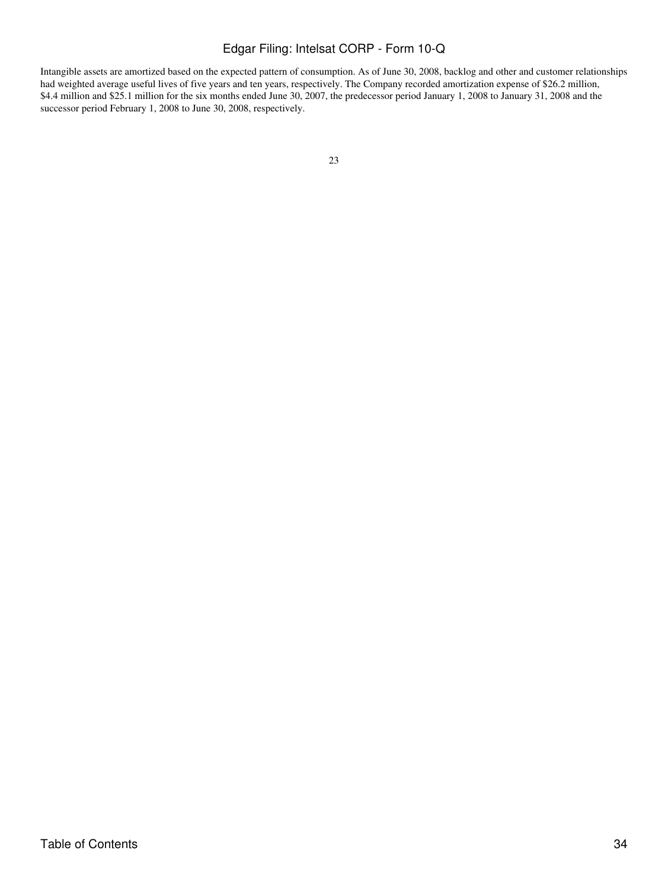Intangible assets are amortized based on the expected pattern of consumption. As of June 30, 2008, backlog and other and customer relationships had weighted average useful lives of five years and ten years, respectively. The Company recorded amortization expense of $26.2 million, $4.4 million and $25.1 million for the six months ended June 30, 2007, the predecessor period January 1, 2008 to January 31, 2008 and the successor period February 1, 2008 to June 30, 2008, respectively.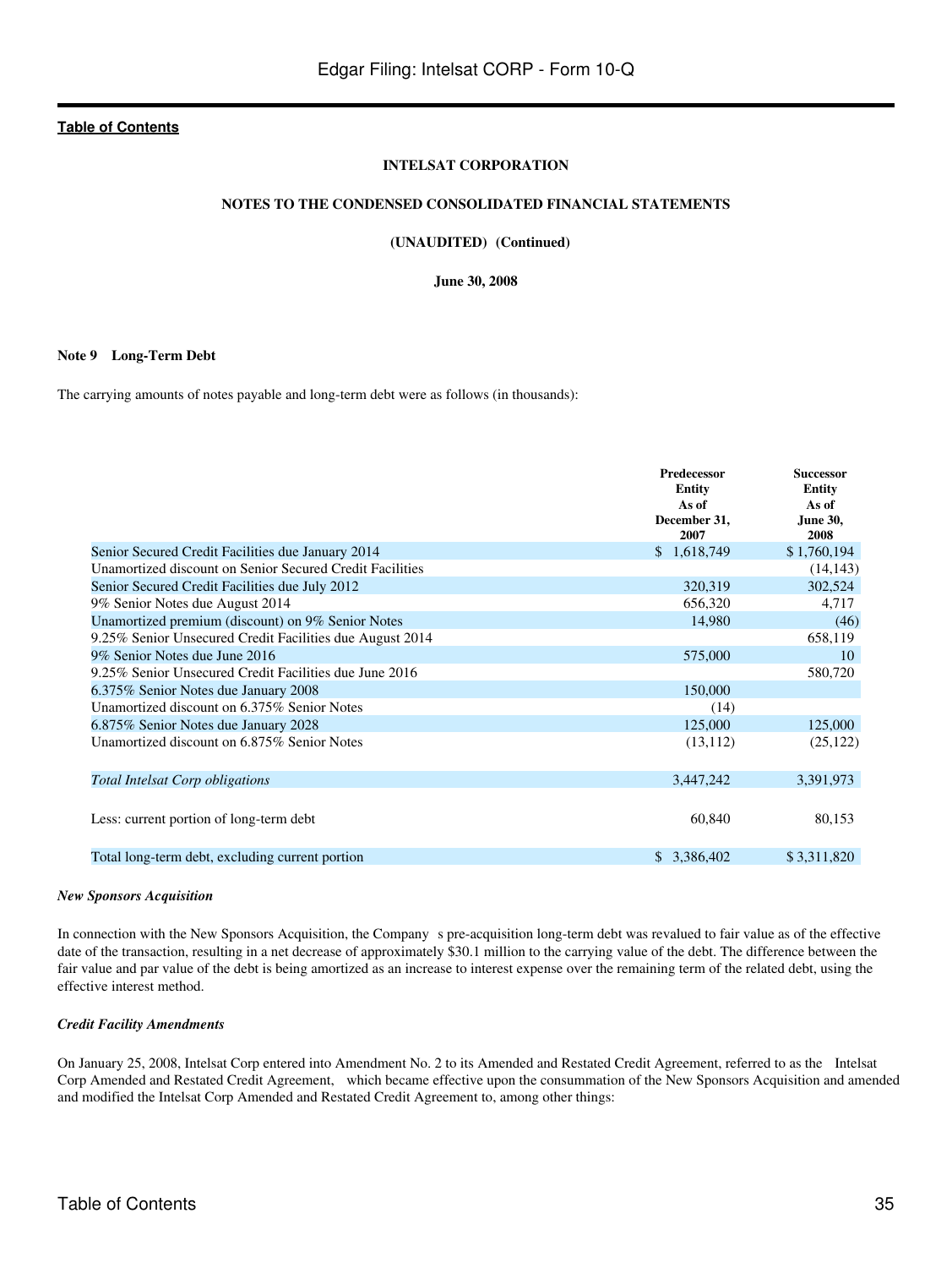**INTELSAT CORPORATION**

**NOTES TO THE CONDENSED CONSOLIDATED FINANCIAL STATEMENTS**

**(UNAUDITED) (Continued)**

**June 30, 2008**

**Note 9 Long-Term Debt**

The carrying amounts of notes payable and long-term debt were as follows (in thousands):

| | Predecessor Entity As of December 31, 2007 | Successor Entity As of June 30, 2008 |
|---|---|---|
| Senior Secured Credit Facilities due January 2014 | $ 1,618,749 | $ 1,760,194 |
| Unamortized discount on Senior Secured Credit Facilities | | (14,143) |
| Senior Secured Credit Facilities due July 2012 | 320,319 | 302,524 |
| 9% Senior Notes due August 2014 | 656,320 | 4,717 |
| Unamortized premium (discount) on 9% Senior Notes | 14,980 | (46) |
| 9.25% Senior Unsecured Credit Facilities due August 2014 | | 658,119 |
| 9% Senior Notes due June 2016 | 575,000 | 10 |
| 9.25% Senior Unsecured Credit Facilities due June 2016 | | 580,720 |
| 6.375% Senior Notes due January 2008 | 150,000 | |
| Unamortized discount on 6.375% Senior Notes | (14) | |
| 6.875% Senior Notes due January 2028 | 125,000 | 125,000 |
| Unamortized discount on 6.875% Senior Notes | (13,112) | (25,122) |
| *Total Intelsat Corp obligations* | 3,447,242 | 3,391,973 |
| Less: current portion of long-term debt | 60,840 | 80,153 |
| Total long-term debt, excluding current portion | $ 3,386,402 | $ 3,311,820 |

***New Sponsors Acquisition***

In connection with the New Sponsors Acquisition, the Company s pre-acquisition long-term debt was revalued to fair value as of the effective date of the transaction, resulting in a net decrease of approximately $30.1 million to the carrying value of the debt. The difference between the fair value and par value of the debt is being amortized as an increase to interest expense over the remaining term of the related debt, using the effective interest method.

***Credit Facility Amendments***

On January 25, 2008, Intelsat Corp entered into Amendment No. 2 to its Amended and Restated Credit Agreement, referred to as the Intelsat Corp Amended and Restated Credit Agreement, which became effective upon the consummation of the New Sponsors Acquisition and amended and modified the Intelsat Corp Amended and Restated Credit Agreement to, among other things: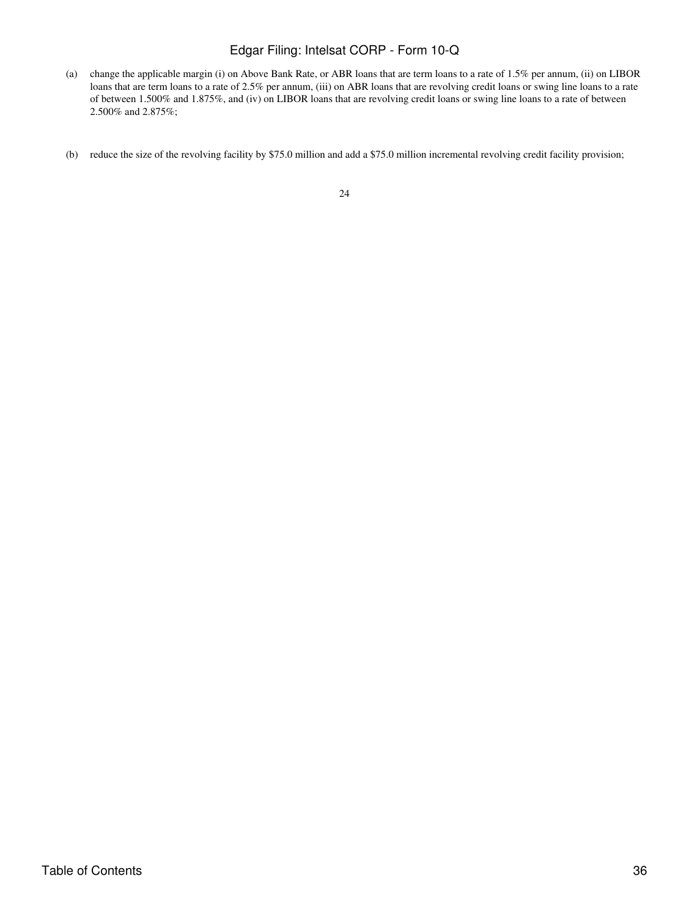(a) change the applicable margin (i) on Above Bank Rate, or ABR loans that are term loans to a rate of 1.5% per annum, (ii) on LIBOR loans that are term loans to a rate of 2.5% per annum, (iii) on ABR loans that are revolving credit loans or swing line loans to a rate of between 1.500% and 1.875%, and (iv) on LIBOR loans that are revolving credit loans or swing line loans to a rate of between 2.500% and 2.875%;

(b) reduce the size of the revolving facility by $75.0 million and add a $75.0 million incremental revolving credit facility provision;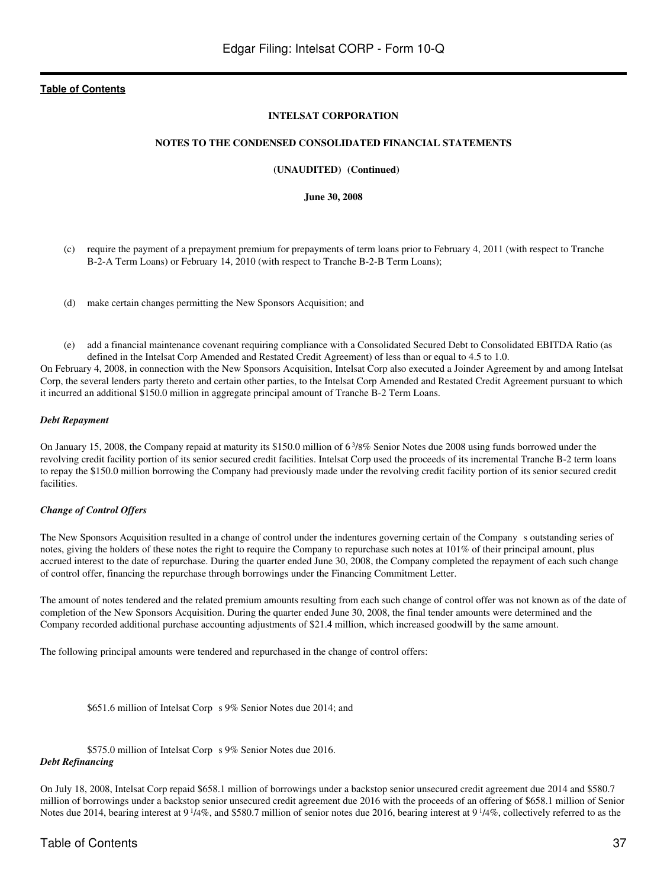**INTELSAT CORPORATION**

**NOTES TO THE CONDENSED CONSOLIDATED FINANCIAL STATEMENTS**

**(UNAUDITED) (Continued)**

**June 30, 2008**

(c) require the payment of a prepayment premium for prepayments of term loans prior to February 4, 2011 (with respect to Tranche B-2-A Term Loans) or February 14, 2010 (with respect to Tranche B-2-B Term Loans);

(d) make certain changes permitting the New Sponsors Acquisition; and

(e) add a financial maintenance covenant requiring compliance with a Consolidated Secured Debt to Consolidated EBITDA Ratio (as defined in the Intelsat Corp Amended and Restated Credit Agreement) of less than or equal to 4.5 to 1.0.

On February 4, 2008, in connection with the New Sponsors Acquisition, Intelsat Corp also executed a Joinder Agreement by and among Intelsat Corp, the several lenders party thereto and certain other parties, to the Intelsat Corp Amended and Restated Credit Agreement pursuant to which it incurred an additional $150.0 million in aggregate principal amount of Tranche B-2 Term Loans.

***Debt Repayment***

On January 15, 2008, the Company repaid at maturity its $150.0 million of 6 3/8% Senior Notes due 2008 using funds borrowed under the revolving credit facility portion of its senior secured credit facilities. Intelsat Corp used the proceeds of its incremental Tranche B-2 term loans to repay the $150.0 million borrowing the Company had previously made under the revolving credit facility portion of its senior secured credit facilities.

***Change of Control Offers***

The New Sponsors Acquisition resulted in a change of control under the indentures governing certain of the Company s outstanding series of notes, giving the holders of these notes the right to require the Company to repurchase such notes at 101% of their principal amount, plus accrued interest to the date of repurchase. During the quarter ended June 30, 2008, the Company completed the repayment of each such change of control offer, financing the repurchase through borrowings under the Financing Commitment Letter.

The amount of notes tendered and the related premium amounts resulting from each such change of control offer was not known as of the date of completion of the New Sponsors Acquisition. During the quarter ended June 30, 2008, the final tender amounts were determined and the Company recorded additional purchase accounting adjustments of $21.4 million, which increased goodwill by the same amount.

The following principal amounts were tendered and repurchased in the change of control offers:

- $651.6 million of Intelsat Corp s 9% Senior Notes due 2014; and
- $575.0 million of Intelsat Corp s 9% Senior Notes due 2016.

***Debt Refinancing***

On July 18, 2008, Intelsat Corp repaid $658.1 million of borrowings under a backstop senior unsecured credit agreement due 2014 and $580.7 million of borrowings under a backstop senior unsecured credit agreement due 2016 with the proceeds of an offering of $658.1 million of Senior Notes due 2014, bearing interest at 9 1/4%, and $580.7 million of senior notes due 2016, bearing interest at 9 1/4%, collectively referred to as the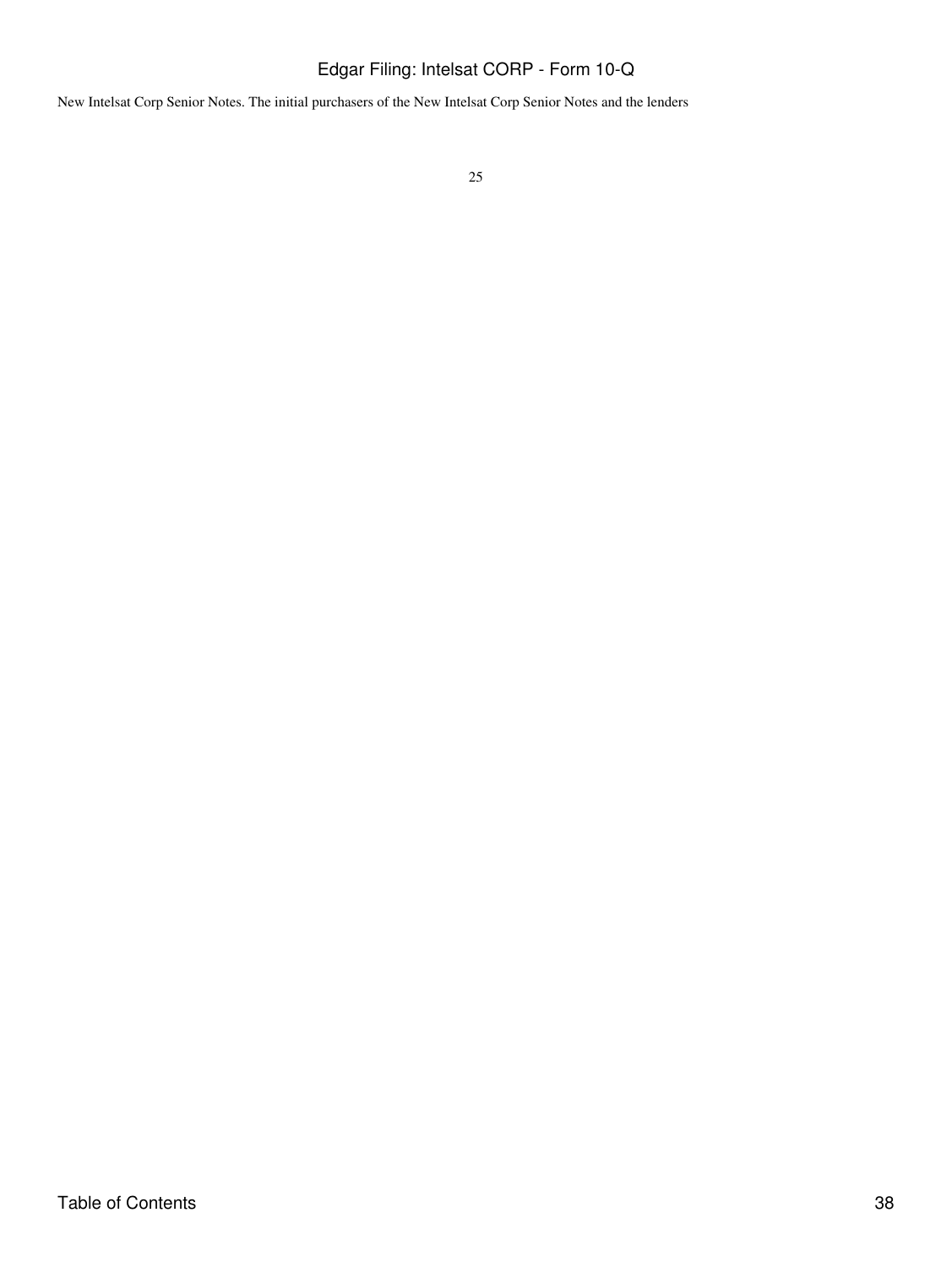New Intelsat Corp Senior Notes. The initial purchasers of the New Intelsat Corp Senior Notes and the lenders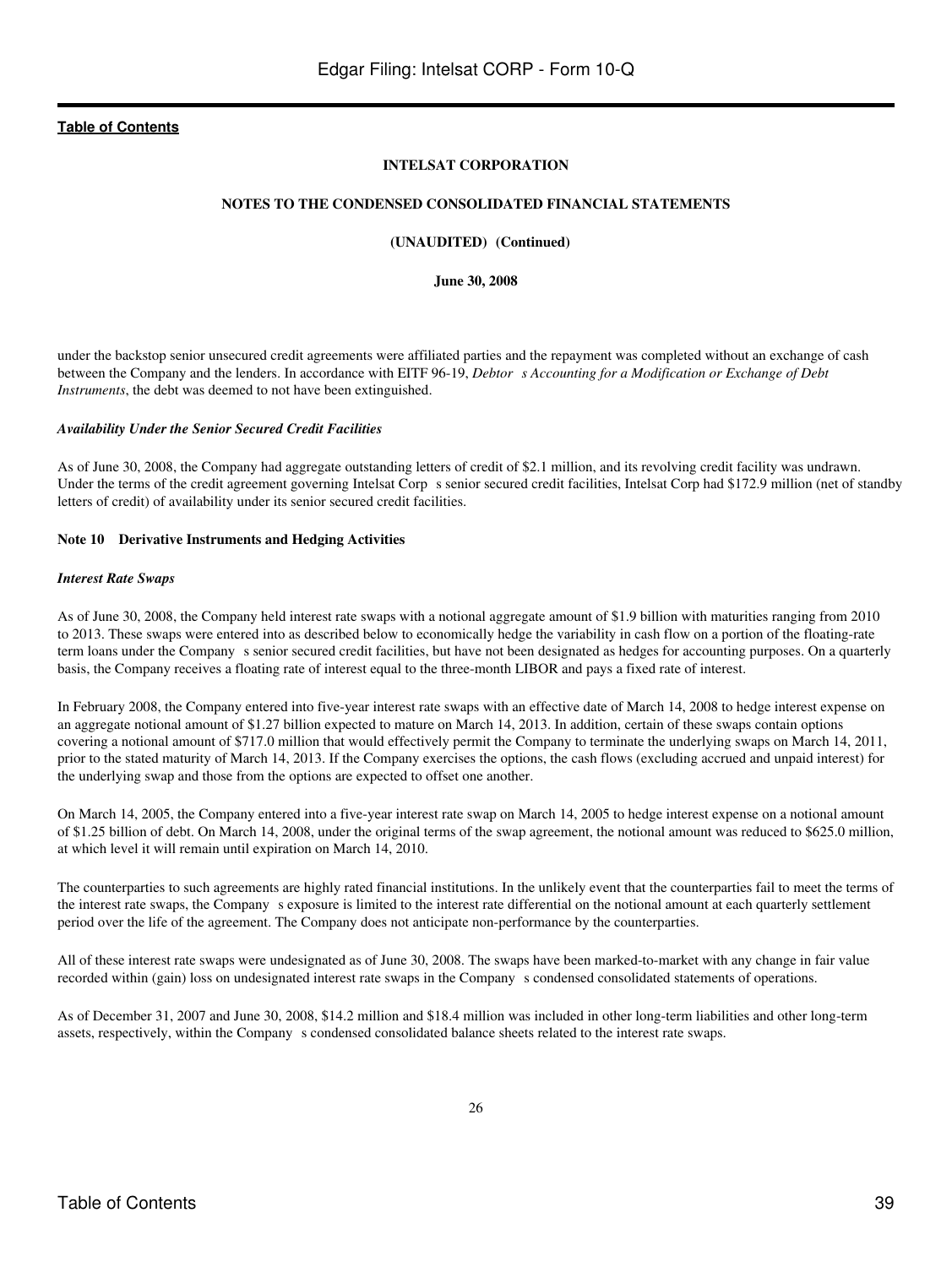INTELSAT CORPORATION

NOTES TO THE CONDENSED CONSOLIDATED FINANCIAL STATEMENTS

(UNAUDITED) (Continued)

June 30, 2008

under the backstop senior unsecured credit agreements were affiliated parties and the repayment was completed without an exchange of cash between the Company and the lenders. In accordance with EITF 96-19, *Debtor s Accounting for a Modification or Exchange of Debt Instruments*, the debt was deemed to not have been extinguished.

***Availability Under the Senior Secured Credit Facilities***

As of June 30, 2008, the Company had aggregate outstanding letters of credit of $2.1 million, and its revolving credit facility was undrawn. Under the terms of the credit agreement governing Intelsat Corp s senior secured credit facilities, Intelsat Corp had $172.9 million (net of standby letters of credit) of availability under its senior secured credit facilities.

**Note 10 Derivative Instruments and Hedging Activities**

***Interest Rate Swaps***

As of June 30, 2008, the Company held interest rate swaps with a notional aggregate amount of $1.9 billion with maturities ranging from 2010 to 2013. These swaps were entered into as described below to economically hedge the variability in cash flow on a portion of the floating-rate term loans under the Company s senior secured credit facilities, but have not been designated as hedges for accounting purposes. On a quarterly basis, the Company receives a floating rate of interest equal to the three-month LIBOR and pays a fixed rate of interest.

In February 2008, the Company entered into five-year interest rate swaps with an effective date of March 14, 2008 to hedge interest expense on an aggregate notional amount of $1.27 billion expected to mature on March 14, 2013. In addition, certain of these swaps contain options covering a notional amount of $717.0 million that would effectively permit the Company to terminate the underlying swaps on March 14, 2011, prior to the stated maturity of March 14, 2013. If the Company exercises the options, the cash flows (excluding accrued and unpaid interest) for the underlying swap and those from the options are expected to offset one another.

On March 14, 2005, the Company entered into a five-year interest rate swap on March 14, 2005 to hedge interest expense on a notional amount of $1.25 billion of debt. On March 14, 2008, under the original terms of the swap agreement, the notional amount was reduced to $625.0 million, at which level it will remain until expiration on March 14, 2010.

The counterparties to such agreements are highly rated financial institutions. In the unlikely event that the counterparties fail to meet the terms of the interest rate swaps, the Company s exposure is limited to the interest rate differential on the notional amount at each quarterly settlement period over the life of the agreement. The Company does not anticipate non-performance by the counterparties.

All of these interest rate swaps were undesignated as of June 30, 2008. The swaps have been marked-to-market with any change in fair value recorded within (gain) loss on undesignated interest rate swaps in the Company s condensed consolidated statements of operations.

As of December 31, 2007 and June 30, 2008, $14.2 million and $18.4 million was included in other long-term liabilities and other long-term assets, respectively, within the Company s condensed consolidated balance sheets related to the interest rate swaps.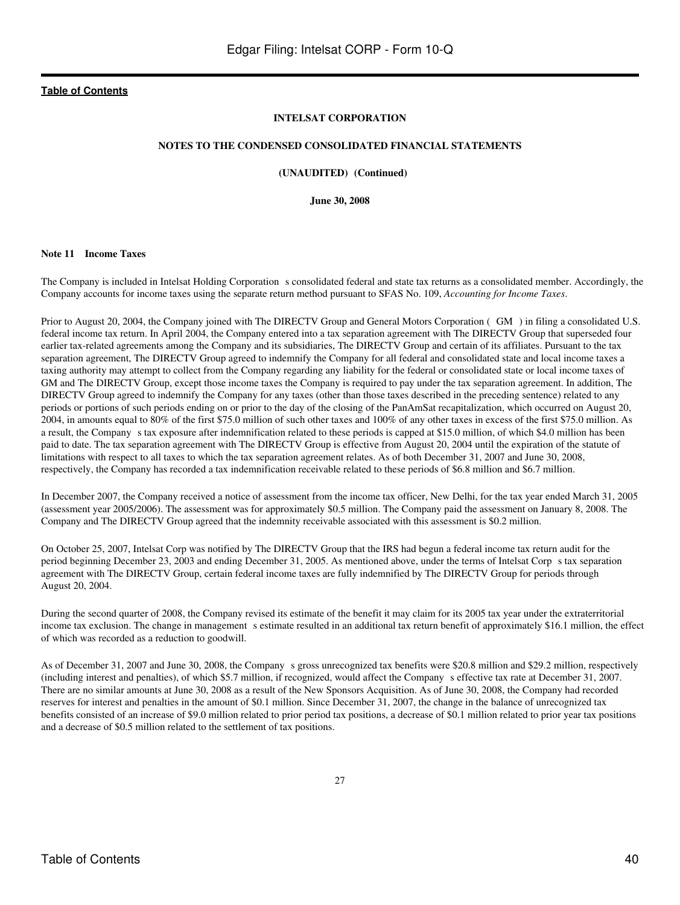[Table of Contents](#)

**INTELSAT CORPORATION**

**NOTES TO THE CONDENSED CONSOLIDATED FINANCIAL STATEMENTS**

**(UNAUDITED) (Continued)**

**June 30, 2008**

**Note 11 Income Taxes**

The Company is included in Intelsat Holding Corporation s consolidated federal and state tax returns as a consolidated member. Accordingly, the Company accounts for income taxes using the separate return method pursuant to SFAS No. 109, *Accounting for Income Taxes*.

Prior to August 20, 2004, the Company joined with The DIRECTV Group and General Motors Corporation ( GM ) in filing a consolidated U.S. federal income tax return. In April 2004, the Company entered into a tax separation agreement with The DIRECTV Group that superseded four earlier tax-related agreements among the Company and its subsidiaries, The DIRECTV Group and certain of its affiliates. Pursuant to the tax separation agreement, The DIRECTV Group agreed to indemnify the Company for all federal and consolidated state and local income taxes a taxing authority may attempt to collect from the Company regarding any liability for the federal or consolidated state or local income taxes of GM and The DIRECTV Group, except those income taxes the Company is required to pay under the tax separation agreement. In addition, The DIRECTV Group agreed to indemnify the Company for any taxes (other than those taxes described in the preceding sentence) related to any periods or portions of such periods ending on or prior to the day of the closing of the PanAmSat recapitalization, which occurred on August 20, 2004, in amounts equal to 80% of the first $75.0 million of such other taxes and 100% of any other taxes in excess of the first $75.0 million. As a result, the Company s tax exposure after indemnification related to these periods is capped at $15.0 million, of which $4.0 million has been paid to date. The tax separation agreement with The DIRECTV Group is effective from August 20, 2004 until the expiration of the statute of limitations with respect to all taxes to which the tax separation agreement relates. As of both December 31, 2007 and June 30, 2008, respectively, the Company has recorded a tax indemnification receivable related to these periods of $6.8 million and $6.7 million.

In December 2007, the Company received a notice of assessment from the income tax officer, New Delhi, for the tax year ended March 31, 2005 (assessment year 2005/2006). The assessment was for approximately $0.5 million. The Company paid the assessment on January 8, 2008. The Company and The DIRECTV Group agreed that the indemnity receivable associated with this assessment is $0.2 million.

On October 25, 2007, Intelsat Corp was notified by The DIRECTV Group that the IRS had begun a federal income tax return audit for the period beginning December 23, 2003 and ending December 31, 2005. As mentioned above, under the terms of Intelsat Corp s tax separation agreement with The DIRECTV Group, certain federal income taxes are fully indemnified by The DIRECTV Group for periods through August 20, 2004.

During the second quarter of 2008, the Company revised its estimate of the benefit it may claim for its 2005 tax year under the extraterritorial income tax exclusion. The change in management s estimate resulted in an additional tax return benefit of approximately $16.1 million, the effect of which was recorded as a reduction to goodwill.

As of December 31, 2007 and June 30, 2008, the Company s gross unrecognized tax benefits were $20.8 million and $29.2 million, respectively (including interest and penalties), of which $5.7 million, if recognized, would affect the Company s effective tax rate at December 31, 2007. There are no similar amounts at June 30, 2008 as a result of the New Sponsors Acquisition. As of June 30, 2008, the Company had recorded reserves for interest and penalties in the amount of $0.1 million. Since December 31, 2007, the change in the balance of unrecognized tax benefits consisted of an increase of $9.0 million related to prior period tax positions, a decrease of $0.1 million related to prior year tax positions and a decrease of $0.5 million related to the settlement of tax positions.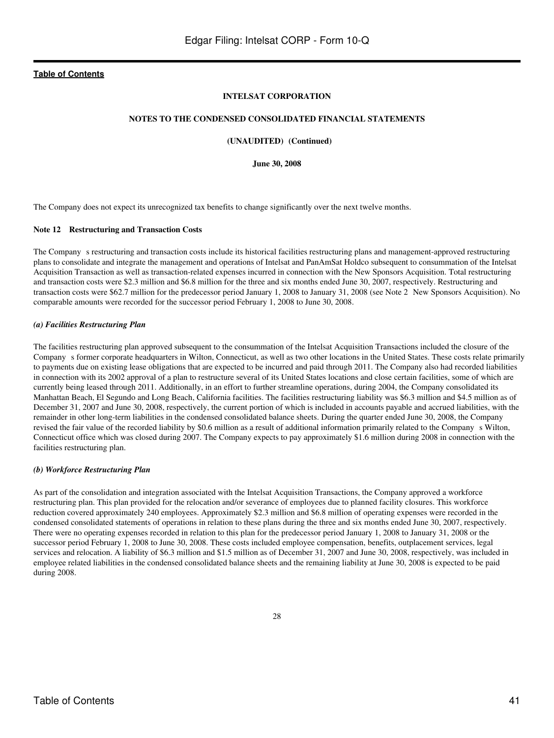**INTELSAT CORPORATION**

**NOTES TO THE CONDENSED CONSOLIDATED FINANCIAL STATEMENTS**

**(UNAUDITED) (Continued)**

**June 30, 2008**

The Company does not expect its unrecognized tax benefits to change significantly over the next twelve months.

**Note 12 Restructuring and Transaction Costs**

The Company s restructuring and transaction costs include its historical facilities restructuring plans and management-approved restructuring plans to consolidate and integrate the management and operations of Intelsat and PanAmSat Holdco subsequent to consummation of the Intelsat Acquisition Transaction as well as transaction-related expenses incurred in connection with the New Sponsors Acquisition. Total restructuring and transaction costs were $2.3 million and $6.8 million for the three and six months ended June 30, 2007, respectively. Restructuring and transaction costs were $62.7 million for the predecessor period January 1, 2008 to January 31, 2008 (see Note 2 New Sponsors Acquisition). No comparable amounts were recorded for the successor period February 1, 2008 to June 30, 2008.

***(a) Facilities Restructuring Plan***

The facilities restructuring plan approved subsequent to the consummation of the Intelsat Acquisition Transactions included the closure of the Company s former corporate headquarters in Wilton, Connecticut, as well as two other locations in the United States. These costs relate primarily to payments due on existing lease obligations that are expected to be incurred and paid through 2011. The Company also had recorded liabilities in connection with its 2002 approval of a plan to restructure several of its United States locations and close certain facilities, some of which are currently being leased through 2011. Additionally, in an effort to further streamline operations, during 2004, the Company consolidated its Manhattan Beach, El Segundo and Long Beach, California facilities. The facilities restructuring liability was $6.3 million and $4.5 million as of December 31, 2007 and June 30, 2008, respectively, the current portion of which is included in accounts payable and accrued liabilities, with the remainder in other long-term liabilities in the condensed consolidated balance sheets. During the quarter ended June 30, 2008, the Company revised the fair value of the recorded liability by $0.6 million as a result of additional information primarily related to the Company s Wilton, Connecticut office which was closed during 2007. The Company expects to pay approximately $1.6 million during 2008 in connection with the facilities restructuring plan.

***(b) Workforce Restructuring Plan***

As part of the consolidation and integration associated with the Intelsat Acquisition Transactions, the Company approved a workforce restructuring plan. This plan provided for the relocation and/or severance of employees due to planned facility closures. This workforce reduction covered approximately 240 employees. Approximately $2.3 million and $6.8 million of operating expenses were recorded in the condensed consolidated statements of operations in relation to these plans during the three and six months ended June 30, 2007, respectively. There were no operating expenses recorded in relation to this plan for the predecessor period January 1, 2008 to January 31, 2008 or the successor period February 1, 2008 to June 30, 2008. These costs included employee compensation, benefits, outplacement services, legal services and relocation. A liability of $6.3 million and $1.5 million as of December 31, 2007 and June 30, 2008, respectively, was included in employee related liabilities in the condensed consolidated balance sheets and the remaining liability at June 30, 2008 is expected to be paid during 2008.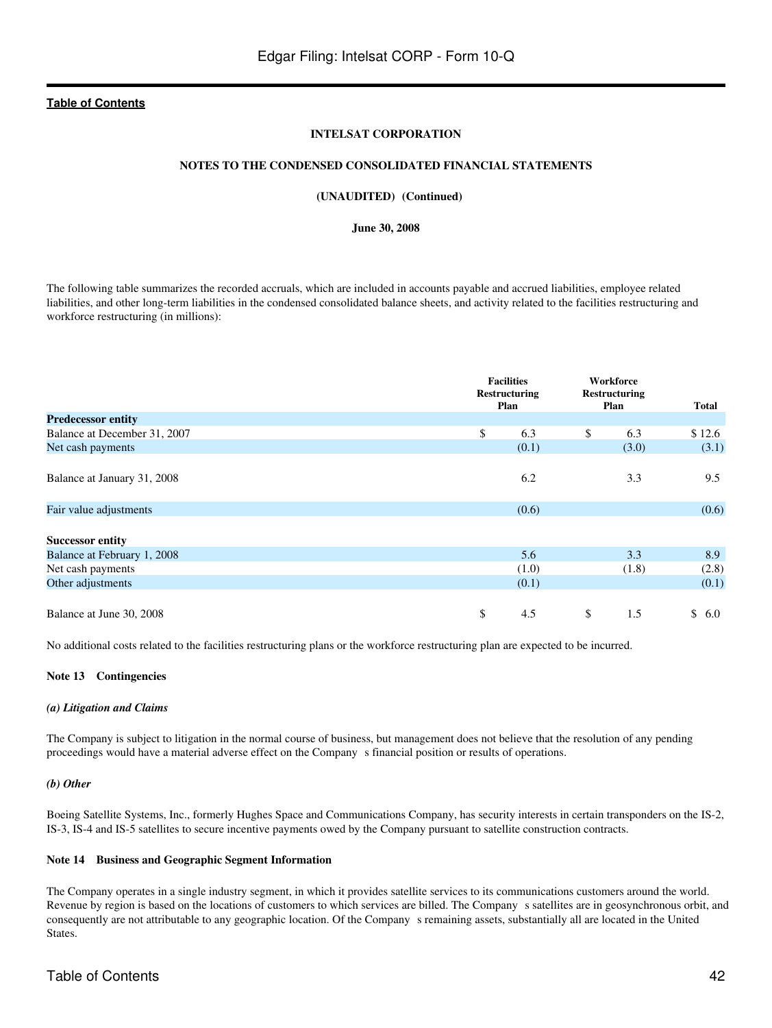INTELSAT CORPORATION

NOTES TO THE CONDENSED CONSOLIDATED FINANCIAL STATEMENTS

(UNAUDITED) (Continued)

June 30, 2008

The following table summarizes the recorded accruals, which are included in accounts payable and accrued liabilities, employee related liabilities, and other long-term liabilities in the condensed consolidated balance sheets, and activity related to the facilities restructuring and workforce restructuring (in millions):

| | Facilities Restructuring Plan | Workforce Restructuring Plan | Total |
|---|---|---|---|
| **Predecessor entity** | | | |
| Balance at December 31, 2007 | $ 6.3 | $ 6.3 | $ 12.6 |
| Net cash payments | (0.1) | (3.0) | (3.1) |
| Balance at January 31, 2008 | 6.2 | 3.3 | 9.5 |
| Fair value adjustments | (0.6) | | (0.6) |
| **Successor entity** | | | |
| Balance at February 1, 2008 | 5.6 | 3.3 | 8.9 |
| Net cash payments | (1.0) | (1.8) | (2.8) |
| Other adjustments | (0.1) | | (0.1) |
| Balance at June 30, 2008 | $ 4.5 | $ 1.5 | $ 6.0 |

No additional costs related to the facilities restructuring plans or the workforce restructuring plan are expected to be incurred.

**Note 13 Contingencies**

***(a) Litigation and Claims***

The Company is subject to litigation in the normal course of business, but management does not believe that the resolution of any pending proceedings would have a material adverse effect on the Company s financial position or results of operations.

***(b) Other***

Boeing Satellite Systems, Inc., formerly Hughes Space and Communications Company, has security interests in certain transponders on the IS-2, IS-3, IS-4 and IS-5 satellites to secure incentive payments owed by the Company pursuant to satellite construction contracts.

**Note 14 Business and Geographic Segment Information**

The Company operates in a single industry segment, in which it provides satellite services to its communications customers around the world. Revenue by region is based on the locations of customers to which services are billed. The Company s satellites are in geosynchronous orbit, and consequently are not attributable to any geographic location. Of the Company s remaining assets, substantially all are located in the United States.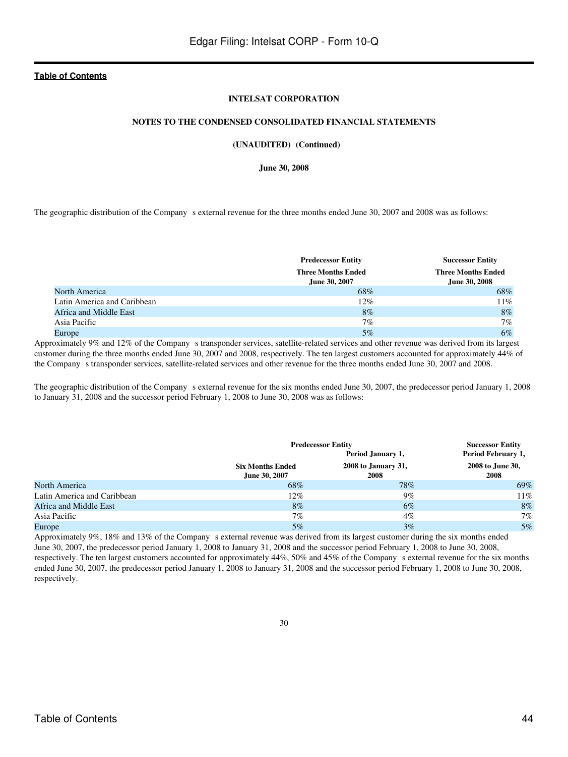**INTELSAT CORPORATION**

**NOTES TO THE CONDENSED CONSOLIDATED FINANCIAL STATEMENTS**

**(UNAUDITED) (Continued)**

**June 30, 2008**

The geographic distribution of the Company s external revenue for the three months ended June 30, 2007 and 2008 was as follows:

| | Predecessor Entity | Successor Entity |
|---|---|---|
| | Three Months Ended June 30, 2007 | Three Months Ended June 30, 2008 |
| North America | 68% | 68% |
| Latin America and Caribbean | 12% | 11% |
| Africa and Middle East | 8% | 8% |
| Asia Pacific | 7% | 7% |
| Europe | 5% | 6% |

Approximately 9% and 12% of the Company s transponder services, satellite-related services and other revenue was derived from its largest customer during the three months ended June 30, 2007 and 2008, respectively. The ten largest customers accounted for approximately 44% of the Company s transponder services, satellite-related services and other revenue for the three months ended June 30, 2007 and 2008.

The geographic distribution of the Company s external revenue for the six months ended June 30, 2007, the predecessor period January 1, 2008 to January 31, 2008 and the successor period February 1, 2008 to June 30, 2008 was as follows:

| | Predecessor Entity | | Successor Entity |
|---|---|---|---|
| | Six Months Ended June 30, 2007 | Period January 1, 2008 to January 31, 2008 | Period February 1, 2008 to June 30, 2008 |
| North America | 68% | 78% | 69% |
| Latin America and Caribbean | 12% | 9% | 11% |
| Africa and Middle East | 8% | 6% | 8% |
| Asia Pacific | 7% | 4% | 7% |
| Europe | 5% | 3% | 5% |

Approximately 9%, 18% and 13% of the Company s external revenue was derived from its largest customer during the six months ended June 30, 2007, the predecessor period January 1, 2008 to January 31, 2008 and the successor period February 1, 2008 to June 30, 2008, respectively. The ten largest customers accounted for approximately 44%, 50% and 45% of the Company s external revenue for the six months ended June 30, 2007, the predecessor period January 1, 2008 to January 31, 2008 and the successor period February 1, 2008 to June 30, 2008, respectively.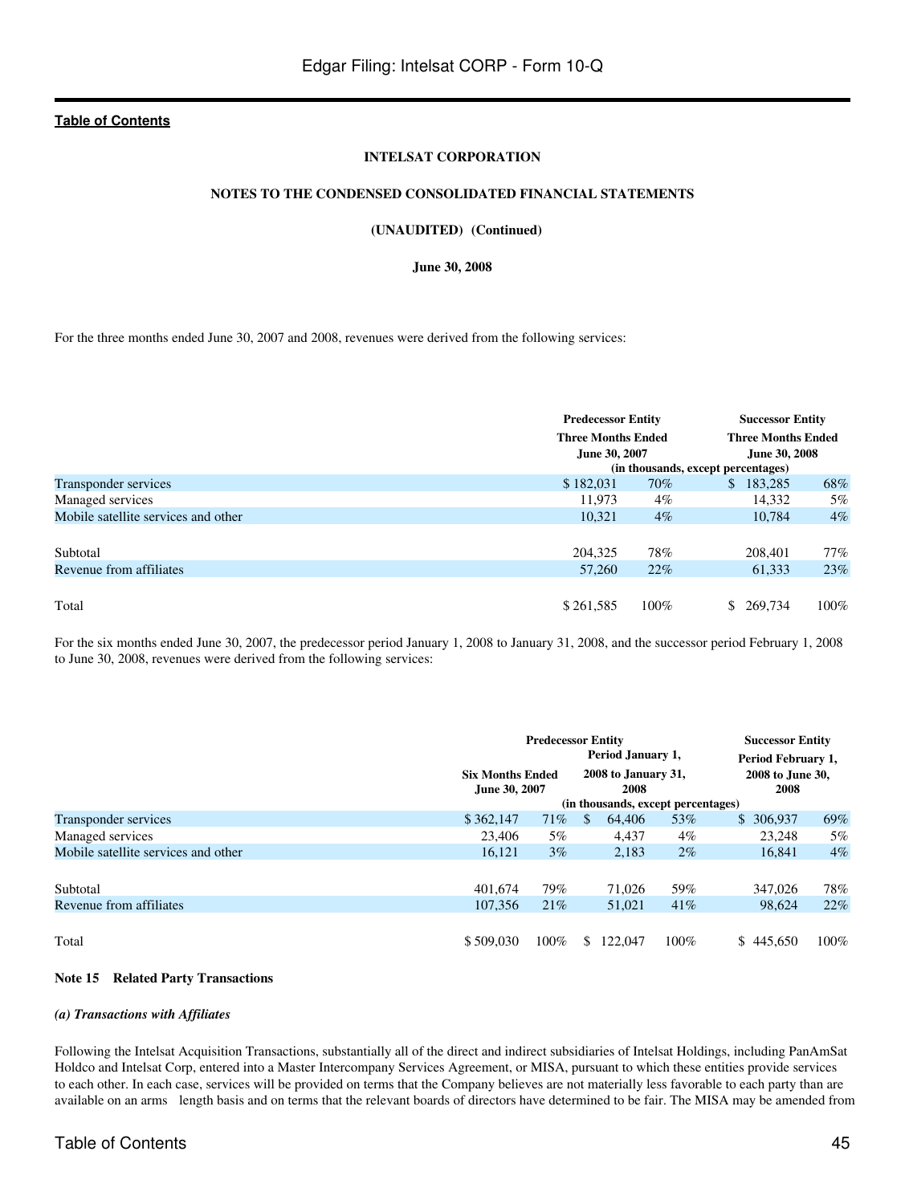**INTELSAT CORPORATION**

**NOTES TO THE CONDENSED CONSOLIDATED FINANCIAL STATEMENTS**

**(UNAUDITED) (Continued)**

**June 30, 2008**

For the three months ended June 30, 2007 and 2008, revenues were derived from the following services:

| | Predecessor Entity Three Months Ended June 30, 2007 | | Successor Entity Three Months Ended June 30, 2008 | |
|---|---|---|---|---|
| | (in thousands, except percentages) | | | |
| Transponder services | $ 182,031 | 70% | $ 183,285 | 68% |
| Managed services | 11,973 | 4% | 14,332 | 5% |
| Mobile satellite services and other | 10,321 | 4% | 10,784 | 4% |
| Subtotal | 204,325 | 78% | 208,401 | 77% |
| Revenue from affiliates | 57,260 | 22% | 61,333 | 23% |
| Total | $ 261,585 | 100% | $ 269,734 | 100% |

For the six months ended June 30, 2007, the predecessor period January 1, 2008 to January 31, 2008, and the successor period February 1, 2008 to June 30, 2008, revenues were derived from the following services:

| | Predecessor Entity | | | | Successor Entity | |
|---|---|---|---|---|---|---|
| | Six Months Ended June 30, 2007 | | Period January 1, 2008 to January 31, 2008 | | Period February 1, 2008 to June 30, 2008 | |
| | (in thousands, except percentages) | | | | | |
| Transponder services | $ 362,147 | 71% | $ 64,406 | 53% | $ 306,937 | 69% |
| Managed services | 23,406 | 5% | 4,437 | 4% | 23,248 | 5% |
| Mobile satellite services and other | 16,121 | 3% | 2,183 | 2% | 16,841 | 4% |
| Subtotal | 401,674 | 79% | 71,026 | 59% | 347,026 | 78% |
| Revenue from affiliates | 107,356 | 21% | 51,021 | 41% | 98,624 | 22% |
| Total | $ 509,030 | 100% | $ 122,047 | 100% | $ 445,650 | 100% |

**Note 15 Related Party Transactions**

***(a) Transactions with Affiliates***

Following the Intelsat Acquisition Transactions, substantially all of the direct and indirect subsidiaries of Intelsat Holdings, including PanAmSat Holdco and Intelsat Corp, entered into a Master Intercompany Services Agreement, or MISA, pursuant to which these entities provide services to each other. In each case, services will be provided on terms that the Company believes are not materially less favorable to each party than are available on an arms length basis and on terms that the relevant boards of directors have determined to be fair. The MISA may be amended from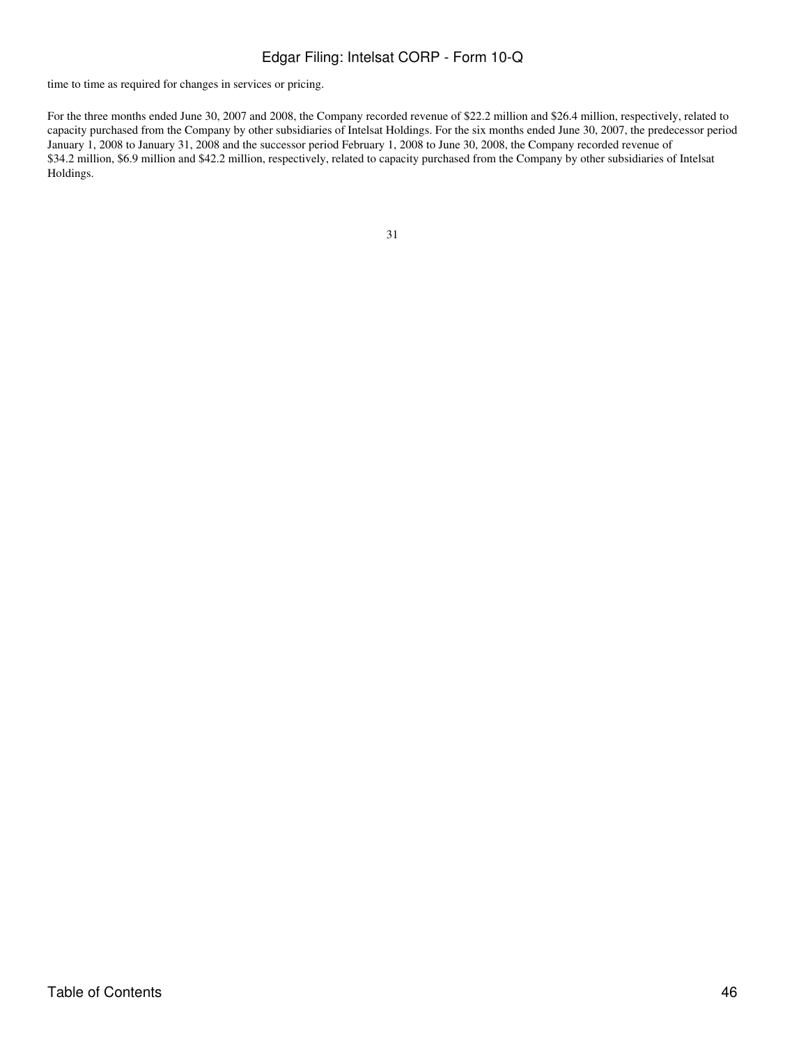time to time as required for changes in services or pricing.

For the three months ended June 30, 2007 and 2008, the Company recorded revenue of $22.2 million and $26.4 million, respectively, related to capacity purchased from the Company by other subsidiaries of Intelsat Holdings. For the six months ended June 30, 2007, the predecessor period January 1, 2008 to January 31, 2008 and the successor period February 1, 2008 to June 30, 2008, the Company recorded revenue of $34.2 million, $6.9 million and $42.2 million, respectively, related to capacity purchased from the Company by other subsidiaries of Intelsat Holdings.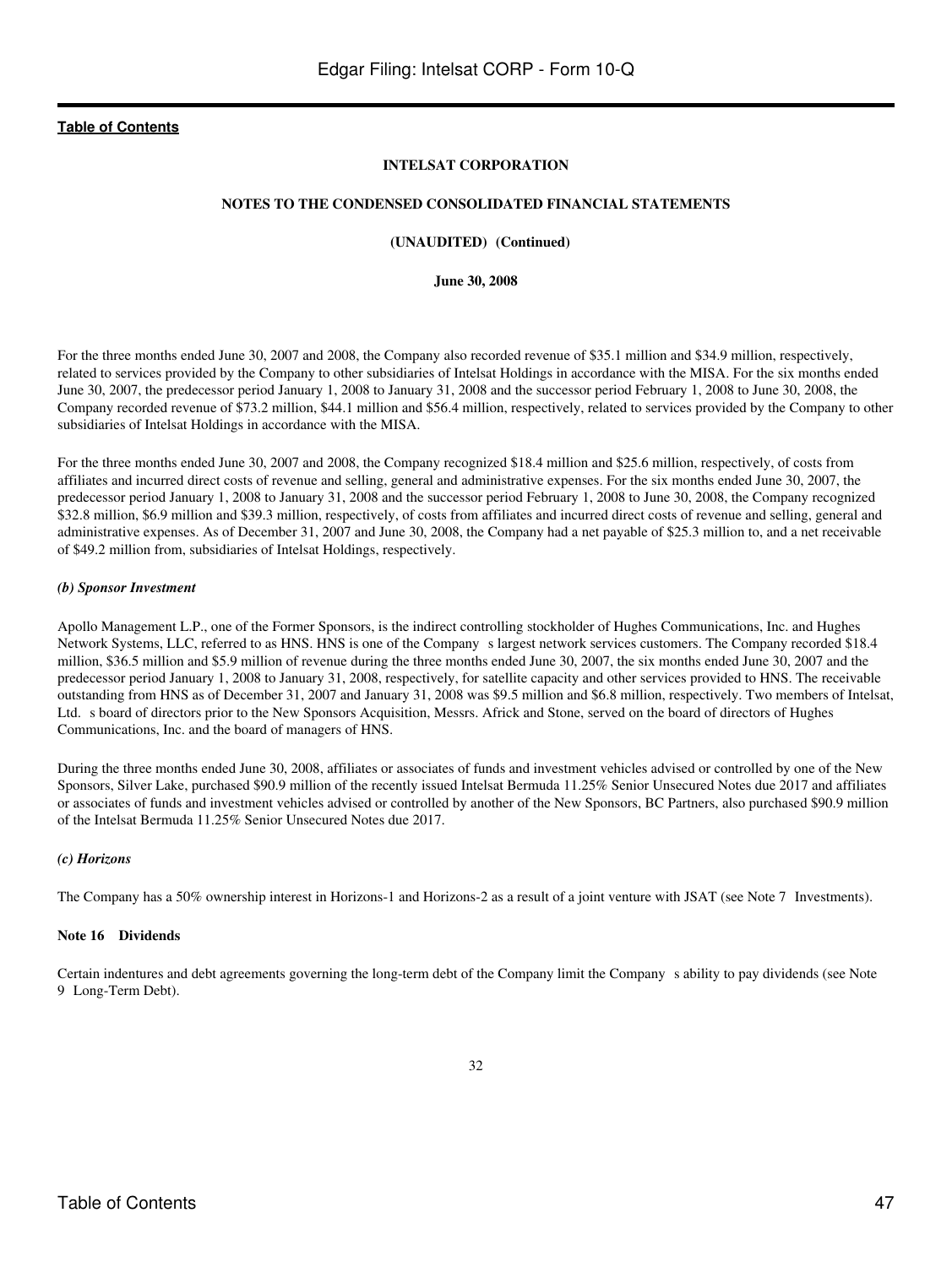[Table of Contents](#)

**INTELSAT CORPORATION**

**NOTES TO THE CONDENSED CONSOLIDATED FINANCIAL STATEMENTS**

**(UNAUDITED) (Continued)**

**June 30, 2008**

For the three months ended June 30, 2007 and 2008, the Company also recorded revenue of $35.1 million and $34.9 million, respectively, related to services provided by the Company to other subsidiaries of Intelsat Holdings in accordance with the MISA. For the six months ended June 30, 2007, the predecessor period January 1, 2008 to January 31, 2008 and the successor period February 1, 2008 to June 30, 2008, the Company recorded revenue of $73.2 million, $44.1 million and $56.4 million, respectively, related to services provided by the Company to other subsidiaries of Intelsat Holdings in accordance with the MISA.

For the three months ended June 30, 2007 and 2008, the Company recognized $18.4 million and $25.6 million, respectively, of costs from affiliates and incurred direct costs of revenue and selling, general and administrative expenses. For the six months ended June 30, 2007, the predecessor period January 1, 2008 to January 31, 2008 and the successor period February 1, 2008 to June 30, 2008, the Company recognized $32.8 million, $6.9 million and $39.3 million, respectively, of costs from affiliates and incurred direct costs of revenue and selling, general and administrative expenses. As of December 31, 2007 and June 30, 2008, the Company had a net payable of $25.3 million to, and a net receivable of $49.2 million from, subsidiaries of Intelsat Holdings, respectively.

***(b) Sponsor Investment***

Apollo Management L.P., one of the Former Sponsors, is the indirect controlling stockholder of Hughes Communications, Inc. and Hughes Network Systems, LLC, referred to as HNS. HNS is one of the Company s largest network services customers. The Company recorded $18.4 million, $36.5 million and $5.9 million of revenue during the three months ended June 30, 2007, the six months ended June 30, 2007 and the predecessor period January 1, 2008 to January 31, 2008, respectively, for satellite capacity and other services provided to HNS. The receivable outstanding from HNS as of December 31, 2007 and January 31, 2008 was $9.5 million and $6.8 million, respectively. Two members of Intelsat, Ltd. s board of directors prior to the New Sponsors Acquisition, Messrs. Africk and Stone, served on the board of directors of Hughes Communications, Inc. and the board of managers of HNS.

During the three months ended June 30, 2008, affiliates or associates of funds and investment vehicles advised or controlled by one of the New Sponsors, Silver Lake, purchased $90.9 million of the recently issued Intelsat Bermuda 11.25% Senior Unsecured Notes due 2017 and affiliates or associates of funds and investment vehicles advised or controlled by another of the New Sponsors, BC Partners, also purchased $90.9 million of the Intelsat Bermuda 11.25% Senior Unsecured Notes due 2017.

***(c) Horizons***

The Company has a 50% ownership interest in Horizons-1 and Horizons-2 as a result of a joint venture with JSAT (see Note 7 Investments).

**Note 16 Dividends**

Certain indentures and debt agreements governing the long-term debt of the Company limit the Company s ability to pay dividends (see Note 9 Long-Term Debt).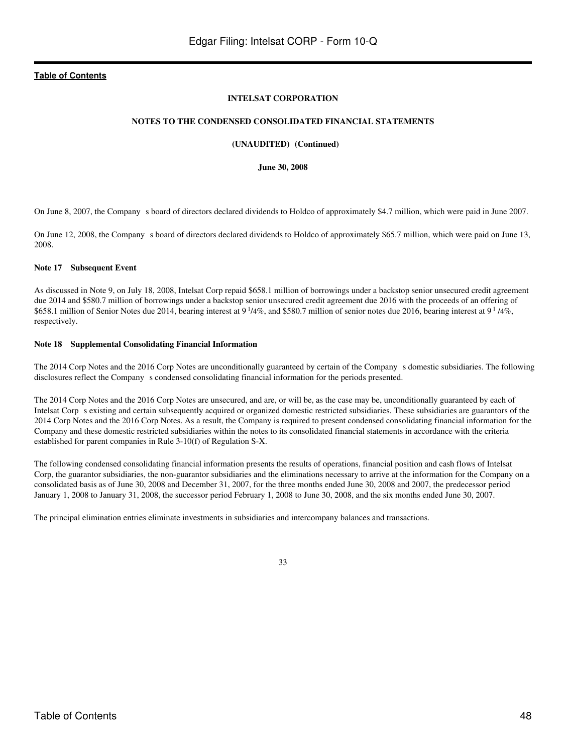**INTELSAT CORPORATION**

**NOTES TO THE CONDENSED CONSOLIDATED FINANCIAL STATEMENTS**

**(UNAUDITED) (Continued)**

**June 30, 2008**

On June 8, 2007, the Company s board of directors declared dividends to Holdco of approximately $4.7 million, which were paid in June 2007.

On June 12, 2008, the Company s board of directors declared dividends to Holdco of approximately $65.7 million, which were paid on June 13, 2008.

**Note 17 Subsequent Event**

As discussed in Note 9, on July 18, 2008, Intelsat Corp repaid $658.1 million of borrowings under a backstop senior unsecured credit agreement due 2014 and $580.7 million of borrowings under a backstop senior unsecured credit agreement due 2016 with the proceeds of an offering of $658.1 million of Senior Notes due 2014, bearing interest at 9 1/4%, and $580.7 million of senior notes due 2016, bearing interest at 9 1/4%, respectively.

**Note 18 Supplemental Consolidating Financial Information**

The 2014 Corp Notes and the 2016 Corp Notes are unconditionally guaranteed by certain of the Company s domestic subsidiaries. The following disclosures reflect the Company s condensed consolidating financial information for the periods presented.

The 2014 Corp Notes and the 2016 Corp Notes are unsecured, and are, or will be, as the case may be, unconditionally guaranteed by each of Intelsat Corp s existing and certain subsequently acquired or organized domestic restricted subsidiaries. These subsidiaries are guarantors of the 2014 Corp Notes and the 2016 Corp Notes. As a result, the Company is required to present condensed consolidating financial information for the Company and these domestic restricted subsidiaries within the notes to its consolidated financial statements in accordance with the criteria established for parent companies in Rule 3-10(f) of Regulation S-X.

The following condensed consolidating financial information presents the results of operations, financial position and cash flows of Intelsat Corp, the guarantor subsidiaries, the non-guarantor subsidiaries and the eliminations necessary to arrive at the information for the Company on a consolidated basis as of June 30, 2008 and December 31, 2007, for the three months ended June 30, 2008 and 2007, the predecessor period January 1, 2008 to January 31, 2008, the successor period February 1, 2008 to June 30, 2008, and the six months ended June 30, 2007.

The principal elimination entries eliminate investments in subsidiaries and intercompany balances and transactions.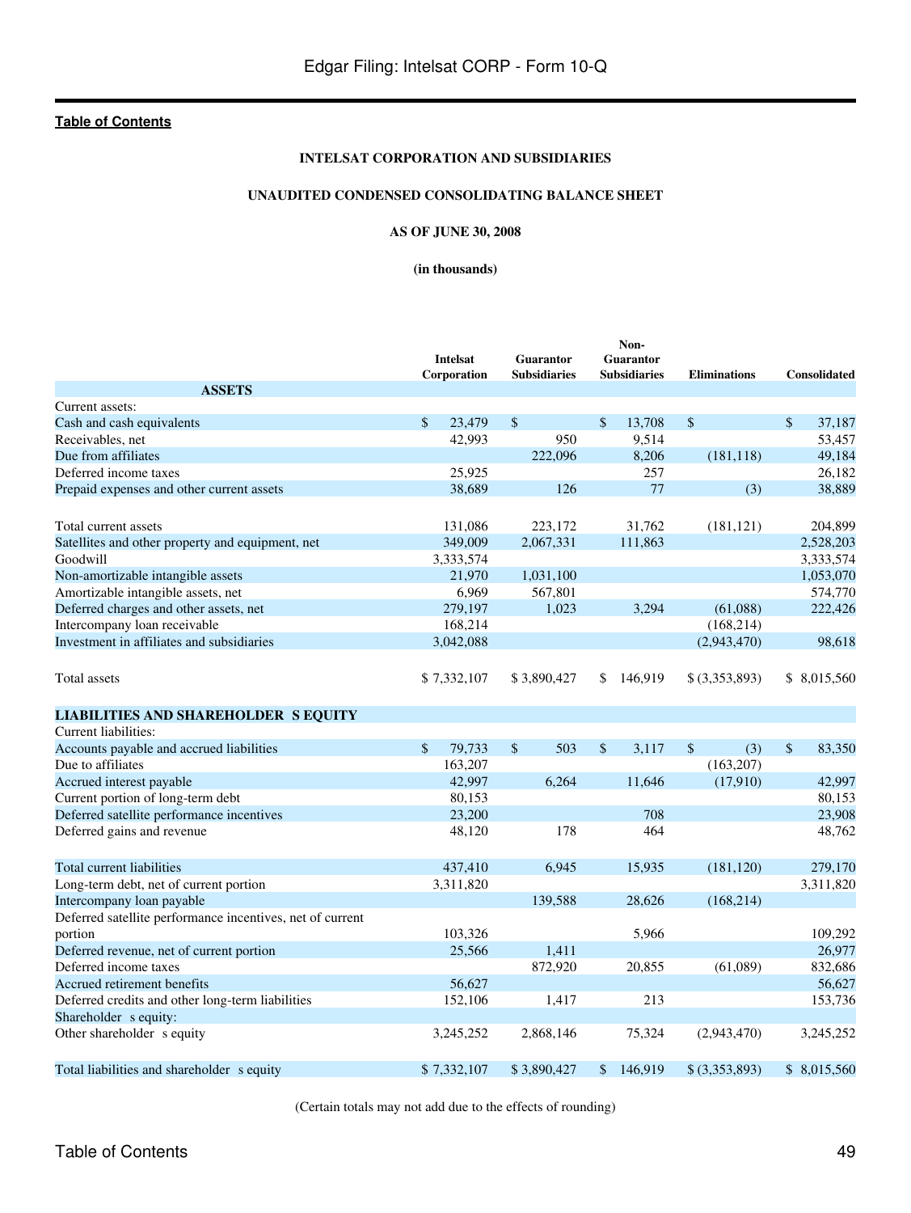**INTELSAT CORPORATION AND SUBSIDIARIES**

**UNAUDITED CONDENSED CONSOLIDATING BALANCE SHEET**

**AS OF JUNE 30, 2008**

**(in thousands)**

| | Intelsat Corporation | Guarantor Subsidiaries | Non-Guarantor Subsidiaries | Eliminations | Consolidated |
|---|---|---|---|---|---|
| **ASSETS** | | | | | |
| Current assets: | | | | | |
| Cash and cash equivalents | $ 23,479 | $ | $ 13,708 | $ | $ 37,187 |
| Receivables, net | 42,993 | 950 | 9,514 | | 53,457 |
| Due from affiliates | | 222,096 | 8,206 | (181,118) | 49,184 |
| Deferred income taxes | 25,925 | | 257 | | 26,182 |
| Prepaid expenses and other current assets | 38,689 | 126 | 77 | (3) | 38,889 |
| Total current assets | 131,086 | 223,172 | 31,762 | (181,121) | 204,899 |
| Satellites and other property and equipment, net | 349,009 | 2,067,331 | 111,863 | | 2,528,203 |
| Goodwill | 3,333,574 | | | | 3,333,574 |
| Non-amortizable intangible assets | 21,970 | 1,031,100 | | | 1,053,070 |
| Amortizable intangible assets, net | 6,969 | 567,801 | | | 574,770 |
| Deferred charges and other assets, net | 279,197 | 1,023 | 3,294 | (61,088) | 222,426 |
| Intercompany loan receivable | 168,214 | | | (168,214) | |
| Investment in affiliates and subsidiaries | 3,042,088 | | | (2,943,470) | 98,618 |
| Total assets | $ 7,332,107 | $ 3,890,427 | $ 146,919 | $ (3,353,893) | $ 8,015,560 |
| **LIABILITIES AND SHAREHOLDER S EQUITY** | | | | | |
| Current liabilities: | | | | | |
| Accounts payable and accrued liabilities | $ 79,733 | $ 503 | $ 3,117 | $ (3) | $ 83,350 |
| Due to affiliates | 163,207 | | | (163,207) | |
| Accrued interest payable | 42,997 | 6,264 | 11,646 | (17,910) | 42,997 |
| Current portion of long-term debt | 80,153 | | | | 80,153 |
| Deferred satellite performance incentives | 23,200 | | 708 | | 23,908 |
| Deferred gains and revenue | 48,120 | 178 | 464 | | 48,762 |
| Total current liabilities | 437,410 | 6,945 | 15,935 | (181,120) | 279,170 |
| Long-term debt, net of current portion | 3,311,820 | | | | 3,311,820 |
| Intercompany loan payable | | 139,588 | 28,626 | (168,214) | |
| Deferred satellite performance incentives, net of current portion | 103,326 | | 5,966 | | 109,292 |
| Deferred revenue, net of current portion | 25,566 | 1,411 | | | 26,977 |
| Deferred income taxes | | 872,920 | 20,855 | (61,089) | 832,686 |
| Accrued retirement benefits | 56,627 | | | | 56,627 |
| Deferred credits and other long-term liabilities | 152,106 | 1,417 | 213 | | 153,736 |
| Shareholder s equity: | | | | | |
| Other shareholder s equity | 3,245,252 | 2,868,146 | 75,324 | (2,943,470) | 3,245,252 |
| Total liabilities and shareholder s equity | $ 7,332,107 | $ 3,890,427 | $ 146,919 | $ (3,353,893) | $ 8,015,560 |

(Certain totals may not add due to the effects of rounding)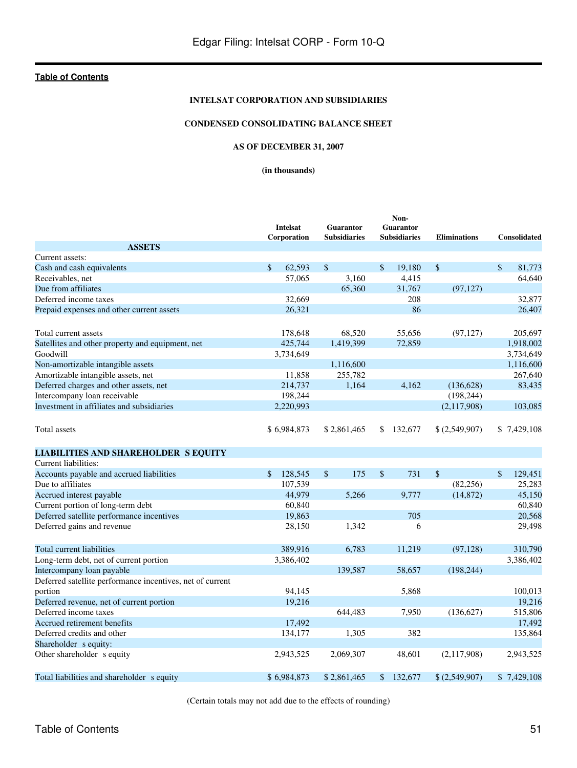[Table of Contents](#)

**INTELSAT CORPORATION AND SUBSIDIARIES**

**CONDENSED CONSOLIDATING BALANCE SHEET**

**AS OF DECEMBER 31, 2007**

**(in thousands)**

| | Intelsat Corporation | Guarantor Subsidiaries | Non-Guarantor Subsidiaries | Eliminations | Consolidated |
|---|---|---|---|---|---|
| **ASSETS** | | | | | |
| Current assets: | | | | | |
| Cash and cash equivalents | $ 62,593 | $ | $ 19,180 | $ | $ 81,773 |
| Receivables, net | 57,065 | 3,160 | 4,415 | | 64,640 |
| Due from affiliates | | 65,360 | 31,767 | (97,127) | |
| Deferred income taxes | 32,669 | | 208 | | 32,877 |
| Prepaid expenses and other current assets | 26,321 | | 86 | | 26,407 |
| Total current assets | 178,648 | 68,520 | 55,656 | (97,127) | 205,697 |
| Satellites and other property and equipment, net | 425,744 | 1,419,399 | 72,859 | | 1,918,002 |
| Goodwill | 3,734,649 | | | | 3,734,649 |
| Non-amortizable intangible assets | | 1,116,600 | | | 1,116,600 |
| Amortizable intangible assets, net | 11,858 | 255,782 | | | 267,640 |
| Deferred charges and other assets, net | 214,737 | 1,164 | 4,162 | (136,628) | 83,435 |
| Intercompany loan receivable | 198,244 | | | (198,244) | |
| Investment in affiliates and subsidiaries | 2,220,993 | | | (2,117,908) | 103,085 |
| Total assets | $ 6,984,873 | $ 2,861,465 | $ 132,677 | $ (2,549,907) | $ 7,429,108 |
| **LIABILITIES AND SHAREHOLDER S EQUITY** | | | | | |
| Current liabilities: | | | | | |
| Accounts payable and accrued liabilities | $ 128,545 | $ 175 | $ 731 | $ | $ 129,451 |
| Due to affiliates | 107,539 | | | (82,256) | 25,283 |
| Accrued interest payable | 44,979 | 5,266 | 9,777 | (14,872) | 45,150 |
| Current portion of long-term debt | 60,840 | | | | 60,840 |
| Deferred satellite performance incentives | 19,863 | | 705 | | 20,568 |
| Deferred gains and revenue | 28,150 | 1,342 | 6 | | 29,498 |
| Total current liabilities | 389,916 | 6,783 | 11,219 | (97,128) | 310,790 |
| Long-term debt, net of current portion | 3,386,402 | | | | 3,386,402 |
| Intercompany loan payable | | 139,587 | 58,657 | (198,244) | |
| Deferred satellite performance incentives, net of current portion | 94,145 | | 5,868 | | 100,013 |
| Deferred revenue, net of current portion | 19,216 | | | | 19,216 |
| Deferred income taxes | | 644,483 | 7,950 | (136,627) | 515,806 |
| Accrued retirement benefits | 17,492 | | | | 17,492 |
| Deferred credits and other | 134,177 | 1,305 | 382 | | 135,864 |
| Shareholder s equity: | | | | | |
| Other shareholder s equity | 2,943,525 | 2,069,307 | 48,601 | (2,117,908) | 2,943,525 |
| Total liabilities and shareholder s equity | $ 6,984,873 | $ 2,861,465 | $ 132,677 | $ (2,549,907) | $ 7,429,108 |

(Certain totals may not add due to the effects of rounding)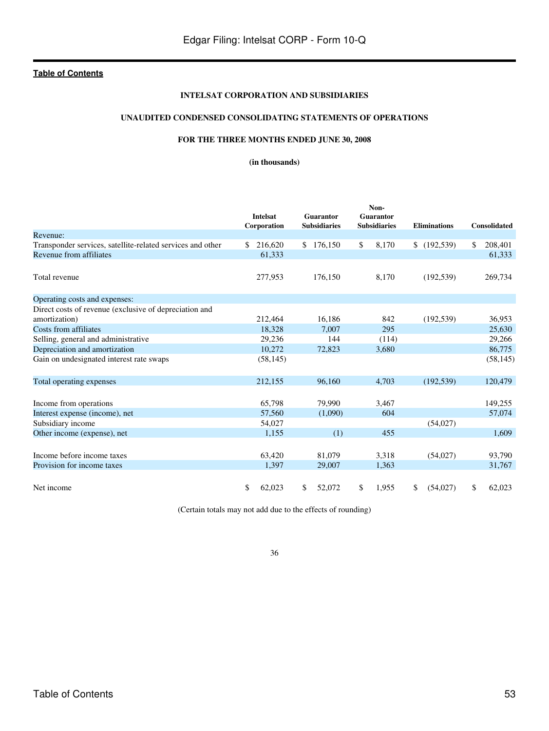**Table of Contents**

**INTELSAT CORPORATION AND SUBSIDIARIES**

**UNAUDITED CONDENSED CONSOLIDATING STATEMENTS OF OPERATIONS**

**FOR THE THREE MONTHS ENDED JUNE 30, 2008**

**(in thousands)**

| | Intelsat Corporation | Guarantor Subsidiaries | Non-Guarantor Subsidiaries | Eliminations | Consolidated |
|---|---|---|---|---|---|
| Revenue: | | | | | |
| Transponder services, satellite-related services and other | $ 216,620 | $ 176,150 | $ 8,170 | $ (192,539) | $ 208,401 |
| Revenue from affiliates | 61,333 | | | | 61,333 |
| Total revenue | 277,953 | 176,150 | 8,170 | (192,539) | 269,734 |
| Operating costs and expenses: | | | | | |
| Direct costs of revenue (exclusive of depreciation and amortization) | 212,464 | 16,186 | 842 | (192,539) | 36,953 |
| Costs from affiliates | 18,328 | 7,007 | 295 | | 25,630 |
| Selling, general and administrative | 29,236 | 144 | (114) | | 29,266 |
| Depreciation and amortization | 10,272 | 72,823 | 3,680 | | 86,775 |
| Gain on undesignated interest rate swaps | (58,145) | | | | (58,145) |
| Total operating expenses | 212,155 | 96,160 | 4,703 | (192,539) | 120,479 |
| Income from operations | 65,798 | 79,990 | 3,467 | | 149,255 |
| Interest expense (income), net | 57,560 | (1,090) | 604 | | 57,074 |
| Subsidiary income | 54,027 | | | (54,027) | |
| Other income (expense), net | 1,155 | (1) | 455 | | 1,609 |
| Income before income taxes | 63,420 | 81,079 | 3,318 | (54,027) | 93,790 |
| Provision for income taxes | 1,397 | 29,007 | 1,363 | | 31,767 |
| Net income | $ 62,023 | $ 52,072 | $ 1,955 | $ (54,027) | $ 62,023 |

(Certain totals may not add due to the effects of rounding)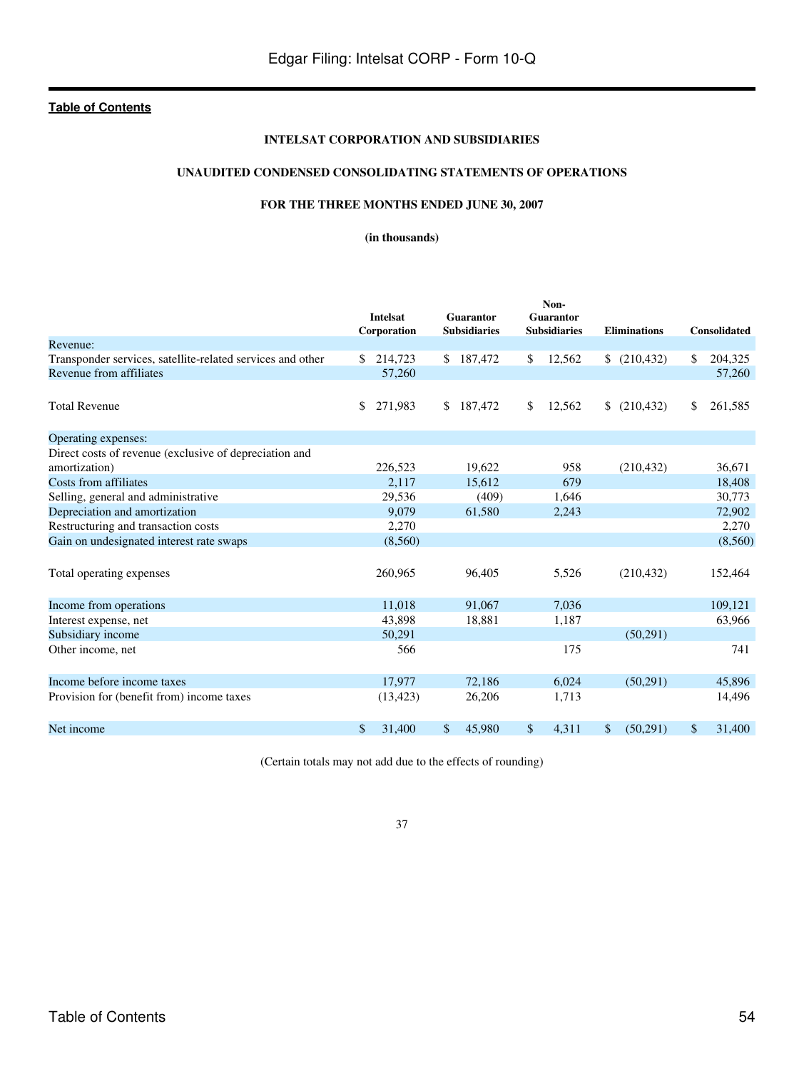**INTELSAT CORPORATION AND SUBSIDIARIES**

**UNAUDITED CONDENSED CONSOLIDATING STATEMENTS OF OPERATIONS**

**FOR THE THREE MONTHS ENDED JUNE 30, 2007**

**(in thousands)**

| | Intelsat Corporation | Guarantor Subsidiaries | Non-Guarantor Subsidiaries | Eliminations | Consolidated |
|---|---|---|---|---|---|
| Revenue: | | | | | |
| Transponder services, satellite-related services and other | $ 214,723 | $ 187,472 | $ 12,562 | $ (210,432) | $ 204,325 |
| Revenue from affiliates | 57,260 | | | | 57,260 |
| Total Revenue | $ 271,983 | $ 187,472 | $ 12,562 | $ (210,432) | $ 261,585 |
| Operating expenses: | | | | | |
| Direct costs of revenue (exclusive of depreciation and amortization) | 226,523 | 19,622 | 958 | (210,432) | 36,671 |
| Costs from affiliates | 2,117 | 15,612 | 679 | | 18,408 |
| Selling, general and administrative | 29,536 | (409) | 1,646 | | 30,773 |
| Depreciation and amortization | 9,079 | 61,580 | 2,243 | | 72,902 |
| Restructuring and transaction costs | 2,270 | | | | 2,270 |
| Gain on undesignated interest rate swaps | (8,560) | | | | (8,560) |
| Total operating expenses | 260,965 | 96,405 | 5,526 | (210,432) | 152,464 |
| Income from operations | 11,018 | 91,067 | 7,036 | | 109,121 |
| Interest expense, net | 43,898 | 18,881 | 1,187 | | 63,966 |
| Subsidiary income | 50,291 | | | (50,291) | |
| Other income, net | 566 | | 175 | | 741 |
| Income before income taxes | 17,977 | 72,186 | 6,024 | (50,291) | 45,896 |
| Provision for (benefit from) income taxes | (13,423) | 26,206 | 1,713 | | 14,496 |
| Net income | $ 31,400 | $ 45,980 | $ 4,311 | $ (50,291) | $ 31,400 |

(Certain totals may not add due to the effects of rounding)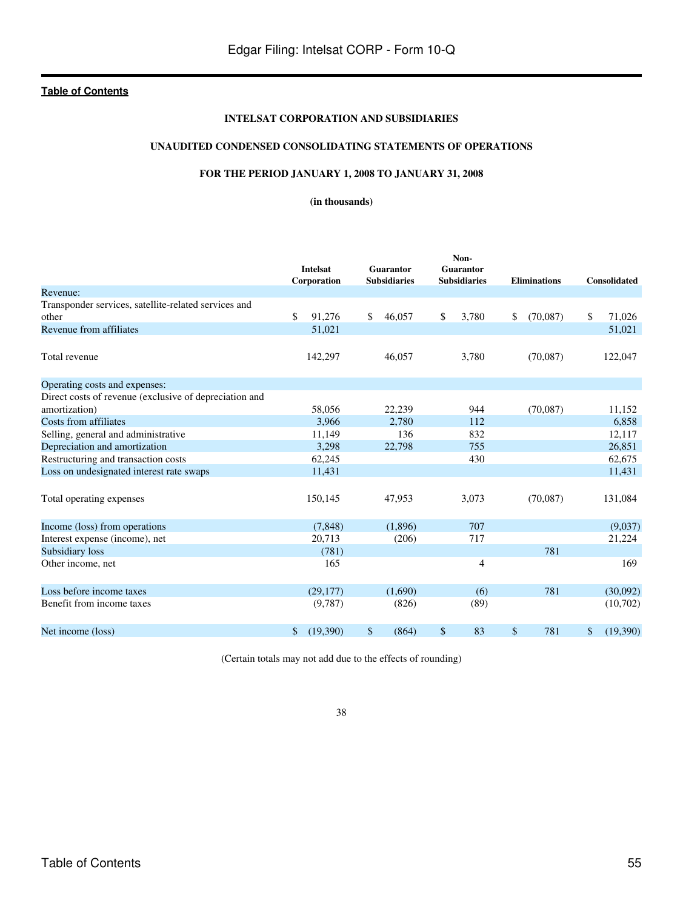[Table of Contents](#)

**INTELSAT CORPORATION AND SUBSIDIARIES**

**UNAUDITED CONDENSED CONSOLIDATING STATEMENTS OF OPERATIONS**

**FOR THE PERIOD JANUARY 1, 2008 TO JANUARY 31, 2008**

**(in thousands)**

| | Intelsat Corporation | Guarantor Subsidiaries | Non-Guarantor Subsidiaries | Eliminations | Consolidated |
|---|---|---|---|---|---|
| Revenue: | | | | | |
| Transponder services, satellite-related services and other | $ 91,276 | $ 46,057 | $ 3,780 | $ (70,087) | $ 71,026 |
| Revenue from affiliates | 51,021 | | | | 51,021 |
| Total revenue | 142,297 | 46,057 | 3,780 | (70,087) | 122,047 |
| Operating costs and expenses: | | | | | |
| Direct costs of revenue (exclusive of depreciation and amortization) | 58,056 | 22,239 | 944 | (70,087) | 11,152 |
| Costs from affiliates | 3,966 | 2,780 | 112 | | 6,858 |
| Selling, general and administrative | 11,149 | 136 | 832 | | 12,117 |
| Depreciation and amortization | 3,298 | 22,798 | 755 | | 26,851 |
| Restructuring and transaction costs | 62,245 | | 430 | | 62,675 |
| Loss on undesignated interest rate swaps | 11,431 | | | | 11,431 |
| Total operating expenses | 150,145 | 47,953 | 3,073 | (70,087) | 131,084 |
| Income (loss) from operations | (7,848) | (1,896) | 707 | | (9,037) |
| Interest expense (income), net | 20,713 | (206) | 717 | | 21,224 |
| Subsidiary loss | (781) | | | 781 | |
| Other income, net | 165 | | 4 | | 169 |
| Loss before income taxes | (29,177) | (1,690) | (6) | 781 | (30,092) |
| Benefit from income taxes | (9,787) | (826) | (89) | | (10,702) |
| Net income (loss) | $ (19,390) | $ (864) | $ 83 | $ 781 | $ (19,390) |

(Certain totals may not add due to the effects of rounding)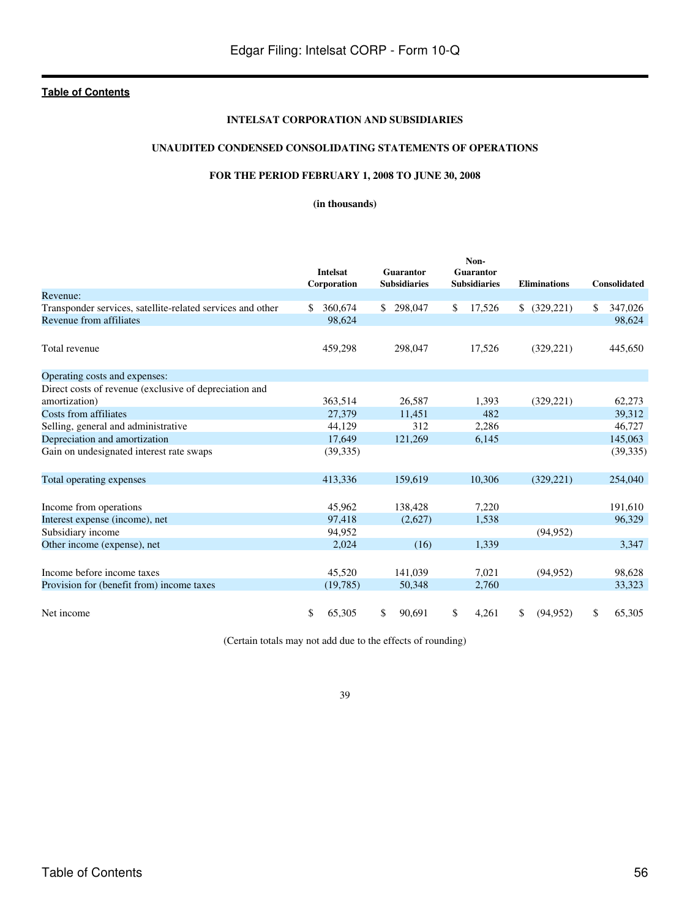Table of Contents

**INTELSAT CORPORATION AND SUBSIDIARIES**

**UNAUDITED CONDENSED CONSOLIDATING STATEMENTS OF OPERATIONS**

**FOR THE PERIOD FEBRUARY 1, 2008 TO JUNE 30, 2008**

**(in thousands)**

| | Intelsat Corporation | Guarantor Subsidiaries | Non-Guarantor Subsidiaries | Eliminations | Consolidated |
|---|---|---|---|---|---|
| Revenue: | | | | | |
| Transponder services, satellite-related services and other | $ 360,674 | $ 298,047 | $ 17,526 | $ (329,221) | $ 347,026 |
| Revenue from affiliates | 98,624 | | | | 98,624 |
| Total revenue | 459,298 | 298,047 | 17,526 | (329,221) | 445,650 |
| Operating costs and expenses: | | | | | |
| Direct costs of revenue (exclusive of depreciation and amortization) | 363,514 | 26,587 | 1,393 | (329,221) | 62,273 |
| Costs from affiliates | 27,379 | 11,451 | 482 | | 39,312 |
| Selling, general and administrative | 44,129 | 312 | 2,286 | | 46,727 |
| Depreciation and amortization | 17,649 | 121,269 | 6,145 | | 145,063 |
| Gain on undesignated interest rate swaps | (39,335) | | | | (39,335) |
| Total operating expenses | 413,336 | 159,619 | 10,306 | (329,221) | 254,040 |
| Income from operations | 45,962 | 138,428 | 7,220 | | 191,610 |
| Interest expense (income), net | 97,418 | (2,627) | 1,538 | | 96,329 |
| Subsidiary income | 94,952 | | | (94,952) | |
| Other income (expense), net | 2,024 | (16) | 1,339 | | 3,347 |
| Income before income taxes | 45,520 | 141,039 | 7,021 | (94,952) | 98,628 |
| Provision for (benefit from) income taxes | (19,785) | 50,348 | 2,760 | | 33,323 |
| Net income | $ 65,305 | $ 90,691 | $ 4,261 | $ (94,952) | $ 65,305 |

(Certain totals may not add due to the effects of rounding)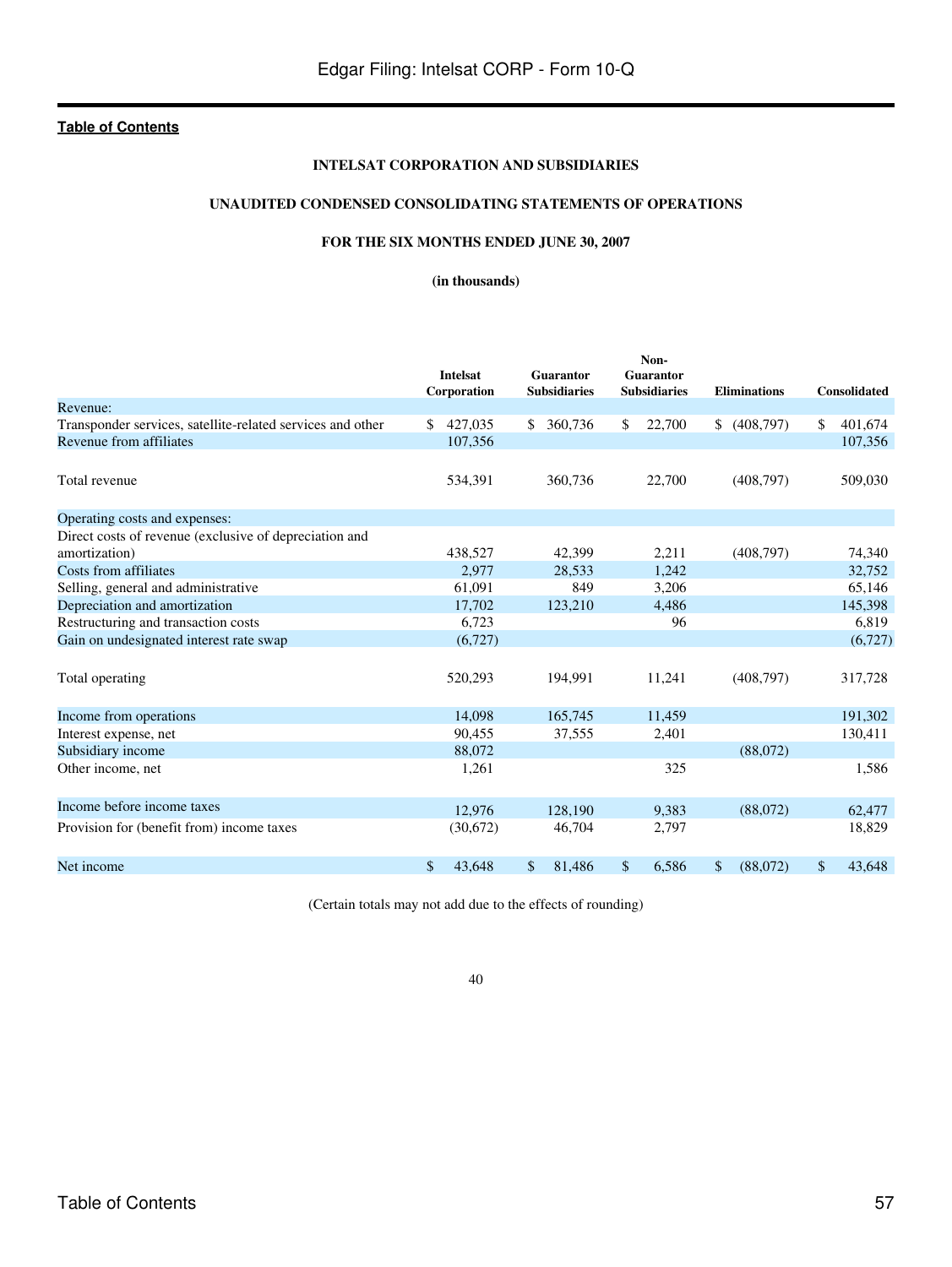[Table of Contents](#)

**INTELSAT CORPORATION AND SUBSIDIARIES**

**UNAUDITED CONDENSED CONSOLIDATING STATEMENTS OF OPERATIONS**

**FOR THE SIX MONTHS ENDED JUNE 30, 2007**

**(in thousands)**

| | Intelsat Corporation | Guarantor Subsidiaries | Non-Guarantor Subsidiaries | Eliminations | Consolidated |
|---|---|---|---|---|---|
| Revenue: | | | | | |
| Transponder services, satellite-related services and other | $ 427,035 | $ 360,736 | $ 22,700 | $ (408,797) | $ 401,674 |
| Revenue from affiliates | 107,356 | | | | 107,356 |
| Total revenue | 534,391 | 360,736 | 22,700 | (408,797) | 509,030 |
| Operating costs and expenses: | | | | | |
| Direct costs of revenue (exclusive of depreciation and amortization) | 438,527 | 42,399 | 2,211 | (408,797) | 74,340 |
| Costs from affiliates | 2,977 | 28,533 | 1,242 | | 32,752 |
| Selling, general and administrative | 61,091 | 849 | 3,206 | | 65,146 |
| Depreciation and amortization | 17,702 | 123,210 | 4,486 | | 145,398 |
| Restructuring and transaction costs | 6,723 | | 96 | | 6,819 |
| Gain on undesignated interest rate swap | (6,727) | | | | (6,727) |
| Total operating | 520,293 | 194,991 | 11,241 | (408,797) | 317,728 |
| Income from operations | 14,098 | 165,745 | 11,459 | | 191,302 |
| Interest expense, net | 90,455 | 37,555 | 2,401 | | 130,411 |
| Subsidiary income | 88,072 | | | (88,072) | |
| Other income, net | 1,261 | | 325 | | 1,586 |
| Income before income taxes | 12,976 | 128,190 | 9,383 | (88,072) | 62,477 |
| Provision for (benefit from) income taxes | (30,672) | 46,704 | 2,797 | | 18,829 |
| Net income | $ 43,648 | $ 81,486 | $ 6,586 | $ (88,072) | $ 43,648 |

(Certain totals may not add due to the effects of rounding)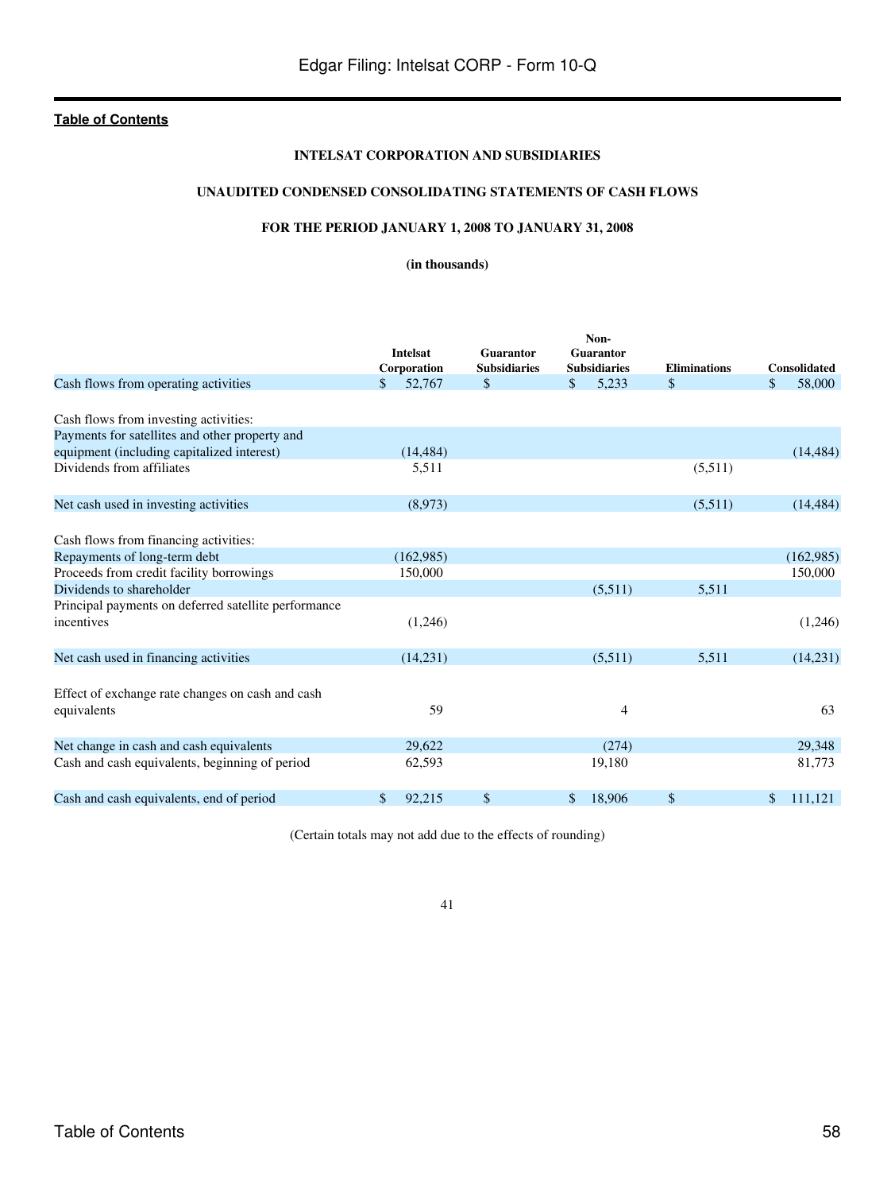**Table of Contents**

**INTELSAT CORPORATION AND SUBSIDIARIES**

**UNAUDITED CONDENSED CONSOLIDATING STATEMENTS OF CASH FLOWS**

**FOR THE PERIOD JANUARY 1, 2008 TO JANUARY 31, 2008**

**(in thousands)**

| | Intelsat Corporation | Guarantor Subsidiaries | Non-Guarantor Subsidiaries | Eliminations | Consolidated |
|---|---|---|---|---|---|
| Cash flows from operating activities | $ 52,767 | $ | $ 5,233 | $ | $ 58,000 |
| Cash flows from investing activities: | | | | | |
| Payments for satellites and other property and equipment (including capitalized interest) | (14,484) | | | | (14,484) |
| Dividends from affiliates | 5,511 | | | (5,511) | |
| Net cash used in investing activities | (8,973) | | | (5,511) | (14,484) |
| Cash flows from financing activities: | | | | | |
| Repayments of long-term debt | (162,985) | | | | (162,985) |
| Proceeds from credit facility borrowings | 150,000 | | | | 150,000 |
| Dividends to shareholder | | | (5,511) | 5,511 | |
| Principal payments on deferred satellite performance incentives | (1,246) | | | | (1,246) |
| Net cash used in financing activities | (14,231) | | (5,511) | 5,511 | (14,231) |
| Effect of exchange rate changes on cash and cash equivalents | 59 | | 4 | | 63 |
| Net change in cash and cash equivalents | 29,622 | | (274) | | 29,348 |
| Cash and cash equivalents, beginning of period | 62,593 | | 19,180 | | 81,773 |
| Cash and cash equivalents, end of period | $ 92,215 | $ | $ 18,906 | $ | $ 111,121 |

(Certain totals may not add due to the effects of rounding)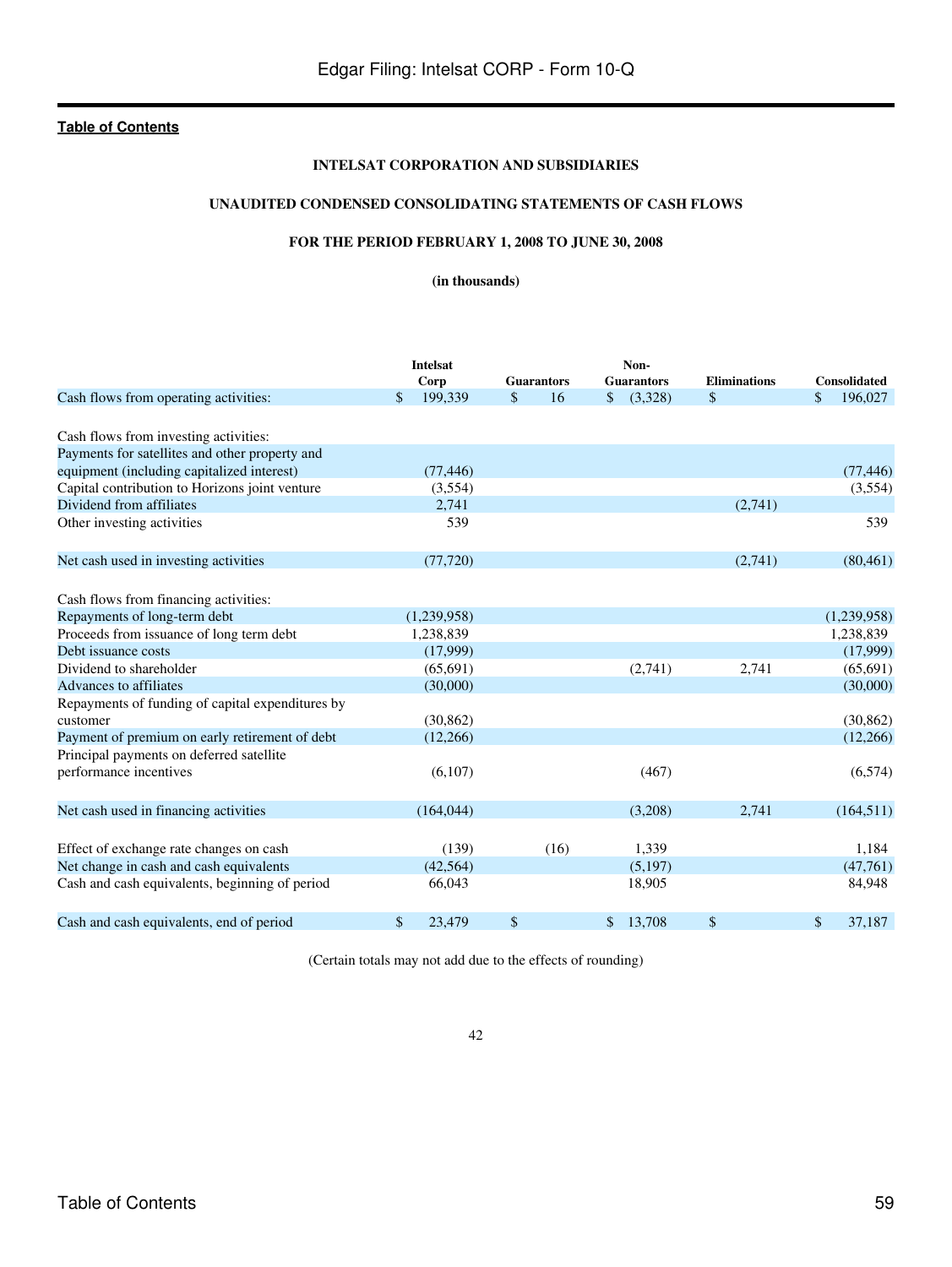Edgar Filing: Intelsat CORP - Form 10-Q

**Table of Contents**

**INTELSAT CORPORATION AND SUBSIDIARIES**

**UNAUDITED CONDENSED CONSOLIDATING STATEMENTS OF CASH FLOWS**

**FOR THE PERIOD FEBRUARY 1, 2008 TO JUNE 30, 2008**

**(in thousands)**

| | Intelsat Corp | Guarantors | Non-Guarantors | Eliminations | Consolidated |
|---|---|---|---|---|---|
| Cash flows from operating activities: | $ 199,339 | $ 16 | $ (3,328) | $ | $ 196,027 |
| Cash flows from investing activities: | | | | | |
| Payments for satellites and other property and equipment (including capitalized interest) | (77,446) | | | | (77,446) |
| Capital contribution to Horizons joint venture | (3,554) | | | | (3,554) |
| Dividend from affiliates | 2,741 | | | (2,741) | |
| Other investing activities | 539 | | | | 539 |
| Net cash used in investing activities | (77,720) | | | (2,741) | (80,461) |
| Cash flows from financing activities: | | | | | |
| Repayments of long-term debt | (1,239,958) | | | | (1,239,958) |
| Proceeds from issuance of long term debt | 1,238,839 | | | | 1,238,839 |
| Debt issuance costs | (17,999) | | | | (17,999) |
| Dividend to shareholder | (65,691) | | (2,741) | 2,741 | (65,691) |
| Advances to affiliates | (30,000) | | | | (30,000) |
| Repayments of funding of capital expenditures by customer | (30,862) | | | | (30,862) |
| Payment of premium on early retirement of debt | (12,266) | | | | (12,266) |
| Principal payments on deferred satellite performance incentives | (6,107) | | (467) | | (6,574) |
| Net cash used in financing activities | (164,044) | | (3,208) | 2,741 | (164,511) |
| Effect of exchange rate changes on cash | (139) | (16) | 1,339 | | 1,184 |
| Net change in cash and cash equivalents | (42,564) | | (5,197) | | (47,761) |
| Cash and cash equivalents, beginning of period | 66,043 | | 18,905 | | 84,948 |
| Cash and cash equivalents, end of period | $ 23,479 | $ | $ 13,708 | $ | $ 37,187 |

(Certain totals may not add due to the effects of rounding)

42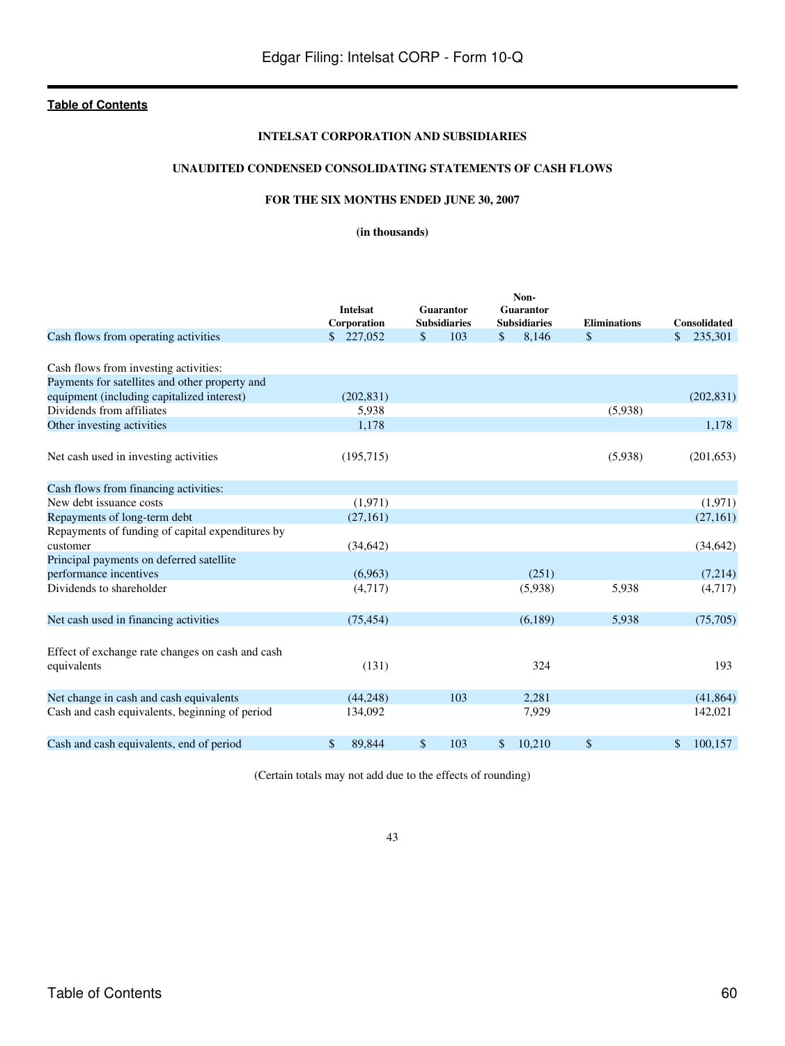**INTELSAT CORPORATION AND SUBSIDIARIES**

**UNAUDITED CONDENSED CONSOLIDATING STATEMENTS OF CASH FLOWS**

**FOR THE SIX MONTHS ENDED JUNE 30, 2007**

**(in thousands)**

| | Intelsat Corporation | Guarantor Subsidiaries | Non-Guarantor Subsidiaries | Eliminations | Consolidated |
|---|---|---|---|---|---|
| Cash flows from operating activities | $ 227,052 | $ 103 | $ 8,146 | $ | $ 235,301 |
| Cash flows from investing activities: | | | | | |
| Payments for satellites and other property and equipment (including capitalized interest) | (202,831) | | | | (202,831) |
| Dividends from affiliates | 5,938 | | | (5,938) | |
| Other investing activities | 1,178 | | | | 1,178 |
| Net cash used in investing activities | (195,715) | | | (5,938) | (201,653) |
| Cash flows from financing activities: | | | | | |
| New debt issuance costs | (1,971) | | | | (1,971) |
| Repayments of long-term debt | (27,161) | | | | (27,161) |
| Repayments of funding of capital expenditures by customer | (34,642) | | | | (34,642) |
| Principal payments on deferred satellite performance incentives | (6,963) | | (251) | | (7,214) |
| Dividends to shareholder | (4,717) | | (5,938) | 5,938 | (4,717) |
| Net cash used in financing activities | (75,454) | | (6,189) | 5,938 | (75,705) |
| Effect of exchange rate changes on cash and cash equivalents | (131) | | 324 | | 193 |
| Net change in cash and cash equivalents | (44,248) | 103 | 2,281 | | (41,864) |
| Cash and cash equivalents, beginning of period | 134,092 | | 7,929 | | 142,021 |
| Cash and cash equivalents, end of period | $ 89,844 | $ 103 | $ 10,210 | $ | $ 100,157 |

(Certain totals may not add due to the effects of rounding)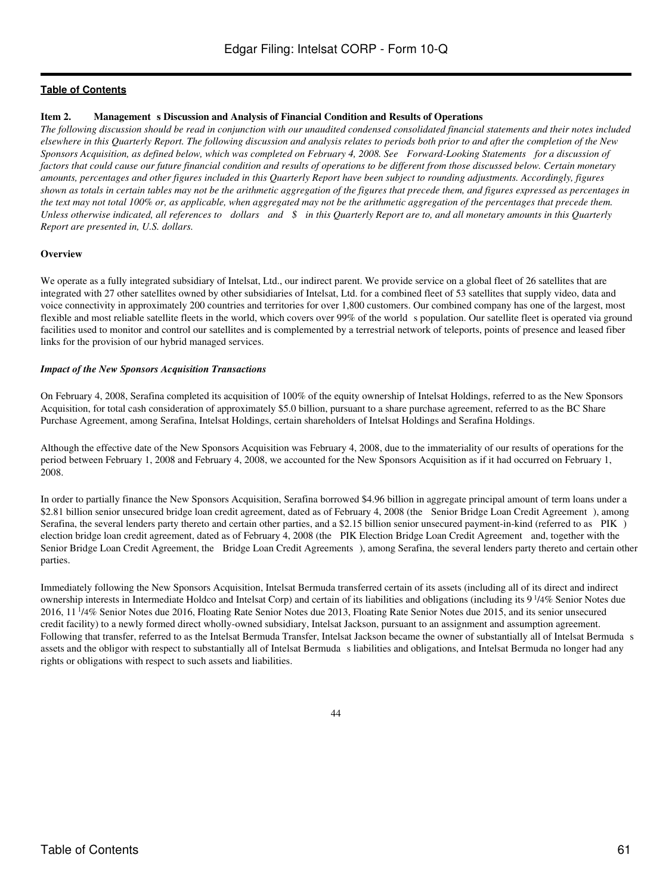**Item 2. Management s Discussion and Analysis of Financial Condition and Results of Operations**

*The following discussion should be read in conjunction with our unaudited condensed consolidated financial statements and their notes included elsewhere in this Quarterly Report. The following discussion and analysis relates to periods both prior to and after the completion of the New Sponsors Acquisition, as defined below, which was completed on February 4, 2008. See Forward-Looking Statements for a discussion of factors that could cause our future financial condition and results of operations to be different from those discussed below. Certain monetary amounts, percentages and other figures included in this Quarterly Report have been subject to rounding adjustments. Accordingly, figures shown as totals in certain tables may not be the arithmetic aggregation of the figures that precede them, and figures expressed as percentages in the text may not total 100% or, as applicable, when aggregated may not be the arithmetic aggregation of the percentages that precede them. Unless otherwise indicated, all references to dollars and $ in this Quarterly Report are to, and all monetary amounts in this Quarterly Report are presented in, U.S. dollars.*

**Overview**

We operate as a fully integrated subsidiary of Intelsat, Ltd., our indirect parent. We provide service on a global fleet of 26 satellites that are integrated with 27 other satellites owned by other subsidiaries of Intelsat, Ltd. for a combined fleet of 53 satellites that supply video, data and voice connectivity in approximately 200 countries and territories for over 1,800 customers. Our combined company has one of the largest, most flexible and most reliable satellite fleets in the world, which covers over 99% of the world s population. Our satellite fleet is operated via ground facilities used to monitor and control our satellites and is complemented by a terrestrial network of teleports, points of presence and leased fiber links for the provision of our hybrid managed services.

***Impact of the New Sponsors Acquisition Transactions***

On February 4, 2008, Serafina completed its acquisition of 100% of the equity ownership of Intelsat Holdings, referred to as the New Sponsors Acquisition, for total cash consideration of approximately $5.0 billion, pursuant to a share purchase agreement, referred to as the BC Share Purchase Agreement, among Serafina, Intelsat Holdings, certain shareholders of Intelsat Holdings and Serafina Holdings.

Although the effective date of the New Sponsors Acquisition was February 4, 2008, due to the immateriality of our results of operations for the period between February 1, 2008 and February 4, 2008, we accounted for the New Sponsors Acquisition as if it had occurred on February 1, 2008.

In order to partially finance the New Sponsors Acquisition, Serafina borrowed $4.96 billion in aggregate principal amount of term loans under a $2.81 billion senior unsecured bridge loan credit agreement, dated as of February 4, 2008 (the Senior Bridge Loan Credit Agreement ), among Serafina, the several lenders party thereto and certain other parties, and a $2.15 billion senior unsecured payment-in-kind (referred to as PIK ) election bridge loan credit agreement, dated as of February 4, 2008 (the PIK Election Bridge Loan Credit Agreement and, together with the Senior Bridge Loan Credit Agreement, the Bridge Loan Credit Agreements ), among Serafina, the several lenders party thereto and certain other parties.

Immediately following the New Sponsors Acquisition, Intelsat Bermuda transferred certain of its assets (including all of its direct and indirect ownership interests in Intermediate Holdco and Intelsat Corp) and certain of its liabilities and obligations (including its 9 1/4% Senior Notes due 2016, 11 1/4% Senior Notes due 2016, Floating Rate Senior Notes due 2013, Floating Rate Senior Notes due 2015, and its senior unsecured credit facility) to a newly formed direct wholly-owned subsidiary, Intelsat Jackson, pursuant to an assignment and assumption agreement. Following that transfer, referred to as the Intelsat Bermuda Transfer, Intelsat Jackson became the owner of substantially all of Intelsat Bermuda s assets and the obligor with respect to substantially all of Intelsat Bermuda s liabilities and obligations, and Intelsat Bermuda no longer had any rights or obligations with respect to such assets and liabilities.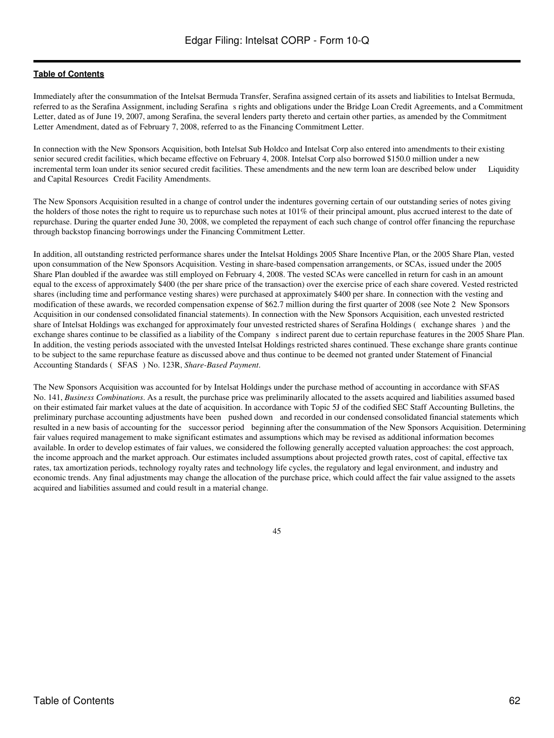Immediately after the consummation of the Intelsat Bermuda Transfer, Serafina assigned certain of its assets and liabilities to Intelsat Bermuda, referred to as the Serafina Assignment, including Serafina s rights and obligations under the Bridge Loan Credit Agreements, and a Commitment Letter, dated as of June 19, 2007, among Serafina, the several lenders party thereto and certain other parties, as amended by the Commitment Letter Amendment, dated as of February 7, 2008, referred to as the Financing Commitment Letter.

In connection with the New Sponsors Acquisition, both Intelsat Sub Holdco and Intelsat Corp also entered into amendments to their existing senior secured credit facilities, which became effective on February 4, 2008. Intelsat Corp also borrowed $150.0 million under a new incremental term loan under its senior secured credit facilities. These amendments and the new term loan are described below under Liquidity and Capital Resources Credit Facility Amendments.

The New Sponsors Acquisition resulted in a change of control under the indentures governing certain of our outstanding series of notes giving the holders of those notes the right to require us to repurchase such notes at 101% of their principal amount, plus accrued interest to the date of repurchase. During the quarter ended June 30, 2008, we completed the repayment of each such change of control offer financing the repurchase through backstop financing borrowings under the Financing Commitment Letter.

In addition, all outstanding restricted performance shares under the Intelsat Holdings 2005 Share Incentive Plan, or the 2005 Share Plan, vested upon consummation of the New Sponsors Acquisition. Vesting in share-based compensation arrangements, or SCAs, issued under the 2005 Share Plan doubled if the awardee was still employed on February 4, 2008. The vested SCAs were cancelled in return for cash in an amount equal to the excess of approximately $400 (the per share price of the transaction) over the exercise price of each share covered. Vested restricted shares (including time and performance vesting shares) were purchased at approximately $400 per share. In connection with the vesting and modification of these awards, we recorded compensation expense of $62.7 million during the first quarter of 2008 (see Note 2 New Sponsors Acquisition in our condensed consolidated financial statements). In connection with the New Sponsors Acquisition, each unvested restricted share of Intelsat Holdings was exchanged for approximately four unvested restricted shares of Serafina Holdings ( exchange shares ) and the exchange shares continue to be classified as a liability of the Company s indirect parent due to certain repurchase features in the 2005 Share Plan. In addition, the vesting periods associated with the unvested Intelsat Holdings restricted shares continued. These exchange share grants continue to be subject to the same repurchase feature as discussed above and thus continue to be deemed not granted under Statement of Financial Accounting Standards ( SFAS ) No. 123R, *Share-Based Payment*.

The New Sponsors Acquisition was accounted for by Intelsat Holdings under the purchase method of accounting in accordance with SFAS No. 141, *Business Combinations*. As a result, the purchase price was preliminarily allocated to the assets acquired and liabilities assumed based on their estimated fair market values at the date of acquisition. In accordance with Topic 5J of the codified SEC Staff Accounting Bulletins, the preliminary purchase accounting adjustments have been pushed down and recorded in our condensed consolidated financial statements which resulted in a new basis of accounting for the successor period beginning after the consummation of the New Sponsors Acquisition. Determining fair values required management to make significant estimates and assumptions which may be revised as additional information becomes available. In order to develop estimates of fair values, we considered the following generally accepted valuation approaches: the cost approach, the income approach and the market approach. Our estimates included assumptions about projected growth rates, cost of capital, effective tax rates, tax amortization periods, technology royalty rates and technology life cycles, the regulatory and legal environment, and industry and economic trends. Any final adjustments may change the allocation of the purchase price, which could affect the fair value assigned to the assets acquired and liabilities assumed and could result in a material change.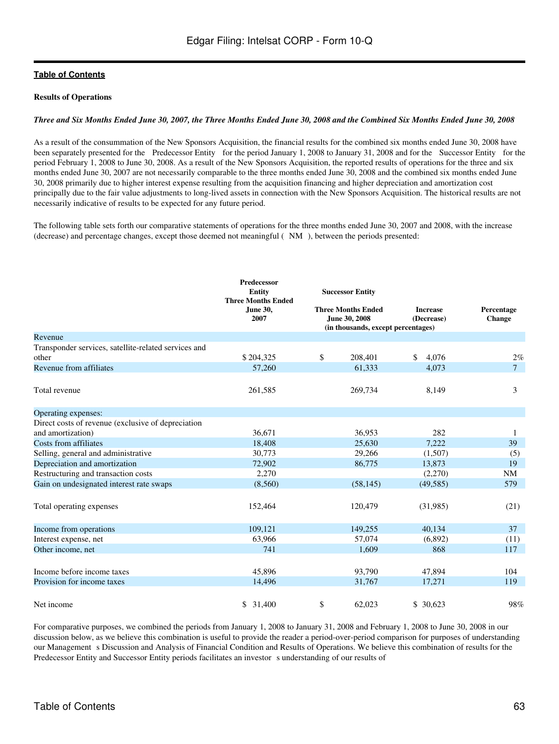**Results of Operations**

***Three and Six Months Ended June 30, 2007, the Three Months Ended June 30, 2008 and the Combined Six Months Ended June 30, 2008***

As a result of the consummation of the New Sponsors Acquisition, the financial results for the combined six months ended June 30, 2008 have been separately presented for the Predecessor Entity for the period January 1, 2008 to January 31, 2008 and for the Successor Entity for the period February 1, 2008 to June 30, 2008. As a result of the New Sponsors Acquisition, the reported results of operations for the three and six months ended June 30, 2007 are not necessarily comparable to the three months ended June 30, 2008 and the combined six months ended June 30, 2008 primarily due to higher interest expense resulting from the acquisition financing and higher depreciation and amortization cost principally due to the fair value adjustments to long-lived assets in connection with the New Sponsors Acquisition. The historical results are not necessarily indicative of results to be expected for any future period.

The following table sets forth our comparative statements of operations for the three months ended June 30, 2007 and 2008, with the increase (decrease) and percentage changes, except those deemed not meaningful ( NM ), between the periods presented:

| | Predecessor Entity Three Months Ended June 30, 2007 | Successor Entity Three Months Ended June 30, 2008 | Increase (Decrease) | Percentage Change |
|---|---|---|---|---|
| | | (in thousands, except percentages) | | |
| Revenue | | | | |
| Transponder services, satellite-related services and other | $ 204,325 | $ 208,401 | $ 4,076 | 2% |
| Revenue from affiliates | 57,260 | 61,333 | 4,073 | 7 |
| Total revenue | 261,585 | 269,734 | 8,149 | 3 |
| Operating expenses: | | | | |
| Direct costs of revenue (exclusive of depreciation and amortization) | 36,671 | 36,953 | 282 | 1 |
| Costs from affiliates | 18,408 | 25,630 | 7,222 | 39 |
| Selling, general and administrative | 30,773 | 29,266 | (1,507) | (5) |
| Depreciation and amortization | 72,902 | 86,775 | 13,873 | 19 |
| Restructuring and transaction costs | 2,270 | | (2,270) | NM |
| Gain on undesignated interest rate swaps | (8,560) | (58,145) | (49,585) | 579 |
| Total operating expenses | 152,464 | 120,479 | (31,985) | (21) |
| Income from operations | 109,121 | 149,255 | 40,134 | 37 |
| Interest expense, net | 63,966 | 57,074 | (6,892) | (11) |
| Other income, net | 741 | 1,609 | 868 | 117 |
| Income before income taxes | 45,896 | 93,790 | 47,894 | 104 |
| Provision for income taxes | 14,496 | 31,767 | 17,271 | 119 |
| Net income | $ 31,400 | $ 62,023 | $ 30,623 | 98% |

For comparative purposes, we combined the periods from January 1, 2008 to January 31, 2008 and February 1, 2008 to June 30, 2008 in our discussion below, as we believe this combination is useful to provide the reader a period-over-period comparison for purposes of understanding our Management s Discussion and Analysis of Financial Condition and Results of Operations. We believe this combination of results for the Predecessor Entity and Successor Entity periods facilitates an investor s understanding of our results of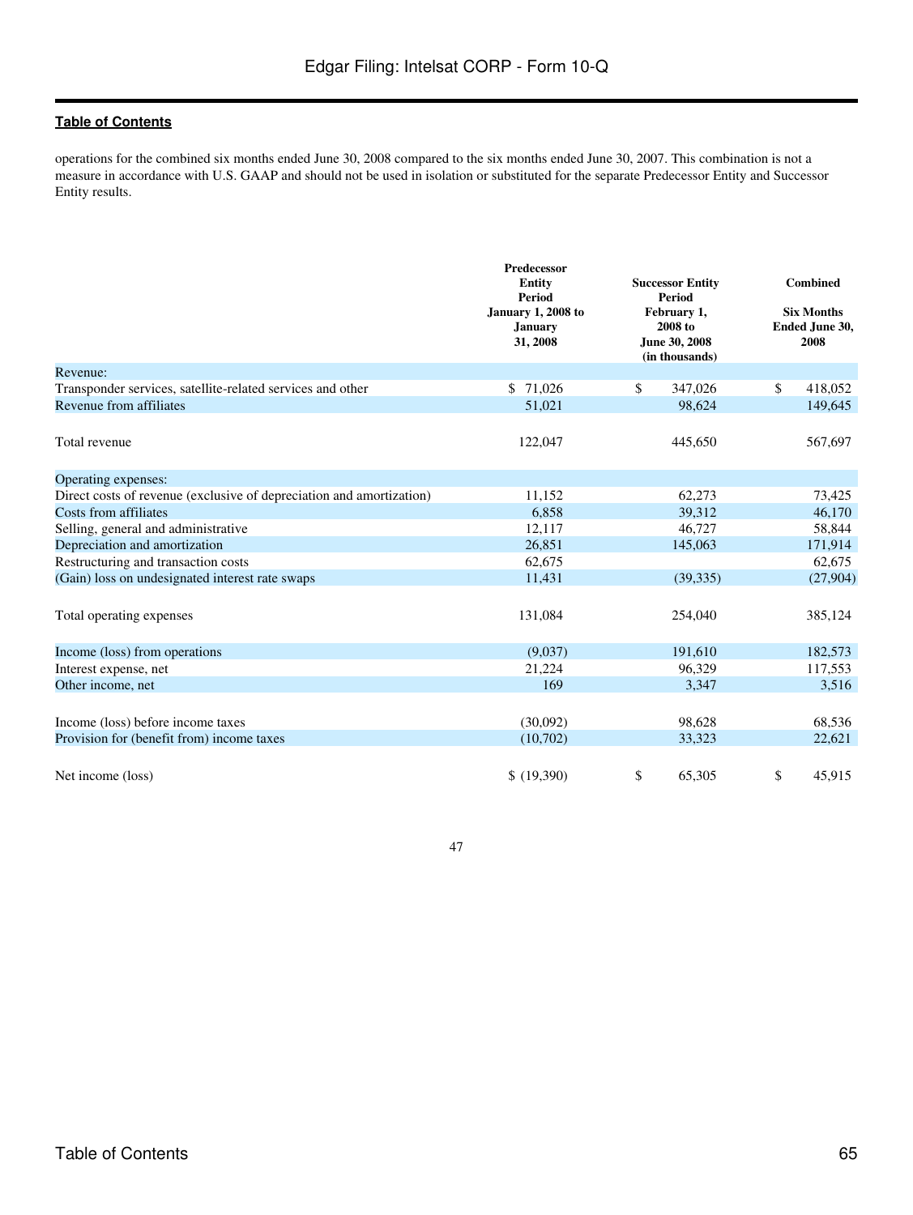operations for the combined six months ended June 30, 2008 compared to the six months ended June 30, 2007. This combination is not a measure in accordance with U.S. GAAP and should not be used in isolation or substituted for the separate Predecessor Entity and Successor Entity results.

| | Predecessor Entity Period January 1, 2008 to January 31, 2008 | Successor Entity Period February 1, 2008 to June 30, 2008 (in thousands) | Combined Six Months Ended June 30, 2008 |
|---|---|---|---|
| Revenue: | | | |
| Transponder services, satellite-related services and other | $ 71,026 | $ 347,026 | $ 418,052 |
| Revenue from affiliates | 51,021 | 98,624 | 149,645 |
| Total revenue | 122,047 | 445,650 | 567,697 |
| Operating expenses: | | | |
| Direct costs of revenue (exclusive of depreciation and amortization) | 11,152 | 62,273 | 73,425 |
| Costs from affiliates | 6,858 | 39,312 | 46,170 |
| Selling, general and administrative | 12,117 | 46,727 | 58,844 |
| Depreciation and amortization | 26,851 | 145,063 | 171,914 |
| Restructuring and transaction costs | 62,675 | | 62,675 |
| (Gain) loss on undesignated interest rate swaps | 11,431 | (39,335) | (27,904) |
| Total operating expenses | 131,084 | 254,040 | 385,124 |
| Income (loss) from operations | (9,037) | 191,610 | 182,573 |
| Interest expense, net | 21,224 | 96,329 | 117,553 |
| Other income, net | 169 | 3,347 | 3,516 |
| Income (loss) before income taxes | (30,092) | 98,628 | 68,536 |
| Provision for (benefit from) income taxes | (10,702) | 33,323 | 22,621 |
| Net income (loss) | $ (19,390) | $ 65,305 | $ 45,915 |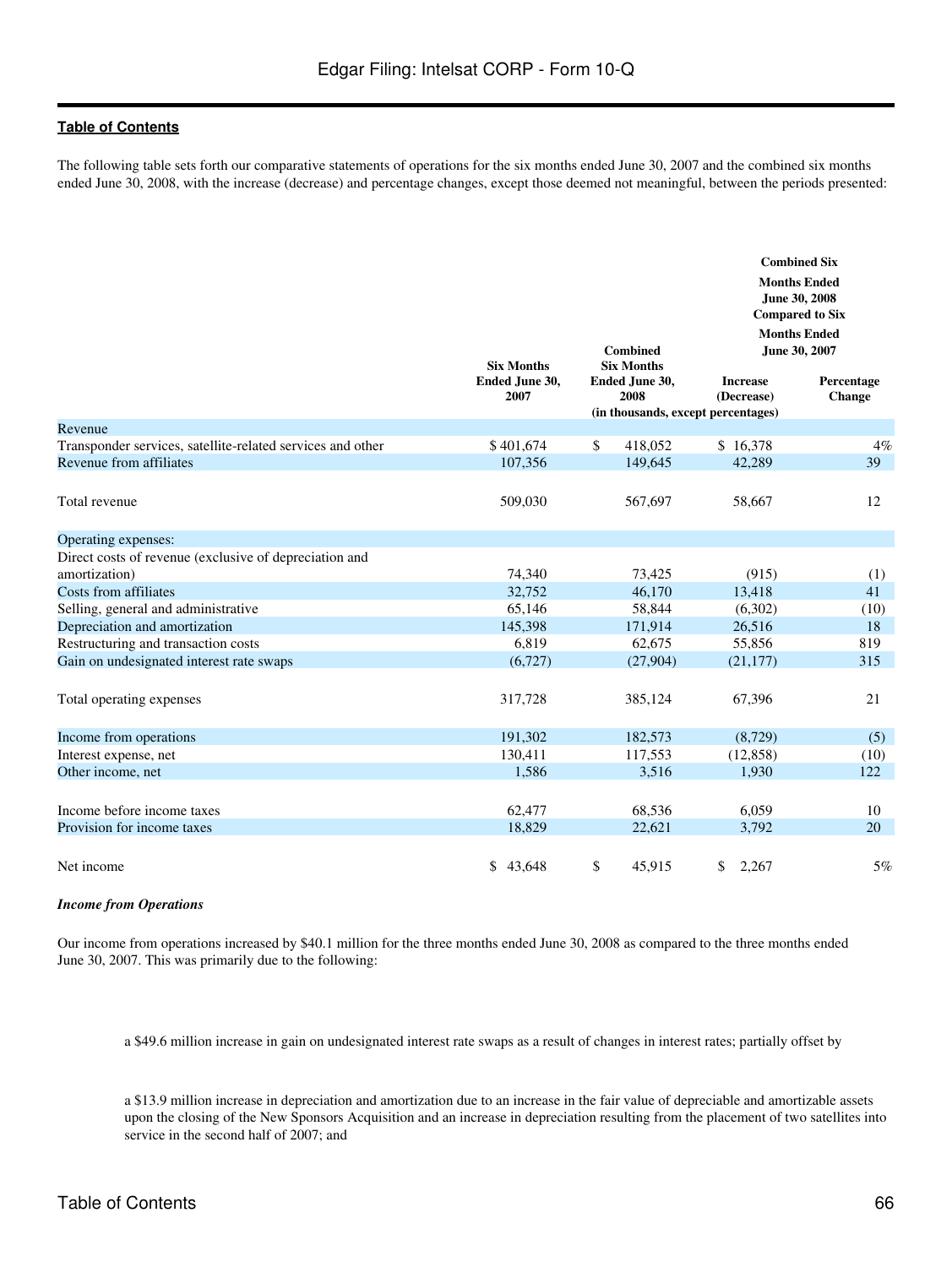The following table sets forth our comparative statements of operations for the six months ended June 30, 2007 and the combined six months ended June 30, 2008, with the increase (decrease) and percentage changes, except those deemed not meaningful, between the periods presented:

| | Six Months Ended June 30, 2007 | Combined Six Months Ended June 30, 2008 | Combined Six Months Ended June 30, 2008 Compared to Six Months Ended June 30, 2007 | |
|---|---|---|---|---|
| | | | Increase (Decrease) | Percentage Change |
| | (in thousands, except percentages) | | | |
| Revenue | | | | |
| Transponder services, satellite-related services and other | $ 401,674 | $ 418,052 | $ 16,378 | 4% |
| Revenue from affiliates | 107,356 | 149,645 | 42,289 | 39 |
| Total revenue | 509,030 | 567,697 | 58,667 | 12 |
| Operating expenses: | | | | |
| Direct costs of revenue (exclusive of depreciation and amortization) | 74,340 | 73,425 | (915) | (1) |
| Costs from affiliates | 32,752 | 46,170 | 13,418 | 41 |
| Selling, general and administrative | 65,146 | 58,844 | (6,302) | (10) |
| Depreciation and amortization | 145,398 | 171,914 | 26,516 | 18 |
| Restructuring and transaction costs | 6,819 | 62,675 | 55,856 | 819 |
| Gain on undesignated interest rate swaps | (6,727) | (27,904) | (21,177) | 315 |
| Total operating expenses | 317,728 | 385,124 | 67,396 | 21 |
| Income from operations | 191,302 | 182,573 | (8,729) | (5) |
| Interest expense, net | 130,411 | 117,553 | (12,858) | (10) |
| Other income, net | 1,586 | 3,516 | 1,930 | 122 |
| Income before income taxes | 62,477 | 68,536 | 6,059 | 10 |
| Provision for income taxes | 18,829 | 22,621 | 3,792 | 20 |
| Net income | $ 43,648 | $ 45,915 | $ 2,267 | 5% |

***Income from Operations***

Our income from operations increased by $40.1 million for the three months ended June 30, 2008 as compared to the three months ended June 30, 2007. This was primarily due to the following:

- a $49.6 million increase in gain on undesignated interest rate swaps as a result of changes in interest rates; partially offset by

- a $13.9 million increase in depreciation and amortization due to an increase in the fair value of depreciable and amortizable assets upon the closing of the New Sponsors Acquisition and an increase in depreciation resulting from the placement of two satellites into service in the second half of 2007; and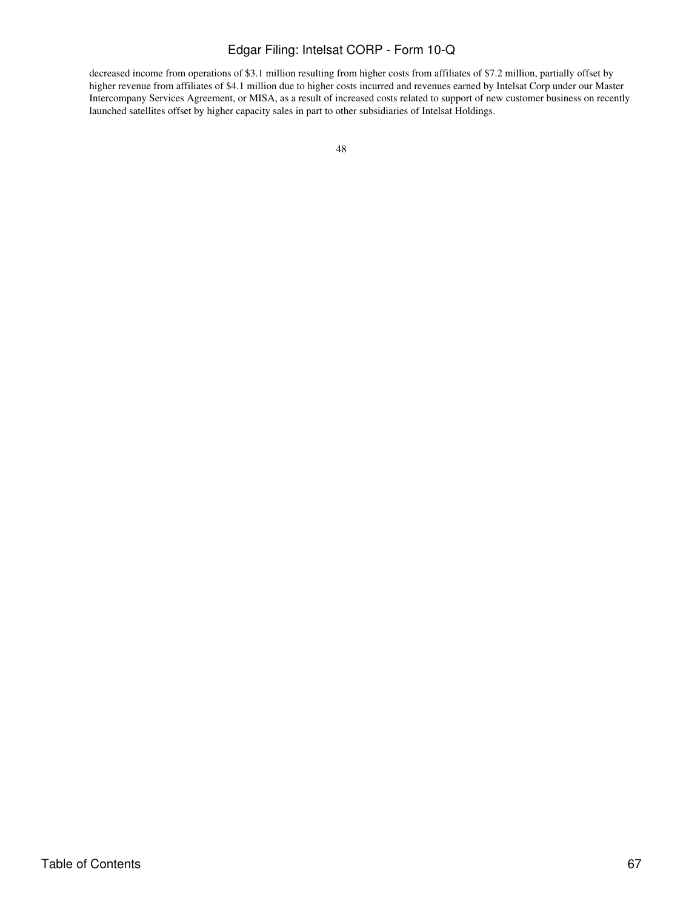decreased income from operations of $3.1 million resulting from higher costs from affiliates of $7.2 million, partially offset by higher revenue from affiliates of $4.1 million due to higher costs incurred and revenues earned by Intelsat Corp under our Master Intercompany Services Agreement, or MISA, as a result of increased costs related to support of new customer business on recently launched satellites offset by higher capacity sales in part to other subsidiaries of Intelsat Holdings.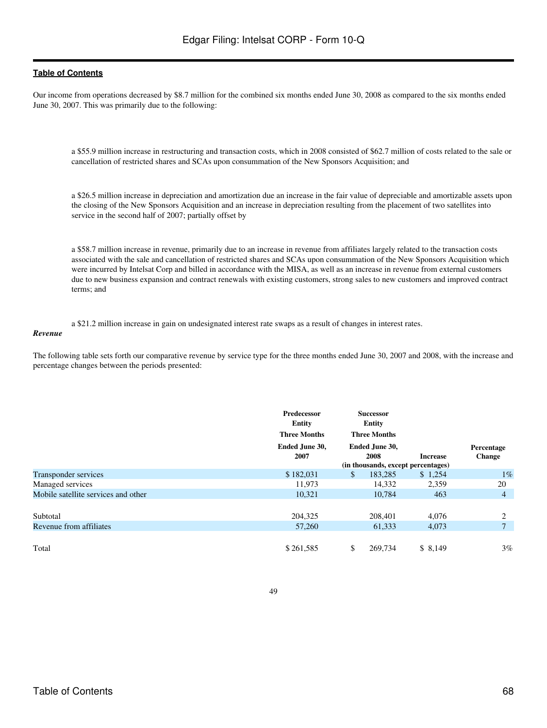Our income from operations decreased by $8.7 million for the combined six months ended June 30, 2008 as compared to the six months ended June 30, 2007. This was primarily due to the following:

- a $55.9 million increase in restructuring and transaction costs, which in 2008 consisted of $62.7 million of costs related to the sale or cancellation of restricted shares and SCAs upon consummation of the New Sponsors Acquisition; and

- a $26.5 million increase in depreciation and amortization due an increase in the fair value of depreciable and amortizable assets upon the closing of the New Sponsors Acquisition and an increase in depreciation resulting from the placement of two satellites into service in the second half of 2007; partially offset by

- a $58.7 million increase in revenue, primarily due to an increase in revenue from affiliates largely related to the transaction costs associated with the sale and cancellation of restricted shares and SCAs upon consummation of the New Sponsors Acquisition which were incurred by Intelsat Corp and billed in accordance with the MISA, as well as an increase in revenue from external customers due to new business expansion and contract renewals with existing customers, strong sales to new customers and improved contract terms; and

- a $21.2 million increase in gain on undesignated interest rate swaps as a result of changes in interest rates.

***Revenue***

The following table sets forth our comparative revenue by service type for the three months ended June 30, 2007 and 2008, with the increase and percentage changes between the periods presented:

| | Predecessor Entity Three Months Ended June 30, 2007 | Successor Entity Three Months Ended June 30, 2008 | Increase | Percentage Change |
|---|---|---|---|---|
| | (in thousands, except percentages) | | | |
| Transponder services | $ 182,031 | $ 183,285 | $ 1,254 | 1% |
| Managed services | 11,973 | 14,332 | 2,359 | 20 |
| Mobile satellite services and other | 10,321 | 10,784 | 463 | 4 |
| Subtotal | 204,325 | 208,401 | 4,076 | 2 |
| Revenue from affiliates | 57,260 | 61,333 | 4,073 | 7 |
| Total | $ 261,585 | $ 269,734 | $ 8,149 | 3% |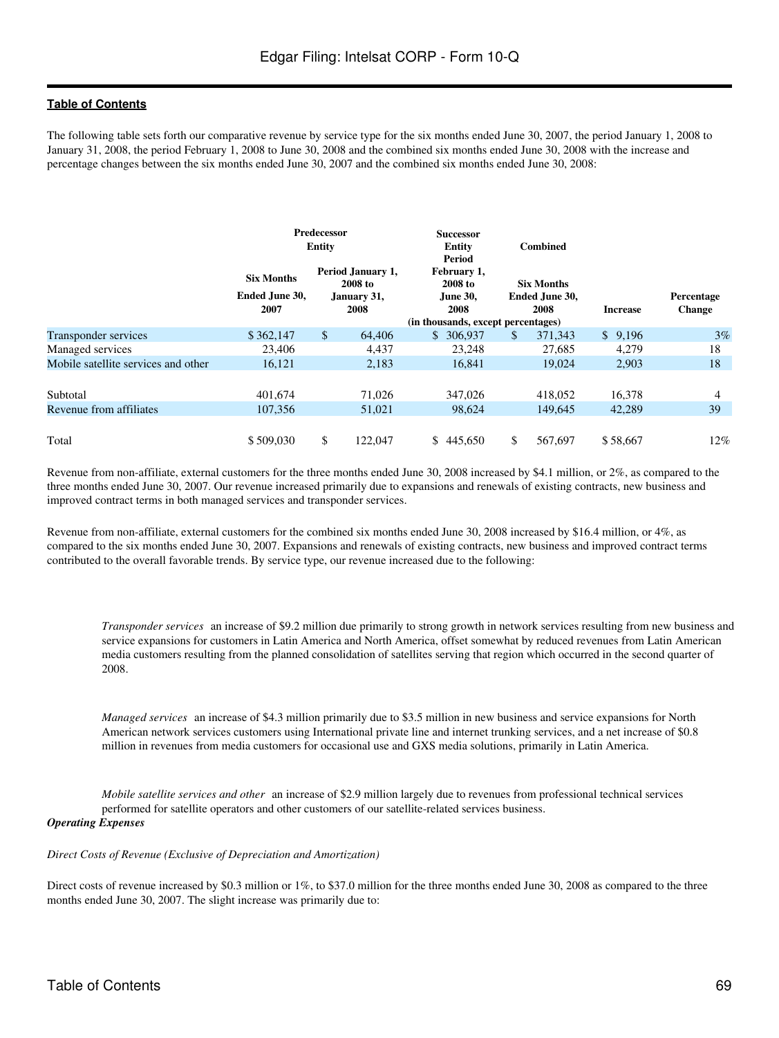The following table sets forth our comparative revenue by service type for the six months ended June 30, 2007, the period January 1, 2008 to January 31, 2008, the period February 1, 2008 to June 30, 2008 and the combined six months ended June 30, 2008 with the increase and percentage changes between the six months ended June 30, 2007 and the combined six months ended June 30, 2008:

| | | Predecessor Entity | Successor Entity | Combined | | |
|---|---|---|---|---|---|---|
| | Six Months Ended June 30, 2007 | Period January 1, 2008 to January 31, 2008 | Period February 1, 2008 to June 30, 2008 | Six Months Ended June 30, 2008 | Increase | Percentage Change |
| | (in thousands, except percentages) | | | | | |
| Transponder services | $ 362,147 | $ 64,406 | $ 306,937 | $ 371,343 | $ 9,196 | 3% |
| Managed services | 23,406 | 4,437 | 23,248 | 27,685 | 4,279 | 18 |
| Mobile satellite services and other | 16,121 | 2,183 | 16,841 | 19,024 | 2,903 | 18 |
| Subtotal | 401,674 | 71,026 | 347,026 | 418,052 | 16,378 | 4 |
| Revenue from affiliates | 107,356 | 51,021 | 98,624 | 149,645 | 42,289 | 39 |
| Total | $ 509,030 | $ 122,047 | $ 445,650 | $ 567,697 | $ 58,667 | 12% |

Revenue from non-affiliate, external customers for the three months ended June 30, 2008 increased by $4.1 million, or 2%, as compared to the three months ended June 30, 2007. Our revenue increased primarily due to expansions and renewals of existing contracts, new business and improved contract terms in both managed services and transponder services.

Revenue from non-affiliate, external customers for the combined six months ended June 30, 2008 increased by $16.4 million, or 4%, as compared to the six months ended June 30, 2007. Expansions and renewals of existing contracts, new business and improved contract terms contributed to the overall favorable trends. By service type, our revenue increased due to the following:

*Transponder services* an increase of $9.2 million due primarily to strong growth in network services resulting from new business and service expansions for customers in Latin America and North America, offset somewhat by reduced revenues from Latin American media customers resulting from the planned consolidation of satellites serving that region which occurred in the second quarter of 2008.

*Managed services* an increase of $4.3 million primarily due to $3.5 million in new business and service expansions for North American network services customers using International private line and internet trunking services, and a net increase of $0.8 million in revenues from media customers for occasional use and GXS media solutions, primarily in Latin America.

*Mobile satellite services and other* an increase of $2.9 million largely due to revenues from professional technical services performed for satellite operators and other customers of our satellite-related services business.

***Operating Expenses***

*Direct Costs of Revenue (Exclusive of Depreciation and Amortization)*

Direct costs of revenue increased by $0.3 million or 1%, to $37.0 million for the three months ended June 30, 2008 as compared to the three months ended June 30, 2007. The slight increase was primarily due to: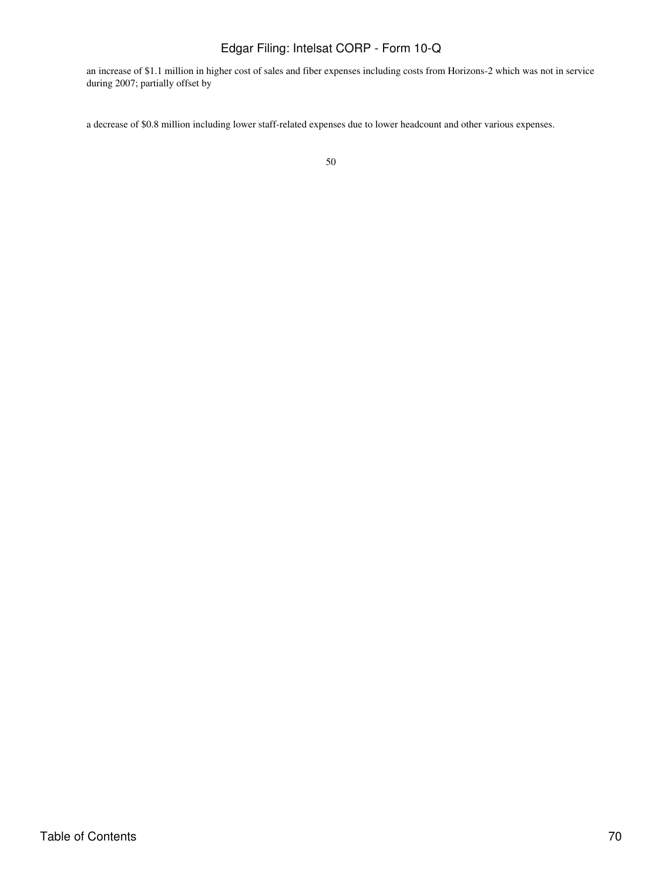- an increase of $1.1 million in higher cost of sales and fiber expenses including costs from Horizons-2 which was not in service during 2007; partially offset by

- a decrease of $0.8 million including lower staff-related expenses due to lower headcount and other various expenses.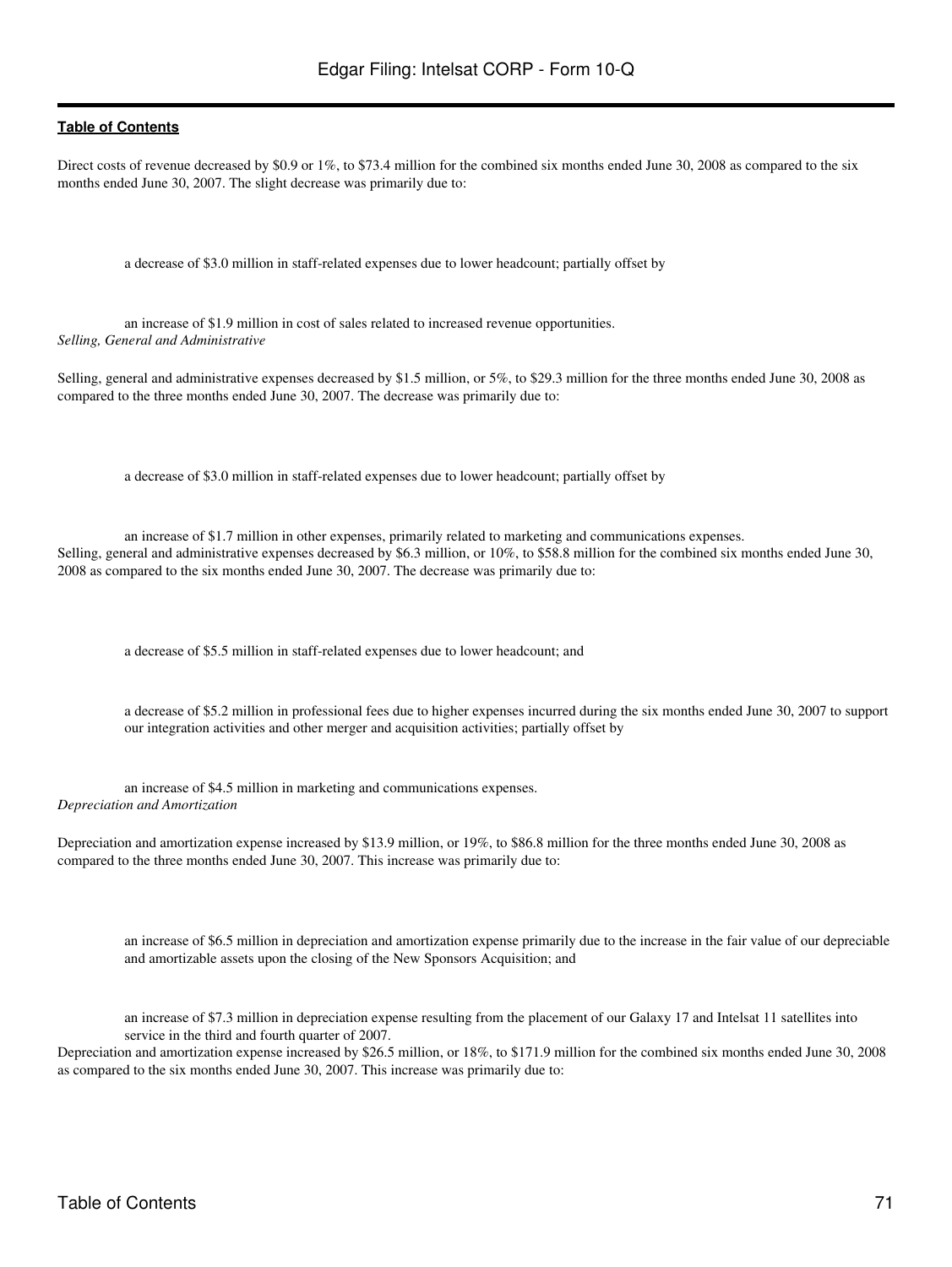Direct costs of revenue decreased by $0.9 or 1%, to $73.4 million for the combined six months ended June 30, 2008 as compared to the six months ended June 30, 2007. The slight decrease was primarily due to:

- a decrease of $3.0 million in staff-related expenses due to lower headcount; partially offset by
- an increase of $1.9 million in cost of sales related to increased revenue opportunities.

*Selling, General and Administrative*

Selling, general and administrative expenses decreased by $1.5 million, or 5%, to $29.3 million for the three months ended June 30, 2008 as compared to the three months ended June 30, 2007. The decrease was primarily due to:

- a decrease of $3.0 million in staff-related expenses due to lower headcount; partially offset by
- an increase of $1.7 million in other expenses, primarily related to marketing and communications expenses.

Selling, general and administrative expenses decreased by $6.3 million, or 10%, to $58.8 million for the combined six months ended June 30, 2008 as compared to the six months ended June 30, 2007. The decrease was primarily due to:

- a decrease of $5.5 million in staff-related expenses due to lower headcount; and
- a decrease of $5.2 million in professional fees due to higher expenses incurred during the six months ended June 30, 2007 to support our integration activities and other merger and acquisition activities; partially offset by
- an increase of $4.5 million in marketing and communications expenses.

*Depreciation and Amortization*

Depreciation and amortization expense increased by $13.9 million, or 19%, to $86.8 million for the three months ended June 30, 2008 as compared to the three months ended June 30, 2007. This increase was primarily due to:

- an increase of $6.5 million in depreciation and amortization expense primarily due to the increase in the fair value of our depreciable and amortizable assets upon the closing of the New Sponsors Acquisition; and
- an increase of $7.3 million in depreciation expense resulting from the placement of our Galaxy 17 and Intelsat 11 satellites into service in the third and fourth quarter of 2007.

Depreciation and amortization expense increased by $26.5 million, or 18%, to $171.9 million for the combined six months ended June 30, 2008 as compared to the six months ended June 30, 2007. This increase was primarily due to: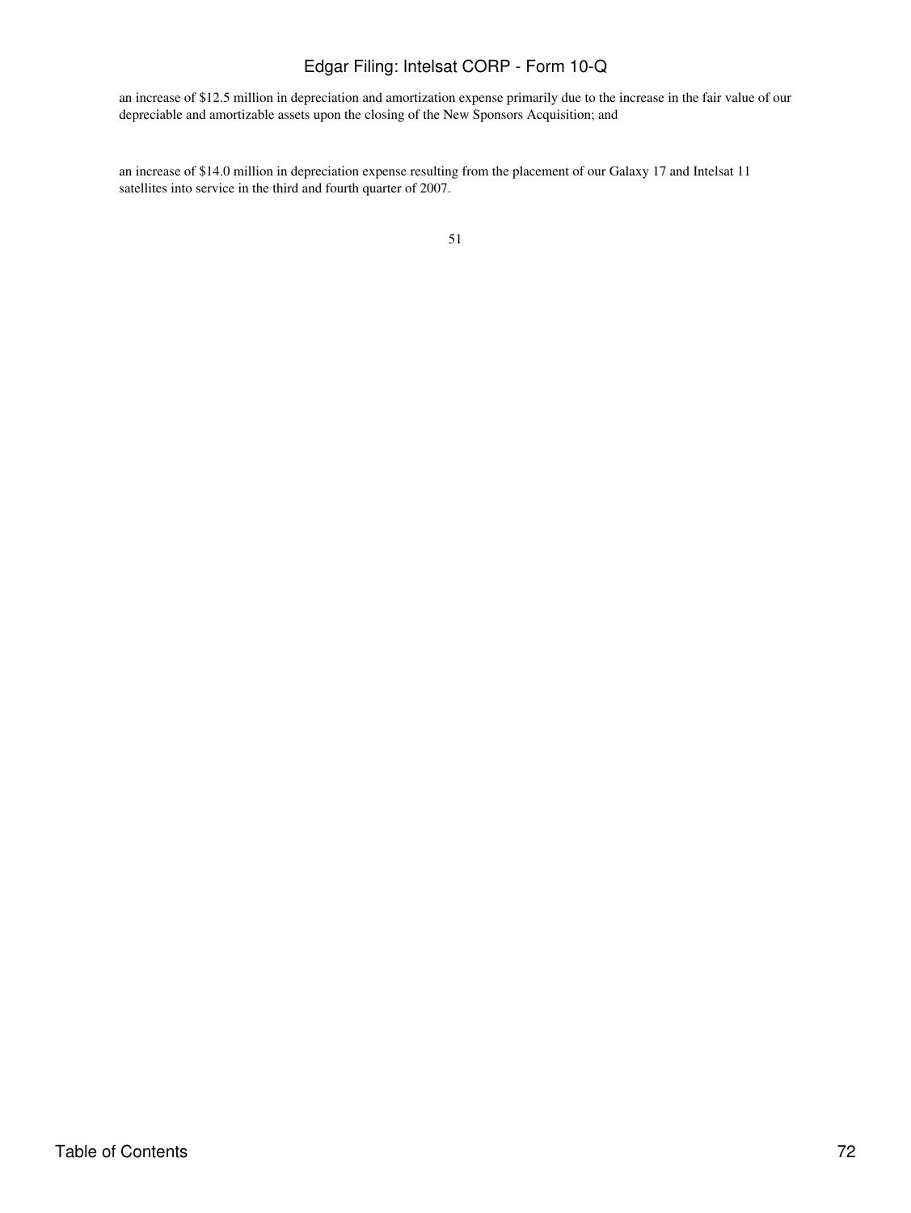an increase of $12.5 million in depreciation and amortization expense primarily due to the increase in the fair value of our depreciable and amortizable assets upon the closing of the New Sponsors Acquisition; and

an increase of $14.0 million in depreciation expense resulting from the placement of our Galaxy 17 and Intelsat 11 satellites into service in the third and fourth quarter of 2007.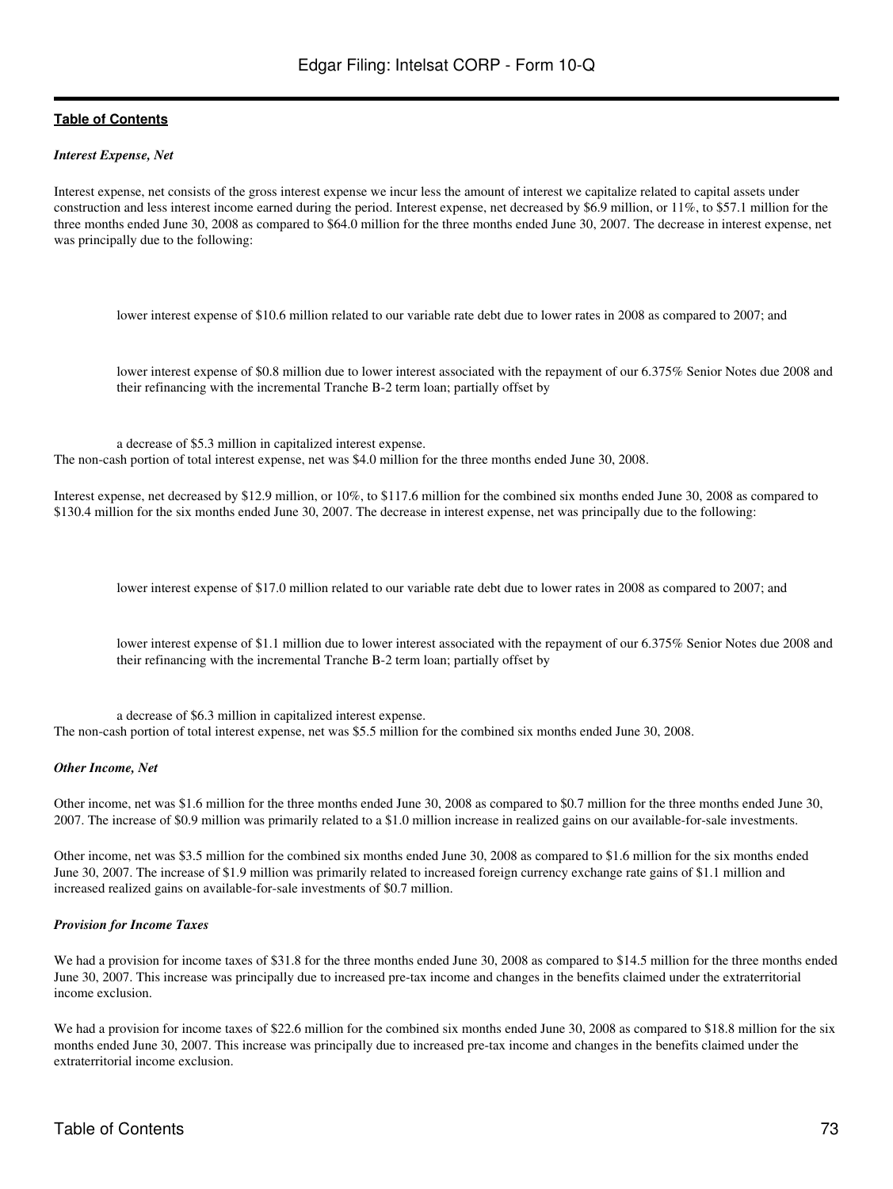### *Interest Expense, Net*

Interest expense, net consists of the gross interest expense we incur less the amount of interest we capitalize related to capital assets under construction and less interest income earned during the period. Interest expense, net decreased by $6.9 million, or 11%, to $57.1 million for the three months ended June 30, 2008 as compared to $64.0 million for the three months ended June 30, 2007. The decrease in interest expense, net was principally due to the following:

- lower interest expense of $10.6 million related to our variable rate debt due to lower rates in 2008 as compared to 2007; and
- lower interest expense of $0.8 million due to lower interest associated with the repayment of our 6.375% Senior Notes due 2008 and their refinancing with the incremental Tranche B-2 term loan; partially offset by
- a decrease of $5.3 million in capitalized interest expense.

The non-cash portion of total interest expense, net was $4.0 million for the three months ended June 30, 2008.

Interest expense, net decreased by $12.9 million, or 10%, to $117.6 million for the combined six months ended June 30, 2008 as compared to $130.4 million for the six months ended June 30, 2007. The decrease in interest expense, net was principally due to the following:

- lower interest expense of $17.0 million related to our variable rate debt due to lower rates in 2008 as compared to 2007; and
- lower interest expense of $1.1 million due to lower interest associated with the repayment of our 6.375% Senior Notes due 2008 and their refinancing with the incremental Tranche B-2 term loan; partially offset by
- a decrease of $6.3 million in capitalized interest expense.

The non-cash portion of total interest expense, net was $5.5 million for the combined six months ended June 30, 2008.

### *Other Income, Net*

Other income, net was $1.6 million for the three months ended June 30, 2008 as compared to $0.7 million for the three months ended June 30, 2007. The increase of $0.9 million was primarily related to a $1.0 million increase in realized gains on our available-for-sale investments.

Other income, net was $3.5 million for the combined six months ended June 30, 2008 as compared to $1.6 million for the six months ended June 30, 2007. The increase of $1.9 million was primarily related to increased foreign currency exchange rate gains of $1.1 million and increased realized gains on available-for-sale investments of $0.7 million.

### *Provision for Income Taxes*

We had a provision for income taxes of $31.8 for the three months ended June 30, 2008 as compared to $14.5 million for the three months ended June 30, 2007. This increase was principally due to increased pre-tax income and changes in the benefits claimed under the extraterritorial income exclusion.

We had a provision for income taxes of $22.6 million for the combined six months ended June 30, 2008 as compared to $18.8 million for the six months ended June 30, 2007. This increase was principally due to increased pre-tax income and changes in the benefits claimed under the extraterritorial income exclusion.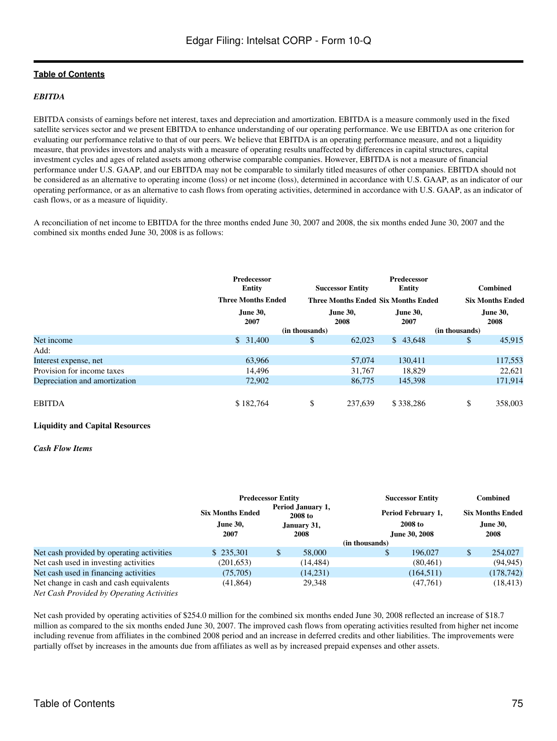*EBITDA*

EBITDA consists of earnings before net interest, taxes and depreciation and amortization. EBITDA is a measure commonly used in the fixed satellite services sector and we present EBITDA to enhance understanding of our operating performance. We use EBITDA as one criterion for evaluating our performance relative to that of our peers. We believe that EBITDA is an operating performance measure, and not a liquidity measure, that provides investors and analysts with a measure of operating results unaffected by differences in capital structures, capital investment cycles and ages of related assets among otherwise comparable companies. However, EBITDA is not a measure of financial performance under U.S. GAAP, and our EBITDA may not be comparable to similarly titled measures of other companies. EBITDA should not be considered as an alternative to operating income (loss) or net income (loss), determined in accordance with U.S. GAAP, as an indicator of our operating performance, or as an alternative to cash flows from operating activities, determined in accordance with U.S. GAAP, as an indicator of cash flows, or as a measure of liquidity.

A reconciliation of net income to EBITDA for the three months ended June 30, 2007 and 2008, the six months ended June 30, 2007 and the combined six months ended June 30, 2008 is as follows:

| | Predecessor Entity | Successor Entity | Predecessor Entity | Combined |
|---|---|---|---|---|
| | Three Months Ended | Three Months Ended | Six Months Ended | Six Months Ended |
| | June 30, 2007 | June 30, 2008 | June 30, 2007 | June 30, 2008 |
| | (in thousands) | | (in thousands) | |
| Net income | $ 31,400 | $ 62,023 | $ 43,648 | $ 45,915 |
| Add: | | | | |
| Interest expense, net | 63,966 | 57,074 | 130,411 | 117,553 |
| Provision for income taxes | 14,496 | 31,767 | 18,829 | 22,621 |
| Depreciation and amortization | 72,902 | 86,775 | 145,398 | 171,914 |
| EBITDA | $ 182,764 | $ 237,639 | $ 338,286 | $ 358,003 |

**Liquidity and Capital Resources**

*Cash Flow Items*

| | Predecessor Entity | | Successor Entity | Combined |
|---|---|---|---|---|
| | Six Months Ended June 30, 2007 | Period January 1, 2008 to January 31, 2008 | Period February 1, 2008 to June 30, 2008 | Six Months Ended June 30, 2008 |
| | | (in thousands) | | |
| Net cash provided by operating activities | $ 235,301 | $ 58,000 | $ 196,027 | $ 254,027 |
| Net cash used in investing activities | (201,653) | (14,484) | (80,461) | (94,945) |
| Net cash used in financing activities | (75,705) | (14,231) | (164,511) | (178,742) |
| Net change in cash and cash equivalents | (41,864) | 29,348 | (47,761) | (18,413) |

*Net Cash Provided by Operating Activities*

Net cash provided by operating activities of $254.0 million for the combined six months ended June 30, 2008 reflected an increase of $18.7 million as compared to the six months ended June 30, 2007. The improved cash flows from operating activities resulted from higher net income including revenue from affiliates in the combined 2008 period and an increase in deferred credits and other liabilities. The improvements were partially offset by increases in the amounts due from affiliates as well as by increased prepaid expenses and other assets.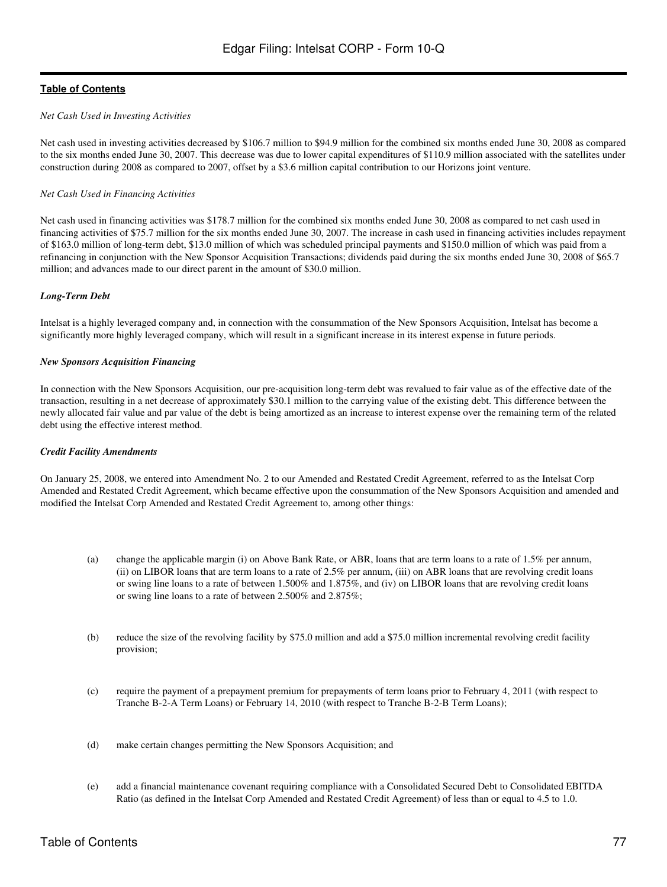*Net Cash Used in Investing Activities*

Net cash used in investing activities decreased by $106.7 million to $94.9 million for the combined six months ended June 30, 2008 as compared to the six months ended June 30, 2007. This decrease was due to lower capital expenditures of $110.9 million associated with the satellites under construction during 2008 as compared to 2007, offset by a $3.6 million capital contribution to our Horizons joint venture.

*Net Cash Used in Financing Activities*

Net cash used in financing activities was $178.7 million for the combined six months ended June 30, 2008 as compared to net cash used in financing activities of $75.7 million for the six months ended June 30, 2007. The increase in cash used in financing activities includes repayment of $163.0 million of long-term debt, $13.0 million of which was scheduled principal payments and $150.0 million of which was paid from a refinancing in conjunction with the New Sponsor Acquisition Transactions; dividends paid during the six months ended June 30, 2008 of $65.7 million; and advances made to our direct parent in the amount of $30.0 million.

***Long-Term Debt***

Intelsat is a highly leveraged company and, in connection with the consummation of the New Sponsors Acquisition, Intelsat has become a significantly more highly leveraged company, which will result in a significant increase in its interest expense in future periods.

***New Sponsors Acquisition Financing***

In connection with the New Sponsors Acquisition, our pre-acquisition long-term debt was revalued to fair value as of the effective date of the transaction, resulting in a net decrease of approximately $30.1 million to the carrying value of the existing debt. This difference between the newly allocated fair value and par value of the debt is being amortized as an increase to interest expense over the remaining term of the related debt using the effective interest method.

***Credit Facility Amendments***

On January 25, 2008, we entered into Amendment No. 2 to our Amended and Restated Credit Agreement, referred to as the Intelsat Corp Amended and Restated Credit Agreement, which became effective upon the consummation of the New Sponsors Acquisition and amended and modified the Intelsat Corp Amended and Restated Credit Agreement to, among other things:

(a) change the applicable margin (i) on Above Bank Rate, or ABR, loans that are term loans to a rate of 1.5% per annum, (ii) on LIBOR loans that are term loans to a rate of 2.5% per annum, (iii) on ABR loans that are revolving credit loans or swing line loans to a rate of between 1.500% and 1.875%, and (iv) on LIBOR loans that are revolving credit loans or swing line loans to a rate of between 2.500% and 2.875%;

(b) reduce the size of the revolving facility by $75.0 million and add a $75.0 million incremental revolving credit facility provision;

(c) require the payment of a prepayment premium for prepayments of term loans prior to February 4, 2011 (with respect to Tranche B-2-A Term Loans) or February 14, 2010 (with respect to Tranche B-2-B Term Loans);

(d) make certain changes permitting the New Sponsors Acquisition; and

(e) add a financial maintenance covenant requiring compliance with a Consolidated Secured Debt to Consolidated EBITDA Ratio (as defined in the Intelsat Corp Amended and Restated Credit Agreement) of less than or equal to 4.5 to 1.0.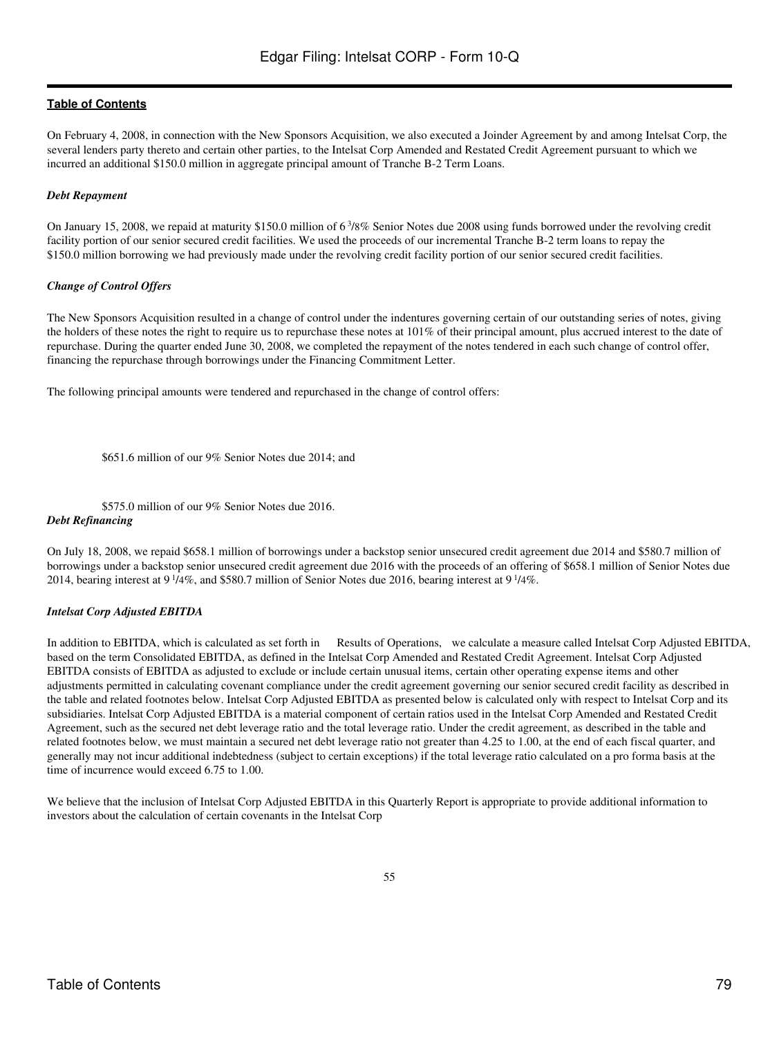On February 4, 2008, in connection with the New Sponsors Acquisition, we also executed a Joinder Agreement by and among Intelsat Corp, the several lenders party thereto and certain other parties, to the Intelsat Corp Amended and Restated Credit Agreement pursuant to which we incurred an additional $150.0 million in aggregate principal amount of Tranche B-2 Term Loans.

***Debt Repayment***

On January 15, 2008, we repaid at maturity $150.0 million of 6 3/8% Senior Notes due 2008 using funds borrowed under the revolving credit facility portion of our senior secured credit facilities. We used the proceeds of our incremental Tranche B-2 term loans to repay the $150.0 million borrowing we had previously made under the revolving credit facility portion of our senior secured credit facilities.

***Change of Control Offers***

The New Sponsors Acquisition resulted in a change of control under the indentures governing certain of our outstanding series of notes, giving the holders of these notes the right to require us to repurchase these notes at 101% of their principal amount, plus accrued interest to the date of repurchase. During the quarter ended June 30, 2008, we completed the repayment of the notes tendered in each such change of control offer, financing the repurchase through borrowings under the Financing Commitment Letter.

The following principal amounts were tendered and repurchased in the change of control offers:

- $651.6 million of our 9% Senior Notes due 2014; and
- $575.0 million of our 9% Senior Notes due 2016.

***Debt Refinancing***

On July 18, 2008, we repaid $658.1 million of borrowings under a backstop senior unsecured credit agreement due 2014 and $580.7 million of borrowings under a backstop senior unsecured credit agreement due 2016 with the proceeds of an offering of $658.1 million of Senior Notes due 2014, bearing interest at 9 1/4%, and $580.7 million of Senior Notes due 2016, bearing interest at 9 1/4%.

***Intelsat Corp Adjusted EBITDA***

In addition to EBITDA, which is calculated as set forth in Results of Operations, we calculate a measure called Intelsat Corp Adjusted EBITDA, based on the term Consolidated EBITDA, as defined in the Intelsat Corp Amended and Restated Credit Agreement. Intelsat Corp Adjusted EBITDA consists of EBITDA as adjusted to exclude or include certain unusual items, certain other operating expense items and other adjustments permitted in calculating covenant compliance under the credit agreement governing our senior secured credit facility as described in the table and related footnotes below. Intelsat Corp Adjusted EBITDA as presented below is calculated only with respect to Intelsat Corp and its subsidiaries. Intelsat Corp Adjusted EBITDA is a material component of certain ratios used in the Intelsat Corp Amended and Restated Credit Agreement, such as the secured net debt leverage ratio and the total leverage ratio. Under the credit agreement, as described in the table and related footnotes below, we must maintain a secured net debt leverage ratio not greater than 4.25 to 1.00, at the end of each fiscal quarter, and generally may not incur additional indebtedness (subject to certain exceptions) if the total leverage ratio calculated on a pro forma basis at the time of incurrence would exceed 6.75 to 1.00.

We believe that the inclusion of Intelsat Corp Adjusted EBITDA in this Quarterly Report is appropriate to provide additional information to investors about the calculation of certain covenants in the Intelsat Corp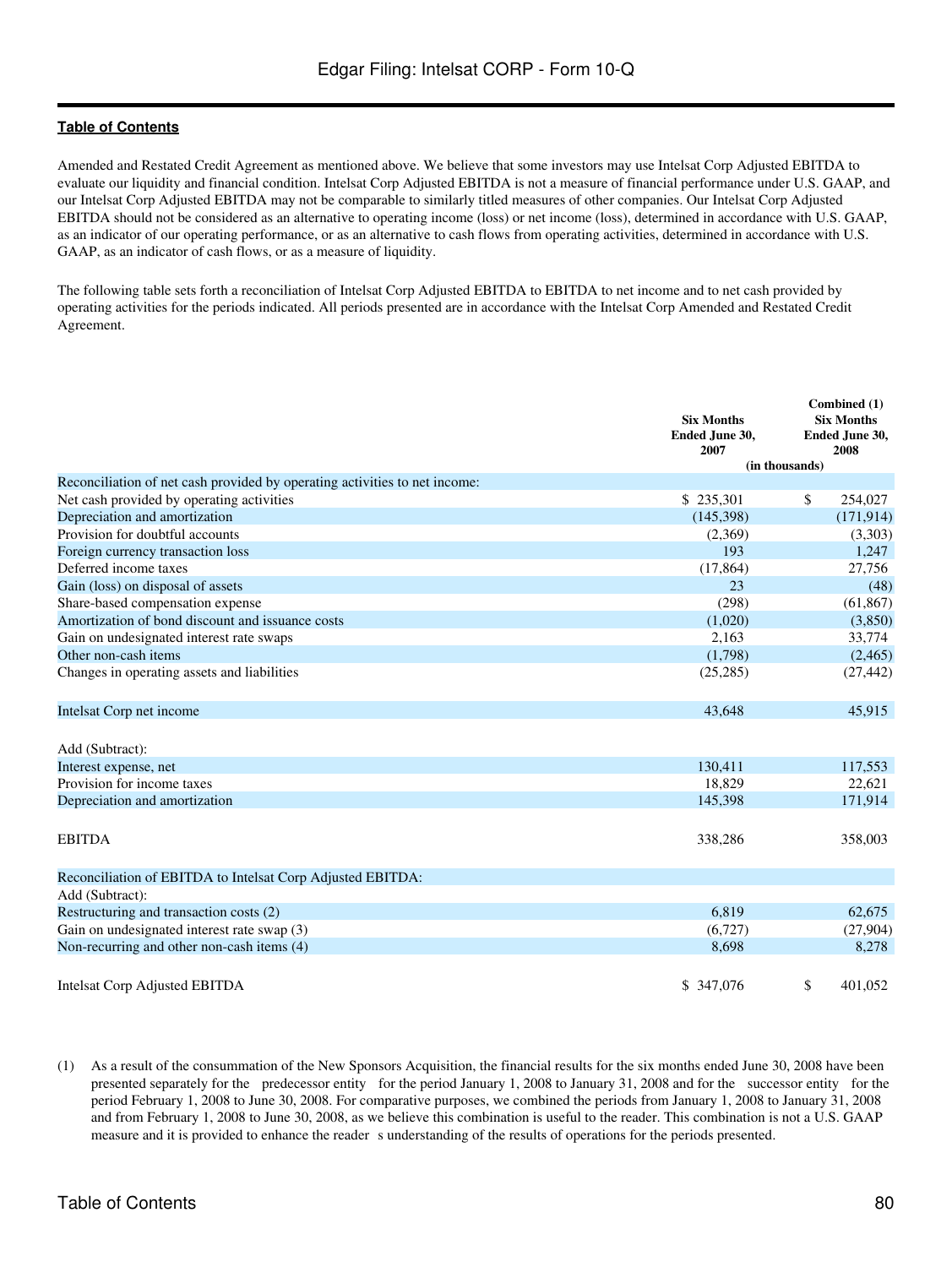Amended and Restated Credit Agreement as mentioned above. We believe that some investors may use Intelsat Corp Adjusted EBITDA to evaluate our liquidity and financial condition. Intelsat Corp Adjusted EBITDA is not a measure of financial performance under U.S. GAAP, and our Intelsat Corp Adjusted EBITDA may not be comparable to similarly titled measures of other companies. Our Intelsat Corp Adjusted EBITDA should not be considered as an alternative to operating income (loss) or net income (loss), determined in accordance with U.S. GAAP, as an indicator of our operating performance, or as an alternative to cash flows from operating activities, determined in accordance with U.S. GAAP, as an indicator of cash flows, or as a measure of liquidity.

The following table sets forth a reconciliation of Intelsat Corp Adjusted EBITDA to EBITDA to net income and to net cash provided by operating activities for the periods indicated. All periods presented are in accordance with the Intelsat Corp Amended and Restated Credit Agreement.

| | Six Months Ended June 30, 2007 | Combined (1) Six Months Ended June 30, 2008 |
|---|---|---|
| | (in thousands) | |
| Reconciliation of net cash provided by operating activities to net income: | | |
| Net cash provided by operating activities | $ 235,301 | $ 254,027 |
| Depreciation and amortization | (145,398) | (171,914) |
| Provision for doubtful accounts | (2,369) | (3,303) |
| Foreign currency transaction loss | 193 | 1,247 |
| Deferred income taxes | (17,864) | 27,756 |
| Gain (loss) on disposal of assets | 23 | (48) |
| Share-based compensation expense | (298) | (61,867) |
| Amortization of bond discount and issuance costs | (1,020) | (3,850) |
| Gain on undesignated interest rate swaps | 2,163 | 33,774 |
| Other non-cash items | (1,798) | (2,465) |
| Changes in operating assets and liabilities | (25,285) | (27,442) |
| Intelsat Corp net income | 43,648 | 45,915 |
| Add (Subtract): | | |
| Interest expense, net | 130,411 | 117,553 |
| Provision for income taxes | 18,829 | 22,621 |
| Depreciation and amortization | 145,398 | 171,914 |
| EBITDA | 338,286 | 358,003 |
| Reconciliation of EBITDA to Intelsat Corp Adjusted EBITDA: | | |
| Add (Subtract): | | |
| Restructuring and transaction costs (2) | 6,819 | 62,675 |
| Gain on undesignated interest rate swap (3) | (6,727) | (27,904) |
| Non-recurring and other non-cash items (4) | 8,698 | 8,278 |
| Intelsat Corp Adjusted EBITDA | $ 347,076 | $ 401,052 |

(1) As a result of the consummation of the New Sponsors Acquisition, the financial results for the six months ended June 30, 2008 have been presented separately for the predecessor entity for the period January 1, 2008 to January 31, 2008 and for the successor entity for the period February 1, 2008 to June 30, 2008. For comparative purposes, we combined the periods from January 1, 2008 to January 31, 2008 and from February 1, 2008 to June 30, 2008, as we believe this combination is useful to the reader. This combination is not a U.S. GAAP measure and it is provided to enhance the reader s understanding of the results of operations for the periods presented.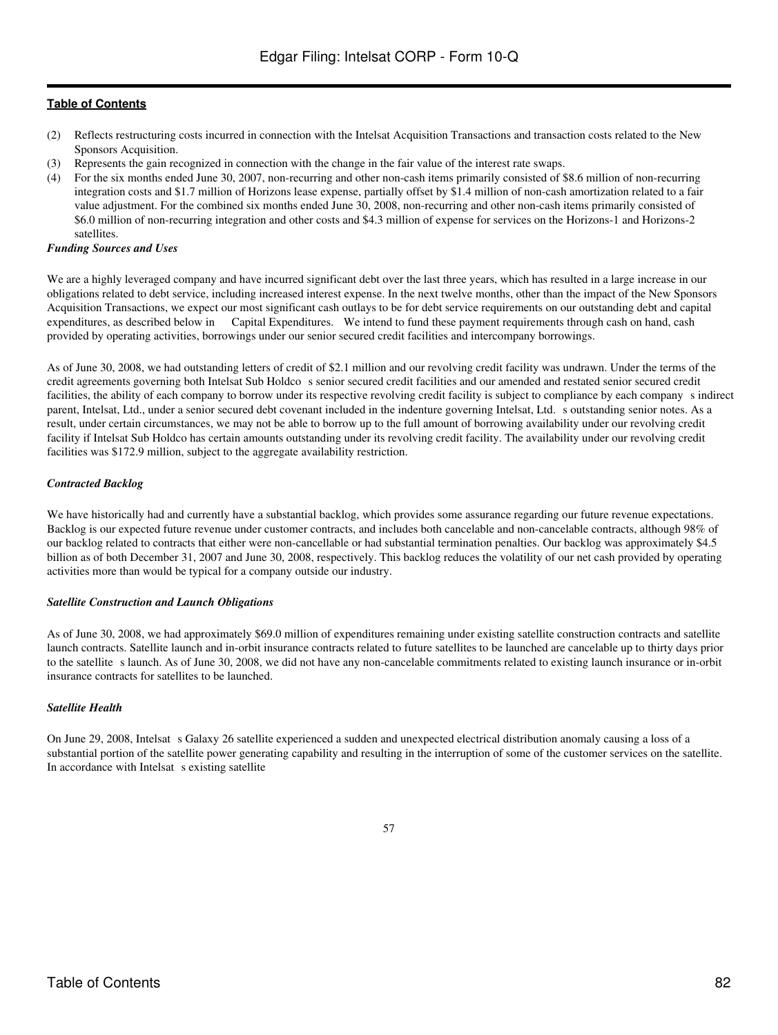(2) Reflects restructuring costs incurred in connection with the Intelsat Acquisition Transactions and transaction costs related to the New Sponsors Acquisition.

(3) Represents the gain recognized in connection with the change in the fair value of the interest rate swaps.

(4) For the six months ended June 30, 2007, non-recurring and other non-cash items primarily consisted of $8.6 million of non-recurring integration costs and $1.7 million of Horizons lease expense, partially offset by $1.4 million of non-cash amortization related to a fair value adjustment. For the combined six months ended June 30, 2008, non-recurring and other non-cash items primarily consisted of $6.0 million of non-recurring integration and other costs and $4.3 million of expense for services on the Horizons-1 and Horizons-2 satellites.

***Funding Sources and Uses***

We are a highly leveraged company and have incurred significant debt over the last three years, which has resulted in a large increase in our obligations related to debt service, including increased interest expense. In the next twelve months, other than the impact of the New Sponsors Acquisition Transactions, we expect our most significant cash outlays to be for debt service requirements on our outstanding debt and capital expenditures, as described below in Capital Expenditures. We intend to fund these payment requirements through cash on hand, cash provided by operating activities, borrowings under our senior secured credit facilities and intercompany borrowings.

As of June 30, 2008, we had outstanding letters of credit of $2.1 million and our revolving credit facility was undrawn. Under the terms of the credit agreements governing both Intelsat Sub Holdco s senior secured credit facilities and our amended and restated senior secured credit facilities, the ability of each company to borrow under its respective revolving credit facility is subject to compliance by each company s indirect parent, Intelsat, Ltd., under a senior secured debt covenant included in the indenture governing Intelsat, Ltd. s outstanding senior notes. As a result, under certain circumstances, we may not be able to borrow up to the full amount of borrowing availability under our revolving credit facility if Intelsat Sub Holdco has certain amounts outstanding under its revolving credit facility. The availability under our revolving credit facilities was $172.9 million, subject to the aggregate availability restriction.

***Contracted Backlog***

We have historically had and currently have a substantial backlog, which provides some assurance regarding our future revenue expectations. Backlog is our expected future revenue under customer contracts, and includes both cancelable and non-cancelable contracts, although 98% of our backlog related to contracts that either were non-cancellable or had substantial termination penalties. Our backlog was approximately $4.5 billion as of both December 31, 2007 and June 30, 2008, respectively. This backlog reduces the volatility of our net cash provided by operating activities more than would be typical for a company outside our industry.

***Satellite Construction and Launch Obligations***

As of June 30, 2008, we had approximately $69.0 million of expenditures remaining under existing satellite construction contracts and satellite launch contracts. Satellite launch and in-orbit insurance contracts related to future satellites to be launched are cancelable up to thirty days prior to the satellite s launch. As of June 30, 2008, we did not have any non-cancelable commitments related to existing launch insurance or in-orbit insurance contracts for satellites to be launched.

***Satellite Health***

On June 29, 2008, Intelsat s Galaxy 26 satellite experienced a sudden and unexpected electrical distribution anomaly causing a loss of a substantial portion of the satellite power generating capability and resulting in the interruption of some of the customer services on the satellite. In accordance with Intelsat s existing satellite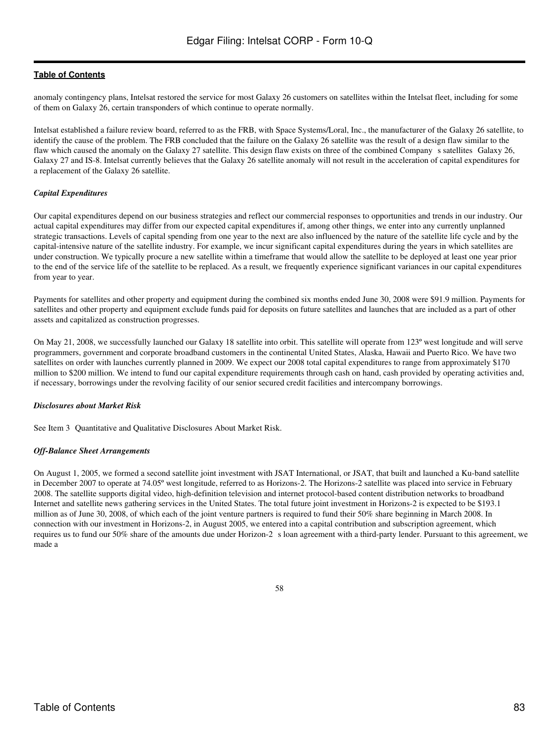anomaly contingency plans, Intelsat restored the service for most Galaxy 26 customers on satellites within the Intelsat fleet, including for some of them on Galaxy 26, certain transponders of which continue to operate normally.

Intelsat established a failure review board, referred to as the FRB, with Space Systems/Loral, Inc., the manufacturer of the Galaxy 26 satellite, to identify the cause of the problem. The FRB concluded that the failure on the Galaxy 26 satellite was the result of a design flaw similar to the flaw which caused the anomaly on the Galaxy 27 satellite. This design flaw exists on three of the combined Company s satellites Galaxy 26, Galaxy 27 and IS-8. Intelsat currently believes that the Galaxy 26 satellite anomaly will not result in the acceleration of capital expenditures for a replacement of the Galaxy 26 satellite.

***Capital Expenditures***

Our capital expenditures depend on our business strategies and reflect our commercial responses to opportunities and trends in our industry. Our actual capital expenditures may differ from our expected capital expenditures if, among other things, we enter into any currently unplanned strategic transactions. Levels of capital spending from one year to the next are also influenced by the nature of the satellite life cycle and by the capital-intensive nature of the satellite industry. For example, we incur significant capital expenditures during the years in which satellites are under construction. We typically procure a new satellite within a timeframe that would allow the satellite to be deployed at least one year prior to the end of the service life of the satellite to be replaced. As a result, we frequently experience significant variances in our capital expenditures from year to year.

Payments for satellites and other property and equipment during the combined six months ended June 30, 2008 were $91.9 million. Payments for satellites and other property and equipment exclude funds paid for deposits on future satellites and launches that are included as a part of other assets and capitalized as construction progresses.

On May 21, 2008, we successfully launched our Galaxy 18 satellite into orbit. This satellite will operate from 123º west longitude and will serve programmers, government and corporate broadband customers in the continental United States, Alaska, Hawaii and Puerto Rico. We have two satellites on order with launches currently planned in 2009. We expect our 2008 total capital expenditures to range from approximately $170 million to $200 million. We intend to fund our capital expenditure requirements through cash on hand, cash provided by operating activities and, if necessary, borrowings under the revolving facility of our senior secured credit facilities and intercompany borrowings.

***Disclosures about Market Risk***

See Item 3 Quantitative and Qualitative Disclosures About Market Risk.

***Off-Balance Sheet Arrangements***

On August 1, 2005, we formed a second satellite joint investment with JSAT International, or JSAT, that built and launched a Ku-band satellite in December 2007 to operate at 74.05º west longitude, referred to as Horizons-2. The Horizons-2 satellite was placed into service in February 2008. The satellite supports digital video, high-definition television and internet protocol-based content distribution networks to broadband Internet and satellite news gathering services in the United States. The total future joint investment in Horizons-2 is expected to be $193.1 million as of June 30, 2008, of which each of the joint venture partners is required to fund their 50% share beginning in March 2008. In connection with our investment in Horizons-2, in August 2005, we entered into a capital contribution and subscription agreement, which requires us to fund our 50% share of the amounts due under Horizon-2 s loan agreement with a third-party lender. Pursuant to this agreement, we made a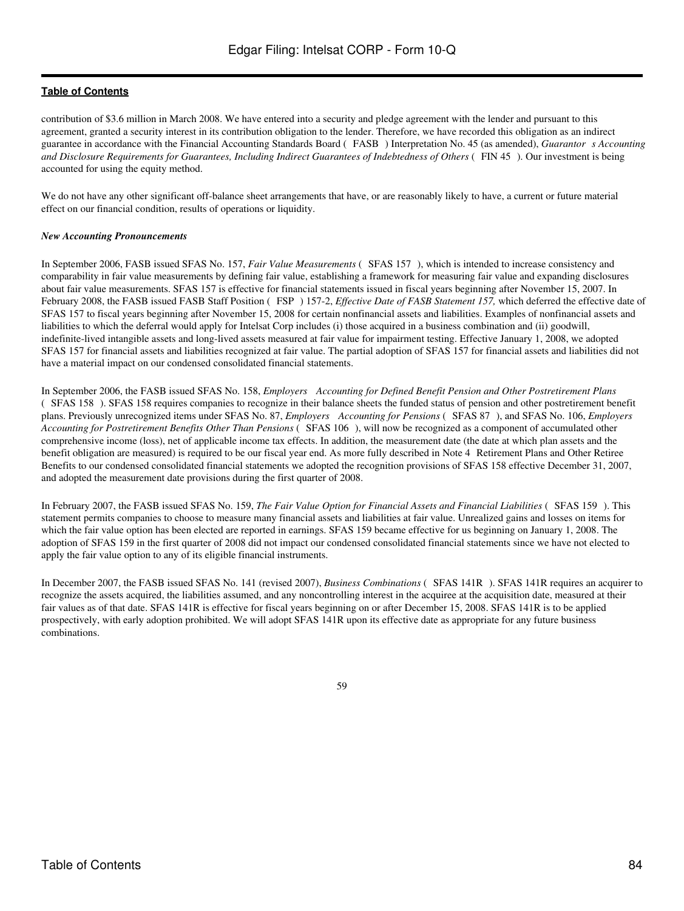contribution of $3.6 million in March 2008. We have entered into a security and pledge agreement with the lender and pursuant to this agreement, granted a security interest in its contribution obligation to the lender. Therefore, we have recorded this obligation as an indirect guarantee in accordance with the Financial Accounting Standards Board ( FASB ) Interpretation No. 45 (as amended), *Guarantor s Accounting and Disclosure Requirements for Guarantees, Including Indirect Guarantees of Indebtedness of Others* ( FIN 45 ). Our investment is being accounted for using the equity method.

We do not have any other significant off-balance sheet arrangements that have, or are reasonably likely to have, a current or future material effect on our financial condition, results of operations or liquidity.

***New Accounting Pronouncements***

In September 2006, FASB issued SFAS No. 157, *Fair Value Measurements* ( SFAS 157 ), which is intended to increase consistency and comparability in fair value measurements by defining fair value, establishing a framework for measuring fair value and expanding disclosures about fair value measurements. SFAS 157 is effective for financial statements issued in fiscal years beginning after November 15, 2007. In February 2008, the FASB issued FASB Staff Position ( FSP ) 157-2, *Effective Date of FASB Statement 157,* which deferred the effective date of SFAS 157 to fiscal years beginning after November 15, 2008 for certain nonfinancial assets and liabilities. Examples of nonfinancial assets and liabilities to which the deferral would apply for Intelsat Corp includes (i) those acquired in a business combination and (ii) goodwill, indefinite-lived intangible assets and long-lived assets measured at fair value for impairment testing. Effective January 1, 2008, we adopted SFAS 157 for financial assets and liabilities recognized at fair value. The partial adoption of SFAS 157 for financial assets and liabilities did not have a material impact on our condensed consolidated financial statements.

In September 2006, the FASB issued SFAS No. 158, *Employers Accounting for Defined Benefit Pension and Other Postretirement Plans* ( SFAS 158 ). SFAS 158 requires companies to recognize in their balance sheets the funded status of pension and other postretirement benefit plans. Previously unrecognized items under SFAS No. 87, *Employers Accounting for Pensions* ( SFAS 87 ), and SFAS No. 106, *Employers Accounting for Postretirement Benefits Other Than Pensions* ( SFAS 106 ), will now be recognized as a component of accumulated other comprehensive income (loss), net of applicable income tax effects. In addition, the measurement date (the date at which plan assets and the benefit obligation are measured) is required to be our fiscal year end. As more fully described in Note 4 Retirement Plans and Other Retiree Benefits to our condensed consolidated financial statements we adopted the recognition provisions of SFAS 158 effective December 31, 2007, and adopted the measurement date provisions during the first quarter of 2008.

In February 2007, the FASB issued SFAS No. 159, *The Fair Value Option for Financial Assets and Financial Liabilities* ( SFAS 159 ). This statement permits companies to choose to measure many financial assets and liabilities at fair value. Unrealized gains and losses on items for which the fair value option has been elected are reported in earnings. SFAS 159 became effective for us beginning on January 1, 2008. The adoption of SFAS 159 in the first quarter of 2008 did not impact our condensed consolidated financial statements since we have not elected to apply the fair value option to any of its eligible financial instruments.

In December 2007, the FASB issued SFAS No. 141 (revised 2007), *Business Combinations* ( SFAS 141R ). SFAS 141R requires an acquirer to recognize the assets acquired, the liabilities assumed, and any noncontrolling interest in the acquiree at the acquisition date, measured at their fair values as of that date. SFAS 141R is effective for fiscal years beginning on or after December 15, 2008. SFAS 141R is to be applied prospectively, with early adoption prohibited. We will adopt SFAS 141R upon its effective date as appropriate for any future business combinations.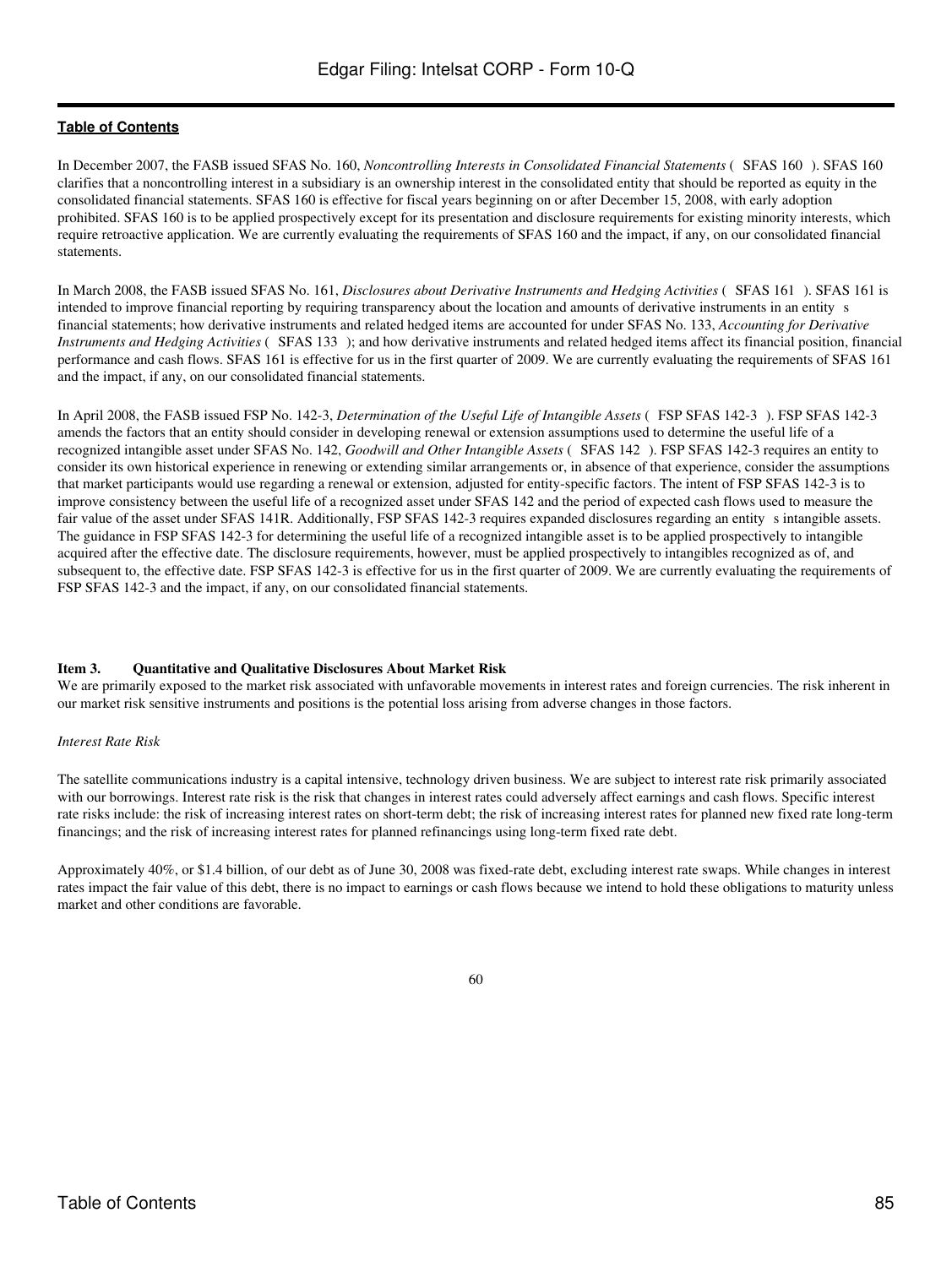In December 2007, the FASB issued SFAS No. 160, *Noncontrolling Interests in Consolidated Financial Statements* ( SFAS 160 ). SFAS 160 clarifies that a noncontrolling interest in a subsidiary is an ownership interest in the consolidated entity that should be reported as equity in the consolidated financial statements. SFAS 160 is effective for fiscal years beginning on or after December 15, 2008, with early adoption prohibited. SFAS 160 is to be applied prospectively except for its presentation and disclosure requirements for existing minority interests, which require retroactive application. We are currently evaluating the requirements of SFAS 160 and the impact, if any, on our consolidated financial statements.

In March 2008, the FASB issued SFAS No. 161, *Disclosures about Derivative Instruments and Hedging Activities* ( SFAS 161 ). SFAS 161 is intended to improve financial reporting by requiring transparency about the location and amounts of derivative instruments in an entity s financial statements; how derivative instruments and related hedged items are accounted for under SFAS No. 133, *Accounting for Derivative Instruments and Hedging Activities* ( SFAS 133 ); and how derivative instruments and related hedged items affect its financial position, financial performance and cash flows. SFAS 161 is effective for us in the first quarter of 2009. We are currently evaluating the requirements of SFAS 161 and the impact, if any, on our consolidated financial statements.

In April 2008, the FASB issued FSP No. 142-3, *Determination of the Useful Life of Intangible Assets* ( FSP SFAS 142-3 ). FSP SFAS 142-3 amends the factors that an entity should consider in developing renewal or extension assumptions used to determine the useful life of a recognized intangible asset under SFAS No. 142, *Goodwill and Other Intangible Assets* ( SFAS 142 ). FSP SFAS 142-3 requires an entity to consider its own historical experience in renewing or extending similar arrangements or, in absence of that experience, consider the assumptions that market participants would use regarding a renewal or extension, adjusted for entity-specific factors. The intent of FSP SFAS 142-3 is to improve consistency between the useful life of a recognized asset under SFAS 142 and the period of expected cash flows used to measure the fair value of the asset under SFAS 141R. Additionally, FSP SFAS 142-3 requires expanded disclosures regarding an entity s intangible assets. The guidance in FSP SFAS 142-3 for determining the useful life of a recognized intangible asset is to be applied prospectively to intangible acquired after the effective date. The disclosure requirements, however, must be applied prospectively to intangibles recognized as of, and subsequent to, the effective date. FSP SFAS 142-3 is effective for us in the first quarter of 2009. We are currently evaluating the requirements of FSP SFAS 142-3 and the impact, if any, on our consolidated financial statements.

## Item 3. Quantitative and Qualitative Disclosures About Market Risk

We are primarily exposed to the market risk associated with unfavorable movements in interest rates and foreign currencies. The risk inherent in our market risk sensitive instruments and positions is the potential loss arising from adverse changes in those factors.

*Interest Rate Risk*

The satellite communications industry is a capital intensive, technology driven business. We are subject to interest rate risk primarily associated with our borrowings. Interest rate risk is the risk that changes in interest rates could adversely affect earnings and cash flows. Specific interest rate risks include: the risk of increasing interest rates on short-term debt; the risk of increasing interest rates for planned new fixed rate long-term financings; and the risk of increasing interest rates for planned refinancings using long-term fixed rate debt.

Approximately 40%, or $1.4 billion, of our debt as of June 30, 2008 was fixed-rate debt, excluding interest rate swaps. While changes in interest rates impact the fair value of this debt, there is no impact to earnings or cash flows because we intend to hold these obligations to maturity unless market and other conditions are favorable.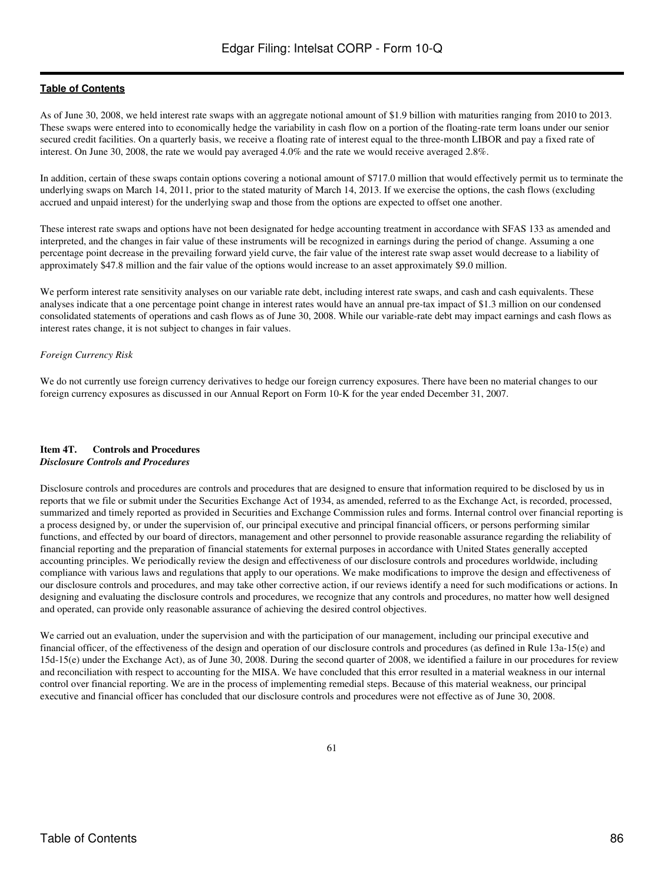As of June 30, 2008, we held interest rate swaps with an aggregate notional amount of $1.9 billion with maturities ranging from 2010 to 2013. These swaps were entered into to economically hedge the variability in cash flow on a portion of the floating-rate term loans under our senior secured credit facilities. On a quarterly basis, we receive a floating rate of interest equal to the three-month LIBOR and pay a fixed rate of interest. On June 30, 2008, the rate we would pay averaged 4.0% and the rate we would receive averaged 2.8%.

In addition, certain of these swaps contain options covering a notional amount of $717.0 million that would effectively permit us to terminate the underlying swaps on March 14, 2011, prior to the stated maturity of March 14, 2013. If we exercise the options, the cash flows (excluding accrued and unpaid interest) for the underlying swap and those from the options are expected to offset one another.

These interest rate swaps and options have not been designated for hedge accounting treatment in accordance with SFAS 133 as amended and interpreted, and the changes in fair value of these instruments will be recognized in earnings during the period of change. Assuming a one percentage point decrease in the prevailing forward yield curve, the fair value of the interest rate swap asset would decrease to a liability of approximately $47.8 million and the fair value of the options would increase to an asset approximately $9.0 million.

We perform interest rate sensitivity analyses on our variable rate debt, including interest rate swaps, and cash and cash equivalents. These analyses indicate that a one percentage point change in interest rates would have an annual pre-tax impact of $1.3 million on our condensed consolidated statements of operations and cash flows as of June 30, 2008. While our variable-rate debt may impact earnings and cash flows as interest rates change, it is not subject to changes in fair values.

*Foreign Currency Risk*

We do not currently use foreign currency derivatives to hedge our foreign currency exposures. There have been no material changes to our foreign currency exposures as discussed in our Annual Report on Form 10-K for the year ended December 31, 2007.

## Item 4T. Controls and Procedures

***Disclosure Controls and Procedures***

Disclosure controls and procedures are controls and procedures that are designed to ensure that information required to be disclosed by us in reports that we file or submit under the Securities Exchange Act of 1934, as amended, referred to as the Exchange Act, is recorded, processed, summarized and timely reported as provided in Securities and Exchange Commission rules and forms. Internal control over financial reporting is a process designed by, or under the supervision of, our principal executive and principal financial officers, or persons performing similar functions, and effected by our board of directors, management and other personnel to provide reasonable assurance regarding the reliability of financial reporting and the preparation of financial statements for external purposes in accordance with United States generally accepted accounting principles. We periodically review the design and effectiveness of our disclosure controls and procedures worldwide, including compliance with various laws and regulations that apply to our operations. We make modifications to improve the design and effectiveness of our disclosure controls and procedures, and may take other corrective action, if our reviews identify a need for such modifications or actions. In designing and evaluating the disclosure controls and procedures, we recognize that any controls and procedures, no matter how well designed and operated, can provide only reasonable assurance of achieving the desired control objectives.

We carried out an evaluation, under the supervision and with the participation of our management, including our principal executive and financial officer, of the effectiveness of the design and operation of our disclosure controls and procedures (as defined in Rule 13a-15(e) and 15d-15(e) under the Exchange Act), as of June 30, 2008. During the second quarter of 2008, we identified a failure in our procedures for review and reconciliation with respect to accounting for the MISA. We have concluded that this error resulted in a material weakness in our internal control over financial reporting. We are in the process of implementing remedial steps. Because of this material weakness, our principal executive and financial officer has concluded that our disclosure controls and procedures were not effective as of June 30, 2008.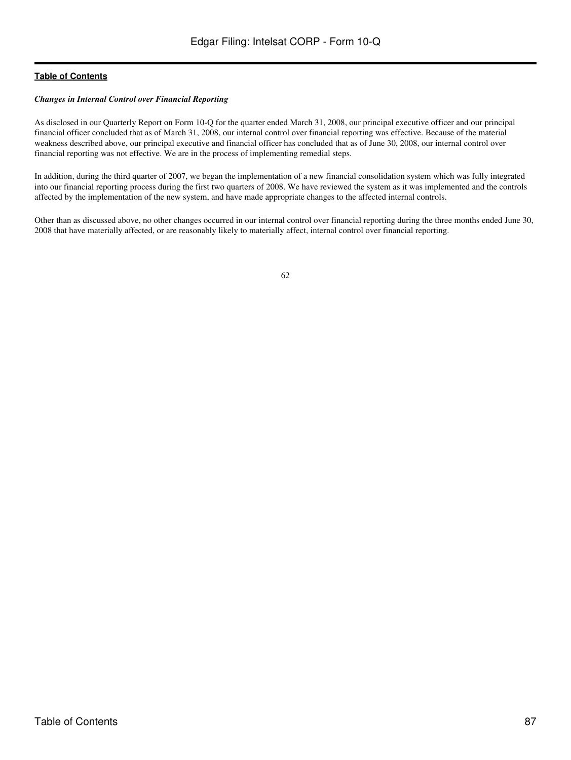***Changes in Internal Control over Financial Reporting***

As disclosed in our Quarterly Report on Form 10-Q for the quarter ended March 31, 2008, our principal executive officer and our principal financial officer concluded that as of March 31, 2008, our internal control over financial reporting was effective. Because of the material weakness described above, our principal executive and financial officer has concluded that as of June 30, 2008, our internal control over financial reporting was not effective. We are in the process of implementing remedial steps.

In addition, during the third quarter of 2007, we began the implementation of a new financial consolidation system which was fully integrated into our financial reporting process during the first two quarters of 2008. We have reviewed the system as it was implemented and the controls affected by the implementation of the new system, and have made appropriate changes to the affected internal controls.

Other than as discussed above, no other changes occurred in our internal control over financial reporting during the three months ended June 30, 2008 that have materially affected, or are reasonably likely to materially affect, internal control over financial reporting.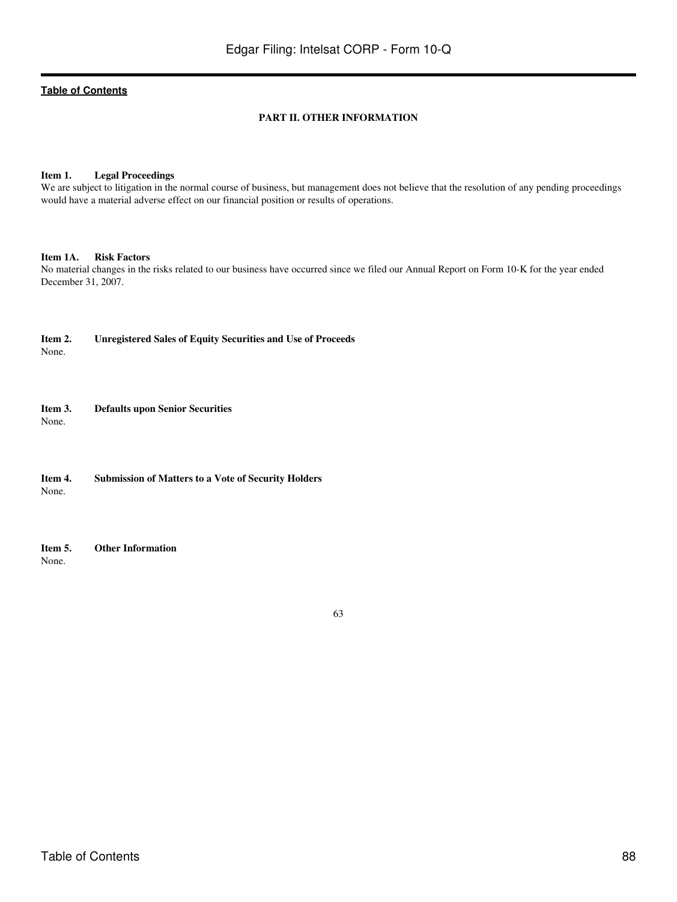## PART II. OTHER INFORMATION

**Item 1. Legal Proceedings**

We are subject to litigation in the normal course of business, but management does not believe that the resolution of any pending proceedings would have a material adverse effect on our financial position or results of operations.

**Item 1A. Risk Factors**

No material changes in the risks related to our business have occurred since we filed our Annual Report on Form 10-K for the year ended December 31, 2007.

**Item 2. Unregistered Sales of Equity Securities and Use of Proceeds**

None.

**Item 3. Defaults upon Senior Securities**

None.

**Item 4. Submission of Matters to a Vote of Security Holders**

None.

**Item 5. Other Information**

None.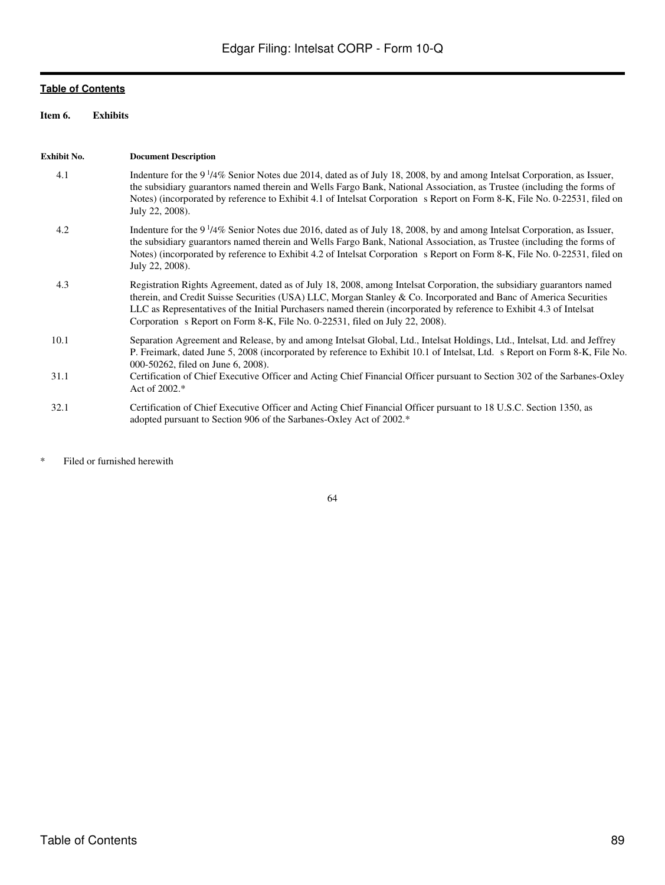[Table of Contents](#)

**Item 6. Exhibits**

| Exhibit No. | Document Description |
| --- | --- |
| 4.1 | Indenture for the 9 1/4% Senior Notes due 2014, dated as of July 18, 2008, by and among Intelsat Corporation, as Issuer, the subsidiary guarantors named therein and Wells Fargo Bank, National Association, as Trustee (including the forms of Notes) (incorporated by reference to Exhibit 4.1 of Intelsat Corporation s Report on Form 8-K, File No. 0-22531, filed on July 22, 2008). |
| 4.2 | Indenture for the 9 1/4% Senior Notes due 2016, dated as of July 18, 2008, by and among Intelsat Corporation, as Issuer, the subsidiary guarantors named therein and Wells Fargo Bank, National Association, as Trustee (including the forms of Notes) (incorporated by reference to Exhibit 4.2 of Intelsat Corporation s Report on Form 8-K, File No. 0-22531, filed on July 22, 2008). |
| 4.3 | Registration Rights Agreement, dated as of July 18, 2008, among Intelsat Corporation, the subsidiary guarantors named therein, and Credit Suisse Securities (USA) LLC, Morgan Stanley & Co. Incorporated and Banc of America Securities LLC as Representatives of the Initial Purchasers named therein (incorporated by reference to Exhibit 4.3 of Intelsat Corporation s Report on Form 8-K, File No. 0-22531, filed on July 22, 2008). |
| 10.1 | Separation Agreement and Release, by and among Intelsat Global, Ltd., Intelsat Holdings, Ltd., Intelsat, Ltd. and Jeffrey P. Freimark, dated June 5, 2008 (incorporated by reference to Exhibit 10.1 of Intelsat, Ltd. s Report on Form 8-K, File No. 000-50262, filed on June 6, 2008). |
| 31.1 | Certification of Chief Executive Officer and Acting Chief Financial Officer pursuant to Section 302 of the Sarbanes-Oxley Act of 2002.* |
| 32.1 | Certification of Chief Executive Officer and Acting Chief Financial Officer pursuant to 18 U.S.C. Section 1350, as adopted pursuant to Section 906 of the Sarbanes-Oxley Act of 2002.* |

\* Filed or furnished herewith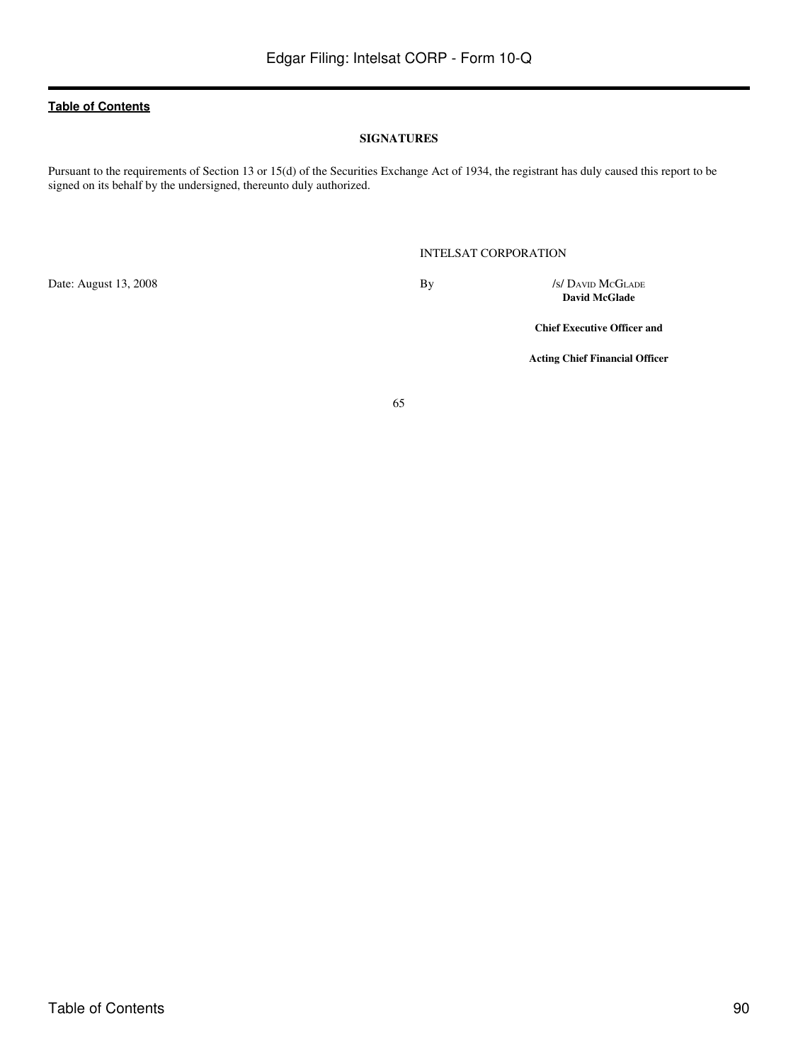**Table of Contents**

**SIGNATURES**

Pursuant to the requirements of Section 13 or 15(d) of the Securities Exchange Act of 1934, the registrant has duly caused this report to be signed on its behalf by the undersigned, thereunto duly authorized.

INTELSAT CORPORATION

Date: August 13, 2008

By /s/ DAVID MCGLADE

**David McGlade**

**Chief Executive Officer and**

**Acting Chief Financial Officer**